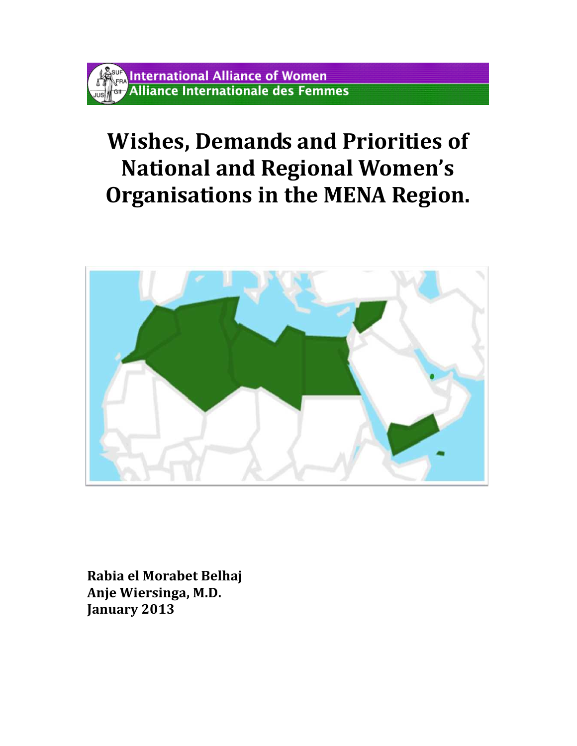International Alliance of Women
Alliance Internationale des Femmes

# Wishes, Demands and Priorities of National and Regional Women's Organisations in the MENA Region.

**Rabia el Morabet Belhaj**
**Anje Wiersinga, M.D.**
**January 2013**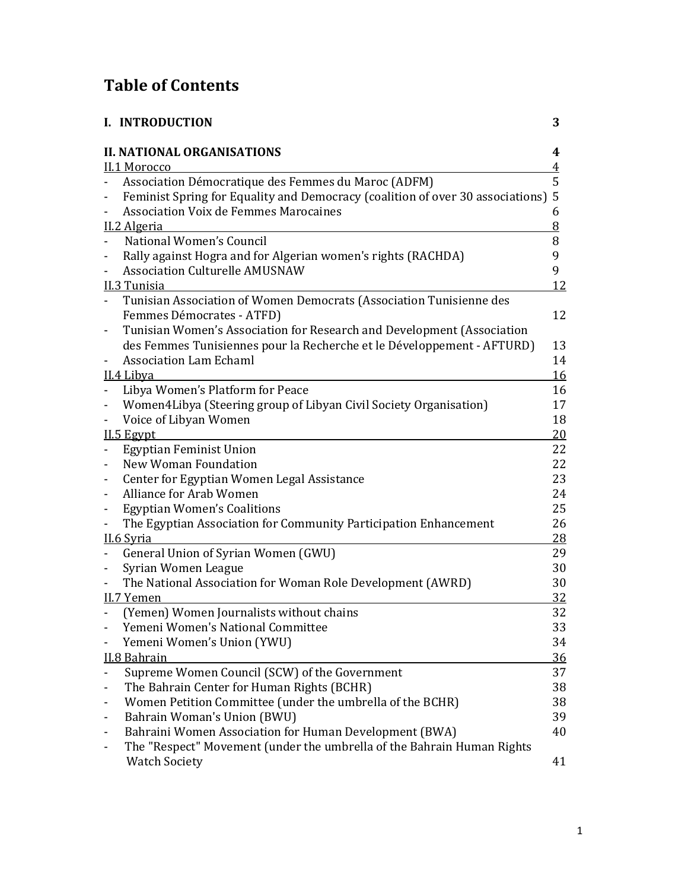# Table of Contents

**I. INTRODUCTION** **3**

**II. NATIONAL ORGANISATIONS** **4**

II.1 Morocco 4

- Association Démocratique des Femmes du Maroc (ADFM) 5
- Feminist Spring for Equality and Democracy (coalition of over 30 associations) 5
- Association Voix de Femmes Marocaines 6

II.2 Algeria 8

- National Women's Council 8
- Rally against Hogra and for Algerian women's rights (RACHDA) 9
- Association Culturelle AMUSNAW 9

II.3 Tunisia 12

- Tunisian Association of Women Democrats (Association Tunisienne des Femmes Démocrates - ATFD) 12
- Tunisian Women's Association for Research and Development (Association des Femmes Tunisiennes pour la Recherche et le Développement - AFTURD) 13
- Association Lam Echaml 14

II.4 Libya 16

- Libya Women's Platform for Peace 16
- Women4Libya (Steering group of Libyan Civil Society Organisation) 17
- Voice of Libyan Women 18

II.5 Egypt 20

- Egyptian Feminist Union 22
- New Woman Foundation 22
- Center for Egyptian Women Legal Assistance 23
- Alliance for Arab Women 24
- Egyptian Women's Coalitions 25
- The Egyptian Association for Community Participation Enhancement 26

II.6 Syria 28

- General Union of Syrian Women (GWU) 29
- Syrian Women League 30
- The National Association for Woman Role Development (AWRD) 30

II.7 Yemen 32

- (Yemen) Women Journalists without chains 32
- Yemeni Women's National Committee 33
- Yemeni Women's Union (YWU) 34

II.8 Bahrain 36

- Supreme Women Council (SCW) of the Government 37
- The Bahrain Center for Human Rights (BCHR) 38
- Women Petition Committee (under the umbrella of the BCHR) 38
- Bahrain Woman's Union (BWU) 39
- Bahraini Women Association for Human Development (BWA) 40
- The "Respect" Movement (under the umbrella of the Bahrain Human Rights Watch Society 41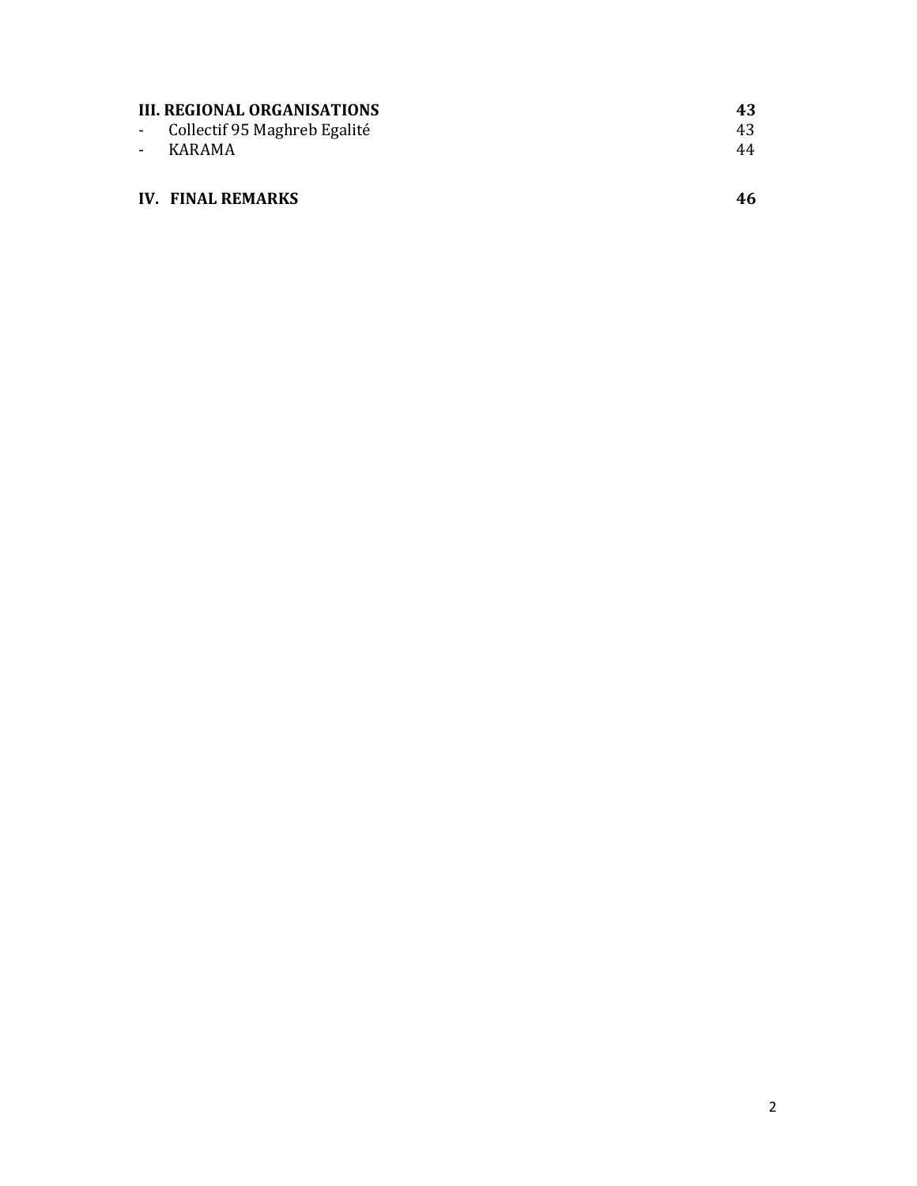| | |
|---|---|
| **III. REGIONAL ORGANISATIONS** | **43** |
| - Collectif 95 Maghreb Egalité | 43 |
| - KARAMA | 44 |
| | |
| **IV. FINAL REMARKS** | **46** |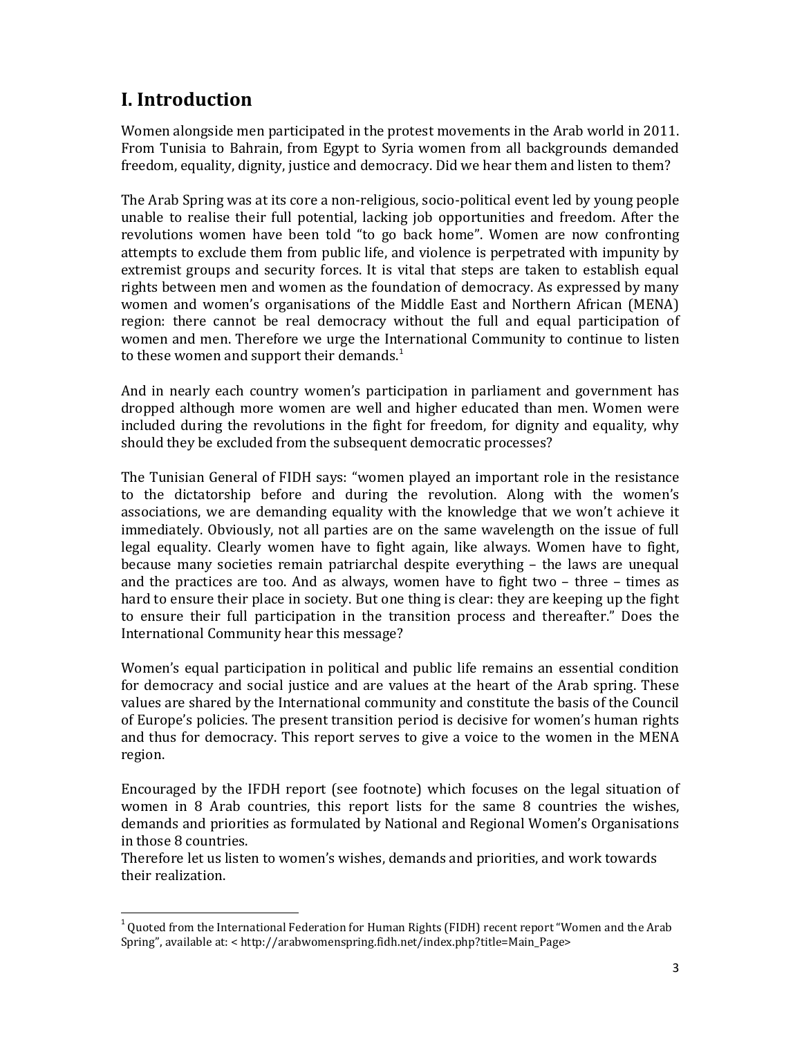# I. Introduction

Women alongside men participated in the protest movements in the Arab world in 2011. From Tunisia to Bahrain, from Egypt to Syria women from all backgrounds demanded freedom, equality, dignity, justice and democracy. Did we hear them and listen to them?

The Arab Spring was at its core a non-religious, socio-political event led by young people unable to realise their full potential, lacking job opportunities and freedom. After the revolutions women have been told "to go back home". Women are now confronting attempts to exclude them from public life, and violence is perpetrated with impunity by extremist groups and security forces. It is vital that steps are taken to establish equal rights between men and women as the foundation of democracy. As expressed by many women and women's organisations of the Middle East and Northern African (MENA) region: there cannot be real democracy without the full and equal participation of women and men. Therefore we urge the International Community to continue to listen to these women and support their demands.[1]

And in nearly each country women's participation in parliament and government has dropped although more women are well and higher educated than men. Women were included during the revolutions in the fight for freedom, for dignity and equality, why should they be excluded from the subsequent democratic processes?

The Tunisian General of FIDH says: "women played an important role in the resistance to the dictatorship before and during the revolution. Along with the women's associations, we are demanding equality with the knowledge that we won't achieve it immediately. Obviously, not all parties are on the same wavelength on the issue of full legal equality. Clearly women have to fight again, like always. Women have to fight, because many societies remain patriarchal despite everything – the laws are unequal and the practices are too. And as always, women have to fight two – three – times as hard to ensure their place in society. But one thing is clear: they are keeping up the fight to ensure their full participation in the transition process and thereafter." Does the International Community hear this message?

Women's equal participation in political and public life remains an essential condition for democracy and social justice and are values at the heart of the Arab spring. These values are shared by the International community and constitute the basis of the Council of Europe's policies. The present transition period is decisive for women's human rights and thus for democracy. This report serves to give a voice to the women in the MENA region.

Encouraged by the IFDH report (see footnote) which focuses on the legal situation of women in 8 Arab countries, this report lists for the same 8 countries the wishes, demands and priorities as formulated by National and Regional Women's Organisations in those 8 countries.
Therefore let us listen to women's wishes, demands and priorities, and work towards their realization.

[1] Quoted from the International Federation for Human Rights (FIDH) recent report "Women and the Arab Spring", available at: < http://arabwomenspring.fidh.net/index.php?title=Main_Page>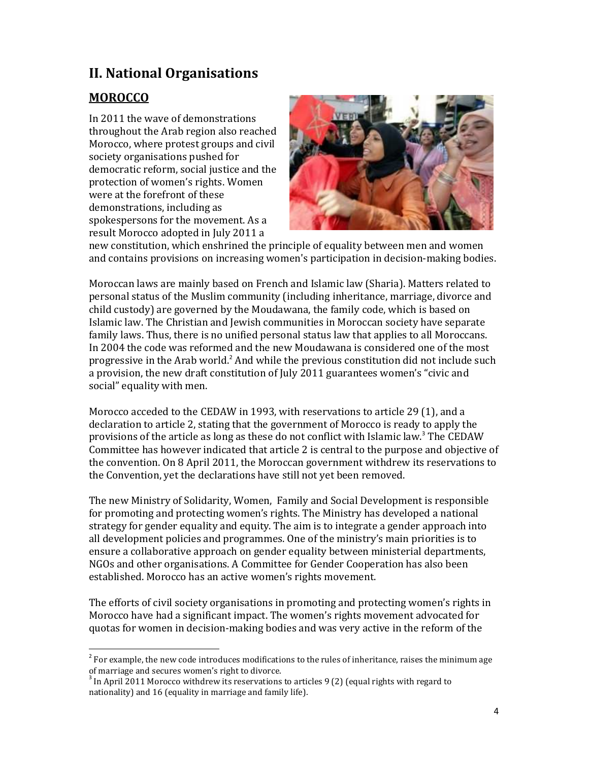## II. National Organisations

### MOROCCO

In 2011 the wave of demonstrations throughout the Arab region also reached Morocco, where protest groups and civil society organisations pushed for democratic reform, social justice and the protection of women's rights. Women were at the forefront of these demonstrations, including as spokespersons for the movement. As a result Morocco adopted in July 2011 a new constitution, which enshrined the principle of equality between men and women and contains provisions on increasing women's participation in decision-making bodies.

Moroccan laws are mainly based on French and Islamic law (Sharia). Matters related to personal status of the Muslim community (including inheritance, marriage, divorce and child custody) are governed by the Moudawana, the family code, which is based on Islamic law. The Christian and Jewish communities in Moroccan society have separate family laws. Thus, there is no unified personal status law that applies to all Moroccans. In 2004 the code was reformed and the new Moudawana is considered one of the most progressive in the Arab world.[2] And while the previous constitution did not include such a provision, the new draft constitution of July 2011 guarantees women's "civic and social" equality with men.

Morocco acceded to the CEDAW in 1993, with reservations to article 29 (1), and a declaration to article 2, stating that the government of Morocco is ready to apply the provisions of the article as long as these do not conflict with Islamic law.[3] The CEDAW Committee has however indicated that article 2 is central to the purpose and objective of the convention. On 8 April 2011, the Moroccan government withdrew its reservations to the Convention, yet the declarations have still not yet been removed.

The new Ministry of Solidarity, Women, Family and Social Development is responsible for promoting and protecting women's rights. The Ministry has developed a national strategy for gender equality and equity. The aim is to integrate a gender approach into all development policies and programmes. One of the ministry's main priorities is to ensure a collaborative approach on gender equality between ministerial departments, NGOs and other organisations. A Committee for Gender Cooperation has also been established. Morocco has an active women's rights movement.

The efforts of civil society organisations in promoting and protecting women's rights in Morocco have had a significant impact. The women's rights movement advocated for quotas for women in decision-making bodies and was very active in the reform of the

---

[2] For example, the new code introduces modifications to the rules of inheritance, raises the minimum age of marriage and secures women's right to divorce.

[3] In April 2011 Morocco withdrew its reservations to articles 9 (2) (equal rights with regard to nationality) and 16 (equality in marriage and family life).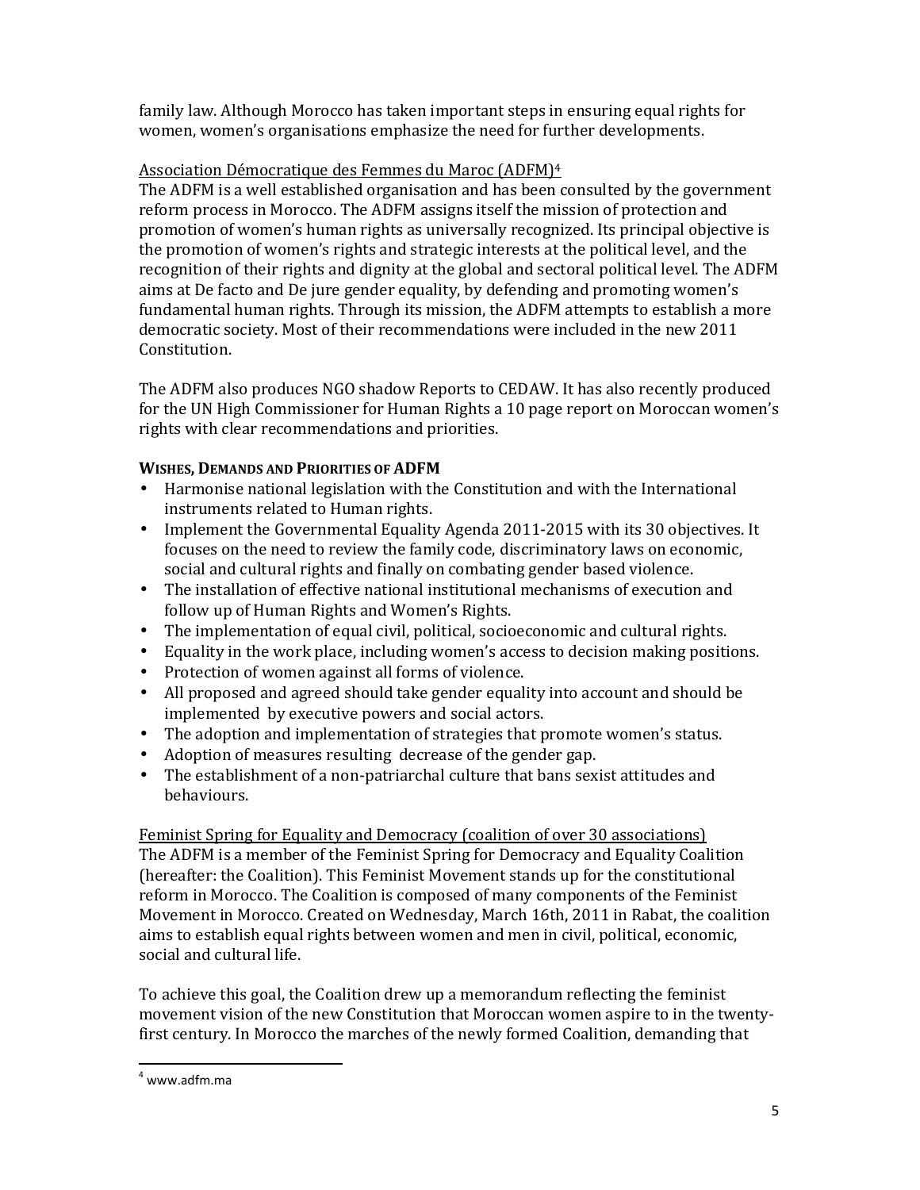family law. Although Morocco has taken important steps in ensuring equal rights for women, women's organisations emphasize the need for further developments.

Association Démocratique des Femmes du Maroc (ADFM)[4]

The ADFM is a well established organisation and has been consulted by the government reform process in Morocco. The ADFM assigns itself the mission of protection and promotion of women's human rights as universally recognized. Its principal objective is the promotion of women's rights and strategic interests at the political level, and the recognition of their rights and dignity at the global and sectoral political level. The ADFM aims at De facto and De jure gender equality, by defending and promoting women's fundamental human rights. Through its mission, the ADFM attempts to establish a more democratic society. Most of their recommendations were included in the new 2011 Constitution.

The ADFM also produces NGO shadow Reports to CEDAW. It has also recently produced for the UN High Commissioner for Human Rights a 10 page report on Moroccan women's rights with clear recommendations and priorities.

**WISHES, DEMANDS AND PRIORITIES OF ADFM**

- Harmonise national legislation with the Constitution and with the International instruments related to Human rights.
- Implement the Governmental Equality Agenda 2011-2015 with its 30 objectives. It focuses on the need to review the family code, discriminatory laws on economic, social and cultural rights and finally on combating gender based violence.
- The installation of effective national institutional mechanisms of execution and follow up of Human Rights and Women's Rights.
- The implementation of equal civil, political, socioeconomic and cultural rights.
- Equality in the work place, including women's access to decision making positions.
- Protection of women against all forms of violence.
- All proposed and agreed should take gender equality into account and should be implemented by executive powers and social actors.
- The adoption and implementation of strategies that promote women's status.
- Adoption of measures resulting decrease of the gender gap.
- The establishment of a non-patriarchal culture that bans sexist attitudes and behaviours.

Feminist Spring for Equality and Democracy (coalition of over 30 associations)

The ADFM is a member of the Feminist Spring for Democracy and Equality Coalition (hereafter: the Coalition). This Feminist Movement stands up for the constitutional reform in Morocco. The Coalition is composed of many components of the Feminist Movement in Morocco. Created on Wednesday, March 16th, 2011 in Rabat, the coalition aims to establish equal rights between women and men in civil, political, economic, social and cultural life.

To achieve this goal, the Coalition drew up a memorandum reflecting the feminist movement vision of the new Constitution that Moroccan women aspire to in the twenty-first century. In Morocco the marches of the newly formed Coalition, demanding that

[4] www.adfm.ma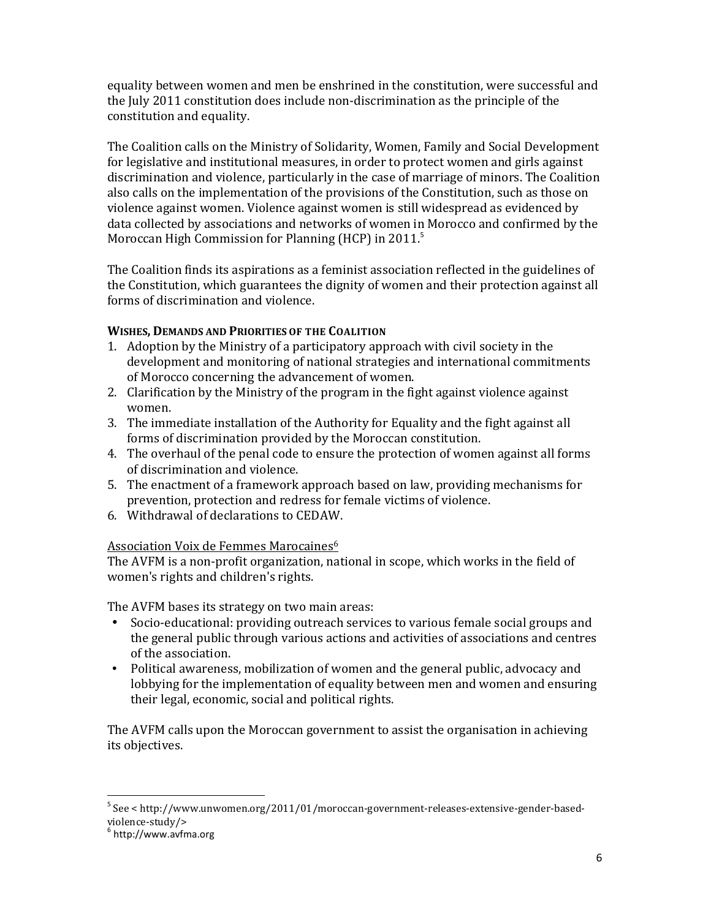equality between women and men be enshrined in the constitution, were successful and the July 2011 constitution does include non-discrimination as the principle of the constitution and equality.

The Coalition calls on the Ministry of Solidarity, Women, Family and Social Development for legislative and institutional measures, in order to protect women and girls against discrimination and violence, particularly in the case of marriage of minors. The Coalition also calls on the implementation of the provisions of the Constitution, such as those on violence against women. Violence against women is still widespread as evidenced by data collected by associations and networks of women in Morocco and confirmed by the Moroccan High Commission for Planning (HCP) in 2011.[5]

The Coalition finds its aspirations as a feminist association reflected in the guidelines of the Constitution, which guarantees the dignity of women and their protection against all forms of discrimination and violence.

**WISHES, DEMANDS AND PRIORITIES OF THE COALITION**

1. Adoption by the Ministry of a participatory approach with civil society in the development and monitoring of national strategies and international commitments of Morocco concerning the advancement of women.
2. Clarification by the Ministry of the program in the fight against violence against women.
3. The immediate installation of the Authority for Equality and the fight against all forms of discrimination provided by the Moroccan constitution.
4. The overhaul of the penal code to ensure the protection of women against all forms of discrimination and violence.
5. The enactment of a framework approach based on law, providing mechanisms for prevention, protection and redress for female victims of violence.
6. Withdrawal of declarations to CEDAW.

Association Voix de Femmes Marocaines[6]

The AVFM is a non-profit organization, national in scope, which works in the field of women's rights and children's rights.

The AVFM bases its strategy on two main areas:

- Socio-educational: providing outreach services to various female social groups and the general public through various actions and activities of associations and centres of the association.
- Political awareness, mobilization of women and the general public, advocacy and lobbying for the implementation of equality between men and women and ensuring their legal, economic, social and political rights.

The AVFM calls upon the Moroccan government to assist the organisation in achieving its objectives.

---

[5] See < http://www.unwomen.org/2011/01/moroccan-government-releases-extensive-gender-based-violence-study/>

[6] http://www.avfma.org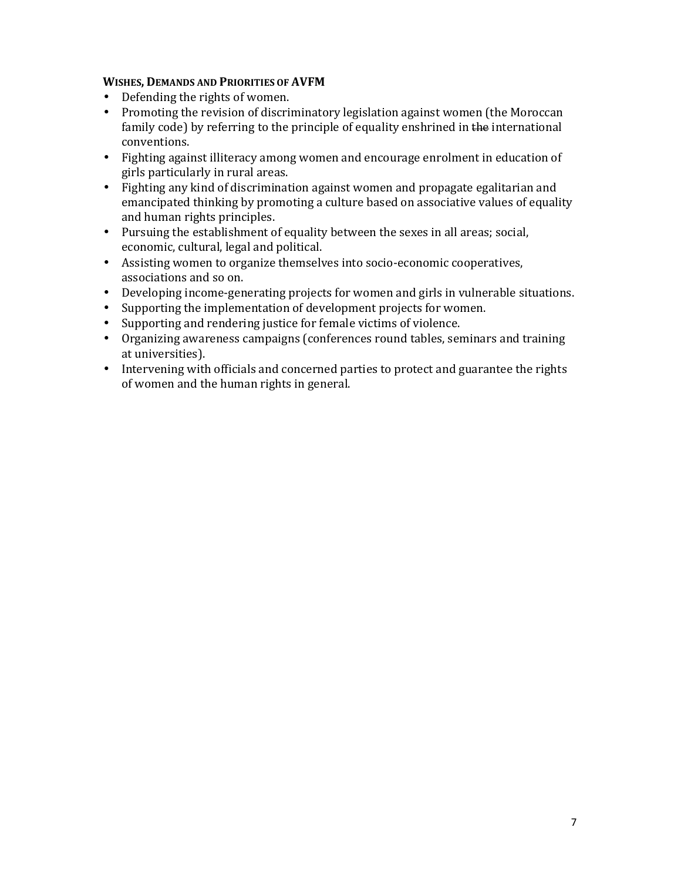**WISHES, DEMANDS AND PRIORITIES OF AVFM**

- Defending the rights of women.
- Promoting the revision of discriminatory legislation against women (the Moroccan family code) by referring to the principle of equality enshrined in ~~the~~ international conventions.
- Fighting against illiteracy among women and encourage enrolment in education of girls particularly in rural areas.
- Fighting any kind of discrimination against women and propagate egalitarian and emancipated thinking by promoting a culture based on associative values of equality and human rights principles.
- Pursuing the establishment of equality between the sexes in all areas; social, economic, cultural, legal and political.
- Assisting women to organize themselves into socio-economic cooperatives, associations and so on.
- Developing income-generating projects for women and girls in vulnerable situations.
- Supporting the implementation of development projects for women.
- Supporting and rendering justice for female victims of violence.
- Organizing awareness campaigns (conferences round tables, seminars and training at universities).
- Intervening with officials and concerned parties to protect and guarantee the rights of women and the human rights in general.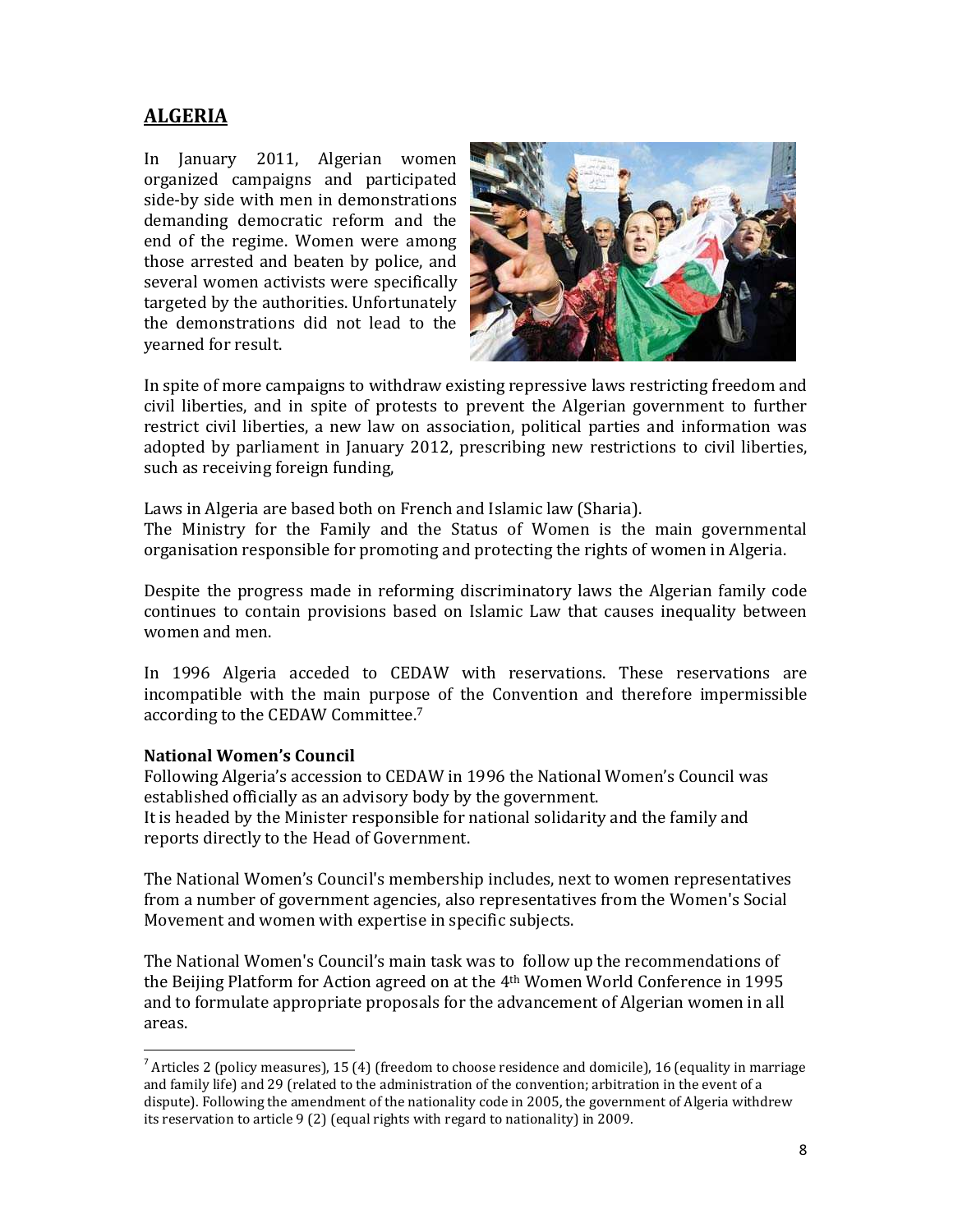## ALGERIA

In January 2011, Algerian women organized campaigns and participated side-by side with men in demonstrations demanding democratic reform and the end of the regime. Women were among those arrested and beaten by police, and several women activists were specifically targeted by the authorities. Unfortunately the demonstrations did not lead to the yearned for result.

In spite of more campaigns to withdraw existing repressive laws restricting freedom and civil liberties, and in spite of protests to prevent the Algerian government to further restrict civil liberties, a new law on association, political parties and information was adopted by parliament in January 2012, prescribing new restrictions to civil liberties, such as receiving foreign funding,

Laws in Algeria are based both on French and Islamic law (Sharia).
The Ministry for the Family and the Status of Women is the main governmental organisation responsible for promoting and protecting the rights of women in Algeria.

Despite the progress made in reforming discriminatory laws the Algerian family code continues to contain provisions based on Islamic Law that causes inequality between women and men.

In 1996 Algeria acceded to CEDAW with reservations. These reservations are incompatible with the main purpose of the Convention and therefore impermissible according to the CEDAW Committee.[7]

**National Women's Council**
Following Algeria's accession to CEDAW in 1996 the National Women's Council was established officially as an advisory body by the government.
It is headed by the Minister responsible for national solidarity and the family and reports directly to the Head of Government.

The National Women's Council's membership includes, next to women representatives from a number of government agencies, also representatives from the Women's Social Movement and women with expertise in specific subjects.

The National Women's Council's main task was to follow up the recommendations of the Beijing Platform for Action agreed on at the 4th Women World Conference in 1995 and to formulate appropriate proposals for the advancement of Algerian women in all areas.

---

[7] Articles 2 (policy measures), 15 (4) (freedom to choose residence and domicile), 16 (equality in marriage and family life) and 29 (related to the administration of the convention; arbitration in the event of a dispute). Following the amendment of the nationality code in 2005, the government of Algeria withdrew its reservation to article 9 (2) (equal rights with regard to nationality) in 2009.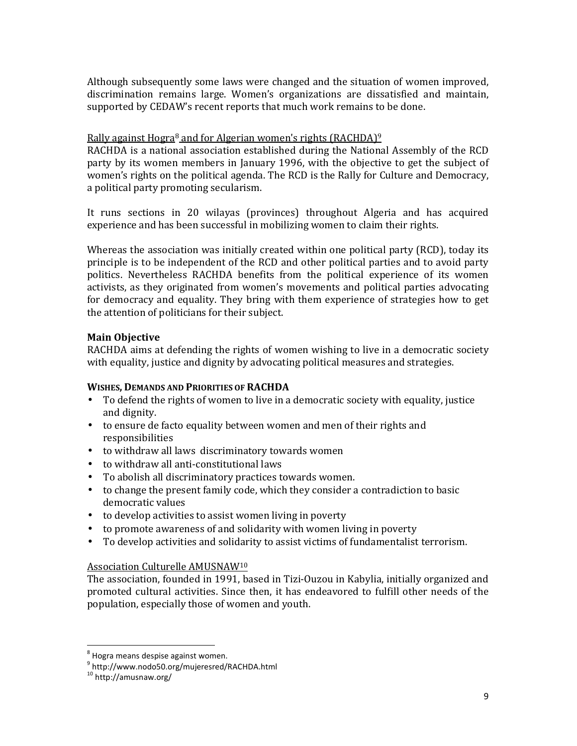Although subsequently some laws were changed and the situation of women improved, discrimination remains large. Women's organizations are dissatisfied and maintain, supported by CEDAW's recent reports that much work remains to be done.

Rally against Hogra[8] and for Algerian women's rights (RACHDA)[9]

RACHDA is a national association established during the National Assembly of the RCD party by its women members in January 1996, with the objective to get the subject of women's rights on the political agenda. The RCD is the Rally for Culture and Democracy, a political party promoting secularism.

It runs sections in 20 wilayas (provinces) throughout Algeria and has acquired experience and has been successful in mobilizing women to claim their rights.

Whereas the association was initially created within one political party (RCD), today its principle is to be independent of the RCD and other political parties and to avoid party politics. Nevertheless RACHDA benefits from the political experience of its women activists, as they originated from women's movements and political parties advocating for democracy and equality. They bring with them experience of strategies how to get the attention of politicians for their subject.

**Main Objective**

RACHDA aims at defending the rights of women wishing to live in a democratic society with equality, justice and dignity by advocating political measures and strategies.

**WISHES, DEMANDS AND PRIORITIES OF RACHDA**

- To defend the rights of women to live in a democratic society with equality, justice and dignity.
- to ensure de facto equality between women and men of their rights and responsibilities
- to withdraw all laws discriminatory towards women
- to withdraw all anti-constitutional laws
- To abolish all discriminatory practices towards women.
- to change the present family code, which they consider a contradiction to basic democratic values
- to develop activities to assist women living in poverty
- to promote awareness of and solidarity with women living in poverty
- To develop activities and solidarity to assist victims of fundamentalist terrorism.

Association Culturelle AMUSNAW[10]

The association, founded in 1991, based in Tizi-Ouzou in Kabylia, initially organized and promoted cultural activities. Since then, it has endeavored to fulfill other needs of the population, especially those of women and youth.

---

[8] Hogra means despise against women.

[9] http://www.nodo50.org/mujeresred/RACHDA.html

[10] http://amusnaw.org/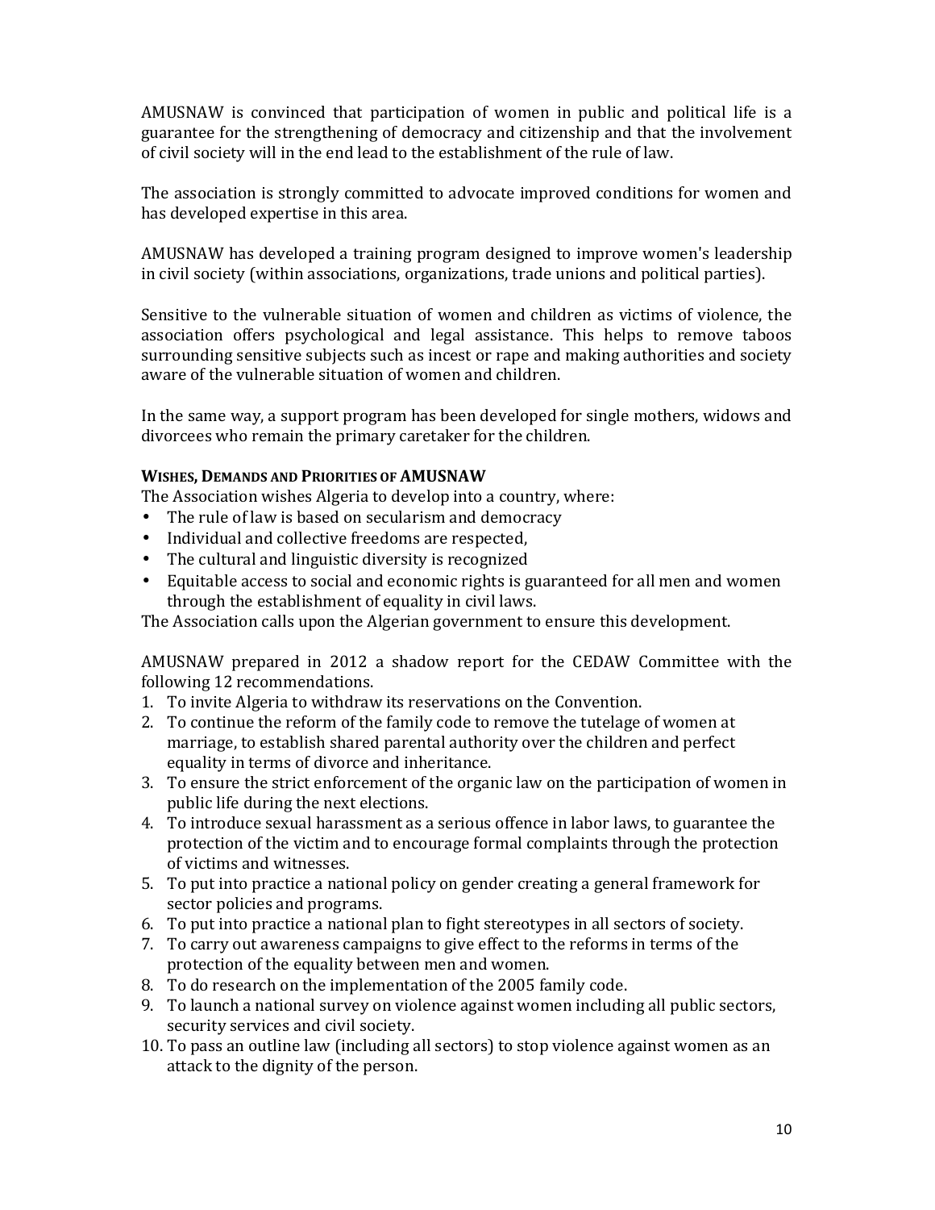AMUSNAW is convinced that participation of women in public and political life is a guarantee for the strengthening of democracy and citizenship and that the involvement of civil society will in the end lead to the establishment of the rule of law.

The association is strongly committed to advocate improved conditions for women and has developed expertise in this area.

AMUSNAW has developed a training program designed to improve women's leadership in civil society (within associations, organizations, trade unions and political parties).

Sensitive to the vulnerable situation of women and children as victims of violence, the association offers psychological and legal assistance. This helps to remove taboos surrounding sensitive subjects such as incest or rape and making authorities and society aware of the vulnerable situation of women and children.

In the same way, a support program has been developed for single mothers, widows and divorcees who remain the primary caretaker for the children.

**WISHES, DEMANDS AND PRIORITIES OF AMUSNAW**

The Association wishes Algeria to develop into a country, where:

- The rule of law is based on secularism and democracy
- Individual and collective freedoms are respected,
- The cultural and linguistic diversity is recognized
- Equitable access to social and economic rights is guaranteed for all men and women through the establishment of equality in civil laws.

The Association calls upon the Algerian government to ensure this development.

AMUSNAW prepared in 2012 a shadow report for the CEDAW Committee with the following 12 recommendations.

1. To invite Algeria to withdraw its reservations on the Convention.
2. To continue the reform of the family code to remove the tutelage of women at marriage, to establish shared parental authority over the children and perfect equality in terms of divorce and inheritance.
3. To ensure the strict enforcement of the organic law on the participation of women in public life during the next elections.
4. To introduce sexual harassment as a serious offence in labor laws, to guarantee the protection of the victim and to encourage formal complaints through the protection of victims and witnesses.
5. To put into practice a national policy on gender creating a general framework for sector policies and programs.
6. To put into practice a national plan to fight stereotypes in all sectors of society.
7. To carry out awareness campaigns to give effect to the reforms in terms of the protection of the equality between men and women.
8. To do research on the implementation of the 2005 family code.
9. To launch a national survey on violence against women including all public sectors, security services and civil society.
10. To pass an outline law (including all sectors) to stop violence against women as an attack to the dignity of the person.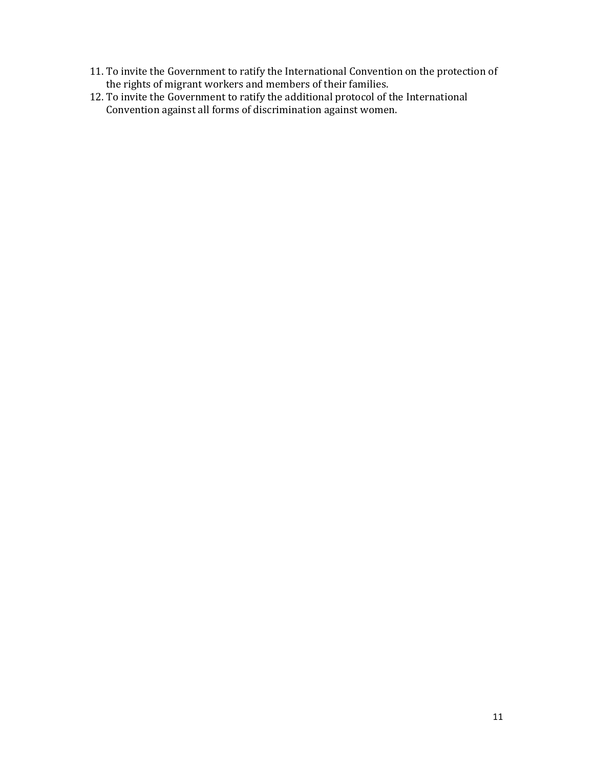11. To invite the Government to ratify the International Convention on the protection of the rights of migrant workers and members of their families.
12. To invite the Government to ratify the additional protocol of the International Convention against all forms of discrimination against women.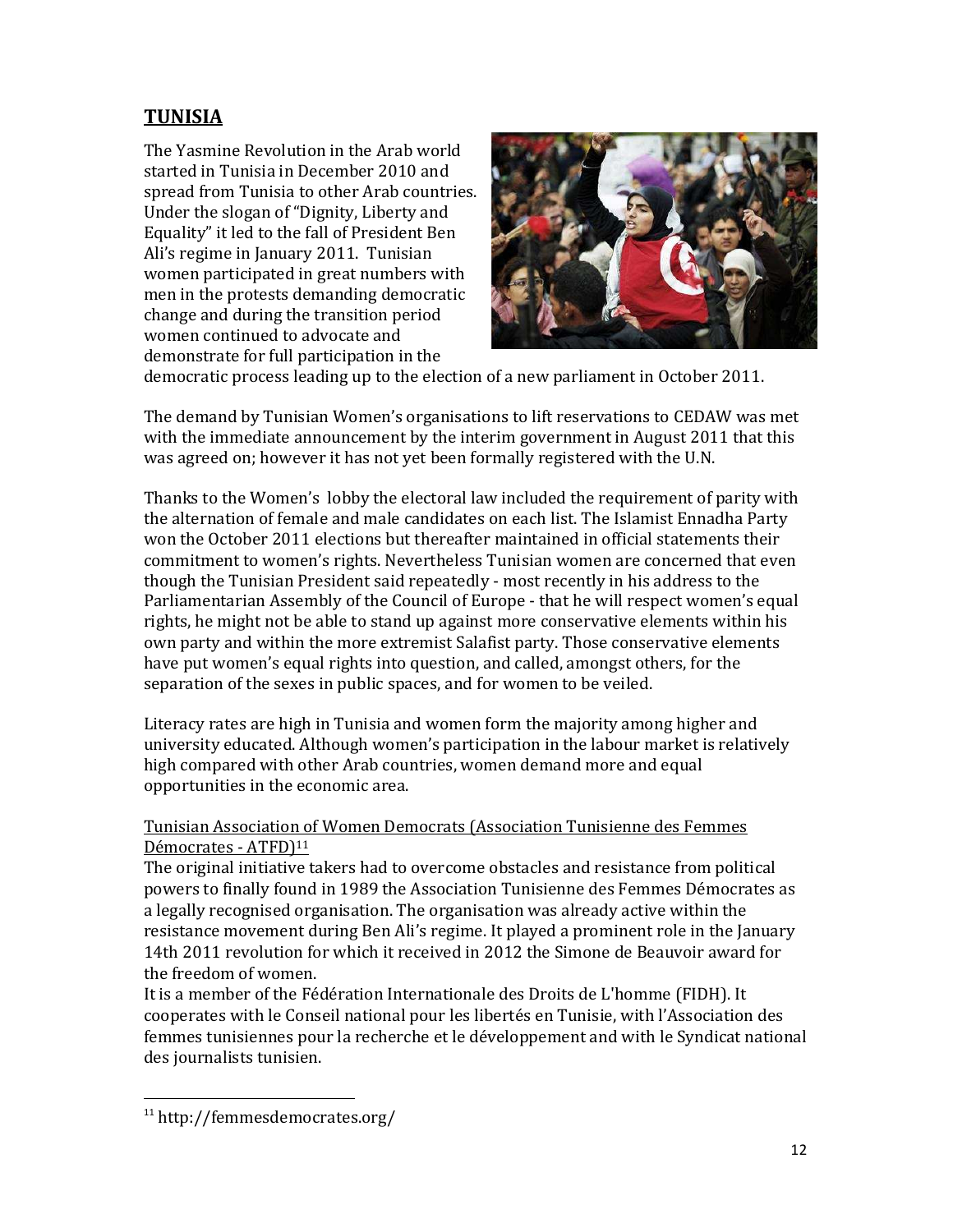## **TUNISIA**

The Yasmine Revolution in the Arab world started in Tunisia in December 2010 and spread from Tunisia to other Arab countries. Under the slogan of "Dignity, Liberty and Equality" it led to the fall of President Ben Ali's regime in January 2011. Tunisian women participated in great numbers with men in the protests demanding democratic change and during the transition period women continued to advocate and demonstrate for full participation in the democratic process leading up to the election of a new parliament in October 2011.

The demand by Tunisian Women's organisations to lift reservations to CEDAW was met with the immediate announcement by the interim government in August 2011 that this was agreed on; however it has not yet been formally registered with the U.N.

Thanks to the Women's lobby the electoral law included the requirement of parity with the alternation of female and male candidates on each list. The Islamist Ennadha Party won the October 2011 elections but thereafter maintained in official statements their commitment to women's rights. Nevertheless Tunisian women are concerned that even though the Tunisian President said repeatedly - most recently in his address to the Parliamentarian Assembly of the Council of Europe - that he will respect women's equal rights, he might not be able to stand up against more conservative elements within his own party and within the more extremist Salafist party. Those conservative elements have put women's equal rights into question, and called, amongst others, for the separation of the sexes in public spaces, and for women to be veiled.

Literacy rates are high in Tunisia and women form the majority among higher and university educated. Although women's participation in the labour market is relatively high compared with other Arab countries, women demand more and equal opportunities in the economic area.

Tunisian Association of Women Democrats (Association Tunisienne des Femmes Démocrates - ATFD)[11]

The original initiative takers had to overcome obstacles and resistance from political powers to finally found in 1989 the Association Tunisienne des Femmes Démocrates as a legally recognised organisation. The organisation was already active within the resistance movement during Ben Ali's regime. It played a prominent role in the January 14th 2011 revolution for which it received in 2012 the Simone de Beauvoir award for the freedom of women.

It is a member of the Fédération Internationale des Droits de L'homme (FIDH). It cooperates with le Conseil national pour les libertés en Tunisie, with l'Association des femmes tunisiennes pour la recherche et le développement and with le Syndicat national des journalists tunisien.

[11] http://femmesdemocrates.org/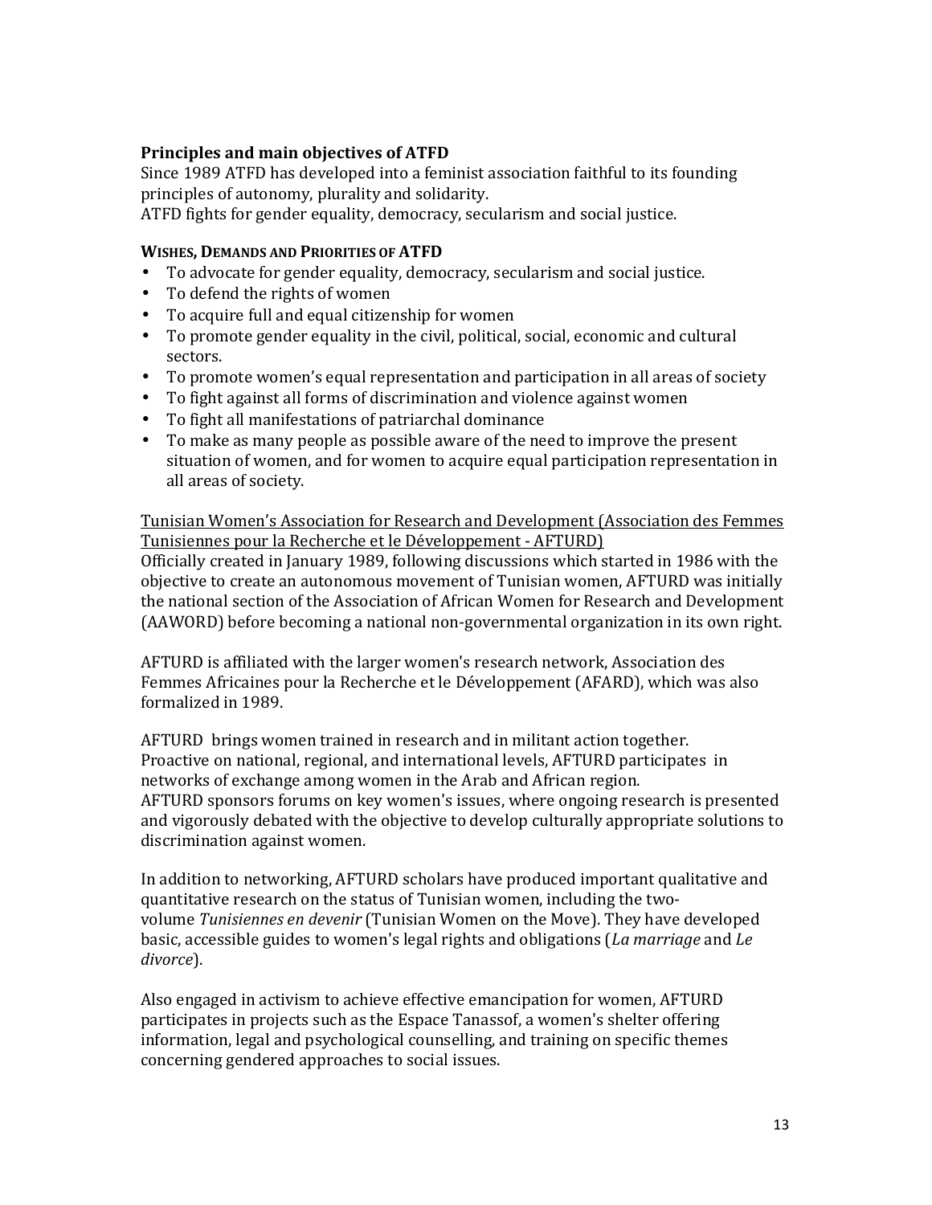**Principles and main objectives of ATFD**

Since 1989 ATFD has developed into a feminist association faithful to its founding principles of autonomy, plurality and solidarity.

ATFD fights for gender equality, democracy, secularism and social justice.

**WISHES, DEMANDS AND PRIORITIES OF ATFD**

- To advocate for gender equality, democracy, secularism and social justice.
- To defend the rights of women
- To acquire full and equal citizenship for women
- To promote gender equality in the civil, political, social, economic and cultural sectors.
- To promote women's equal representation and participation in all areas of society
- To fight against all forms of discrimination and violence against women
- To fight all manifestations of patriarchal dominance
- To make as many people as possible aware of the need to improve the present situation of women, and for women to acquire equal participation representation in all areas of society.

<u>Tunisian Women's Association for Research and Development (Association des Femmes Tunisiennes pour la Recherche et le Développement - AFTURD)</u>

Officially created in January 1989, following discussions which started in 1986 with the objective to create an autonomous movement of Tunisian women, AFTURD was initially the national section of the Association of African Women for Research and Development (AAWORD) before becoming a national non-governmental organization in its own right.

AFTURD is affiliated with the larger women's research network, Association des Femmes Africaines pour la Recherche et le Développement (AFARD), which was also formalized in 1989.

AFTURD brings women trained in research and in militant action together. Proactive on national, regional, and international levels, AFTURD participates in networks of exchange among women in the Arab and African region. AFTURD sponsors forums on key women's issues, where ongoing research is presented and vigorously debated with the objective to develop culturally appropriate solutions to discrimination against women.

In addition to networking, AFTURD scholars have produced important qualitative and quantitative research on the status of Tunisian women, including the two-volume *Tunisiennes en devenir* (Tunisian Women on the Move). They have developed basic, accessible guides to women's legal rights and obligations (*La marriage* and *Le divorce*).

Also engaged in activism to achieve effective emancipation for women, AFTURD participates in projects such as the Espace Tanassof, a women's shelter offering information, legal and psychological counselling, and training on specific themes concerning gendered approaches to social issues.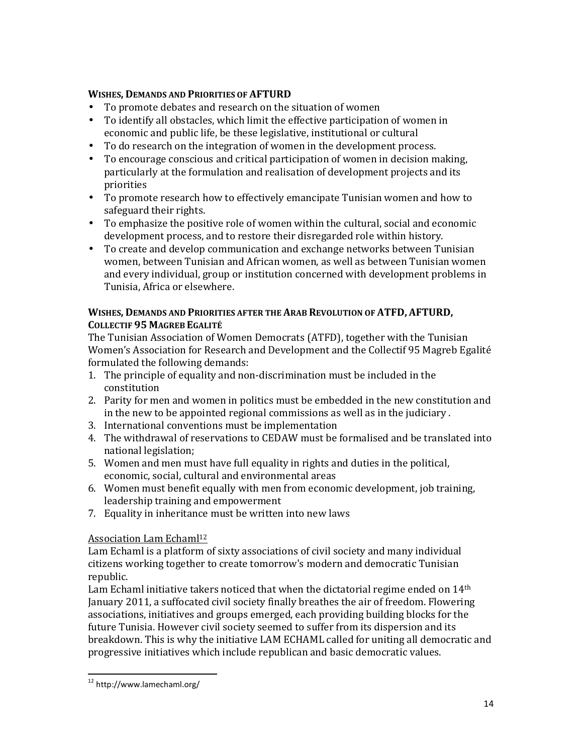**WISHES, DEMANDS AND PRIORITIES OF AFTURD**

- To promote debates and research on the situation of women
- To identify all obstacles, which limit the effective participation of women in economic and public life, be these legislative, institutional or cultural
- To do research on the integration of women in the development process.
- To encourage conscious and critical participation of women in decision making, particularly at the formulation and realisation of development projects and its priorities
- To promote research how to effectively emancipate Tunisian women and how to safeguard their rights.
- To emphasize the positive role of women within the cultural, social and economic development process, and to restore their disregarded role within history.
- To create and develop communication and exchange networks between Tunisian women, between Tunisian and African women, as well as between Tunisian women and every individual, group or institution concerned with development problems in Tunisia, Africa or elsewhere.

**WISHES, DEMANDS AND PRIORITIES AFTER THE ARAB REVOLUTION OF ATFD, AFTURD, COLLECTIF 95 MAGREB EGALITÉ**

The Tunisian Association of Women Democrats (ATFD), together with the Tunisian Women's Association for Research and Development and the Collectif 95 Magreb Egalité formulated the following demands:

1. The principle of equality and non-discrimination must be included in the constitution
2. Parity for men and women in politics must be embedded in the new constitution and in the new to be appointed regional commissions as well as in the judiciary .
3. International conventions must be implementation
4. The withdrawal of reservations to CEDAW must be formalised and be translated into national legislation;
5. Women and men must have full equality in rights and duties in the political, economic, social, cultural and environmental areas
6. Women must benefit equally with men from economic development, job training, leadership training and empowerment
7. Equality in inheritance must be written into new laws

Association Lam Echaml[12]

Lam Echaml is a platform of sixty associations of civil society and many individual citizens working together to create tomorrow's modern and democratic Tunisian republic.

Lam Echaml initiative takers noticed that when the dictatorial regime ended on 14th January 2011, a suffocated civil society finally breathes the air of freedom. Flowering associations, initiatives and groups emerged, each providing building blocks for the future Tunisia. However civil society seemed to suffer from its dispersion and its breakdown. This is why the initiative LAM ECHAML called for uniting all democratic and progressive initiatives which include republican and basic democratic values.

[12] http://www.lamechaml.org/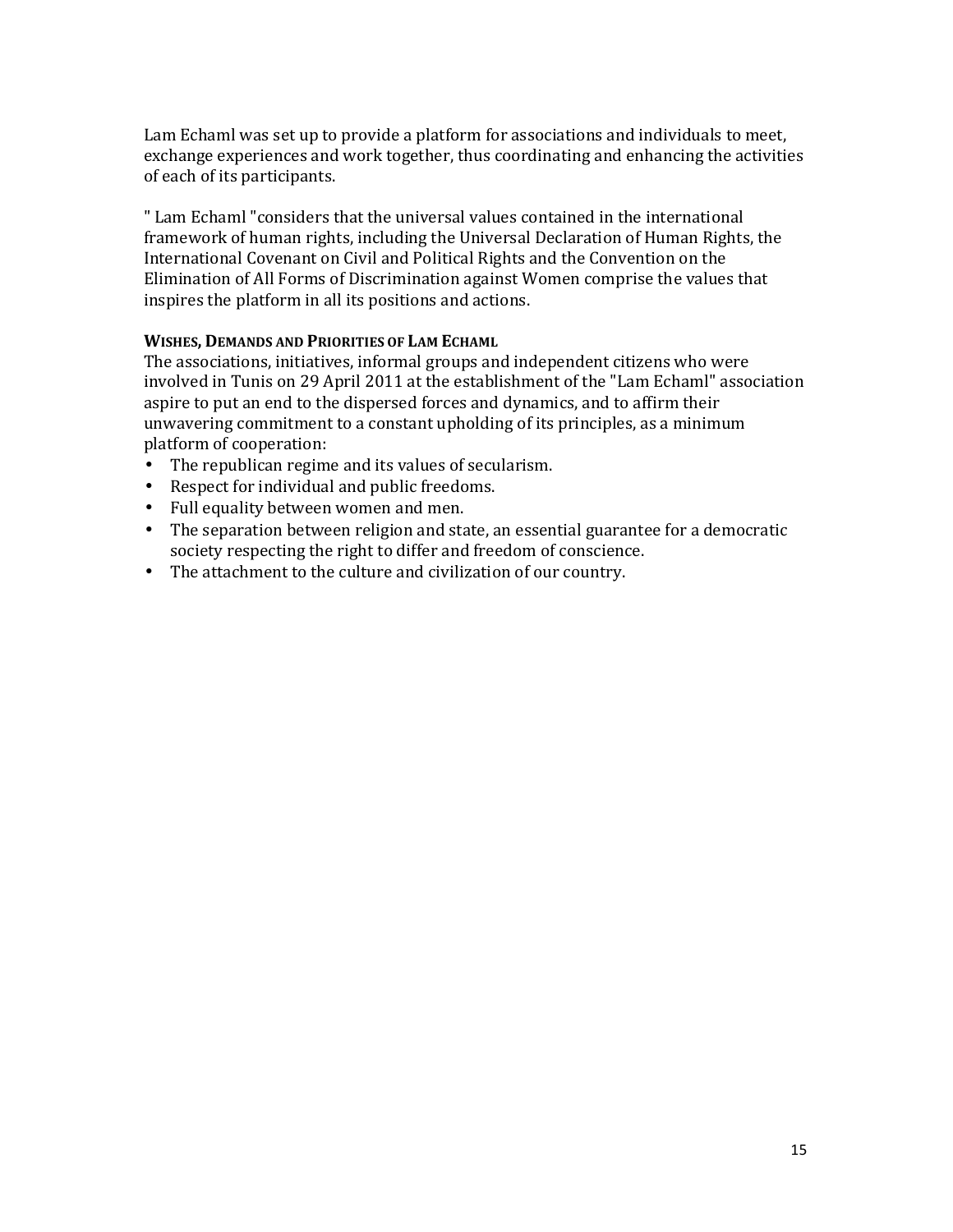Lam Echaml was set up to provide a platform for associations and individuals to meet, exchange experiences and work together, thus coordinating and enhancing the activities of each of its participants.

" Lam Echaml "considers that the universal values contained in the international framework of human rights, including the Universal Declaration of Human Rights, the International Covenant on Civil and Political Rights and the Convention on the Elimination of All Forms of Discrimination against Women comprise the values that inspires the platform in all its positions and actions.

**WISHES, DEMANDS AND PRIORITIES OF LAM ECHAML**

The associations, initiatives, informal groups and independent citizens who were involved in Tunis on 29 April 2011 at the establishment of the "Lam Echaml" association aspire to put an end to the dispersed forces and dynamics, and to affirm their unwavering commitment to a constant upholding of its principles, as a minimum platform of cooperation:

- The republican regime and its values of secularism.
- Respect for individual and public freedoms.
- Full equality between women and men.
- The separation between religion and state, an essential guarantee for a democratic society respecting the right to differ and freedom of conscience.
- The attachment to the culture and civilization of our country.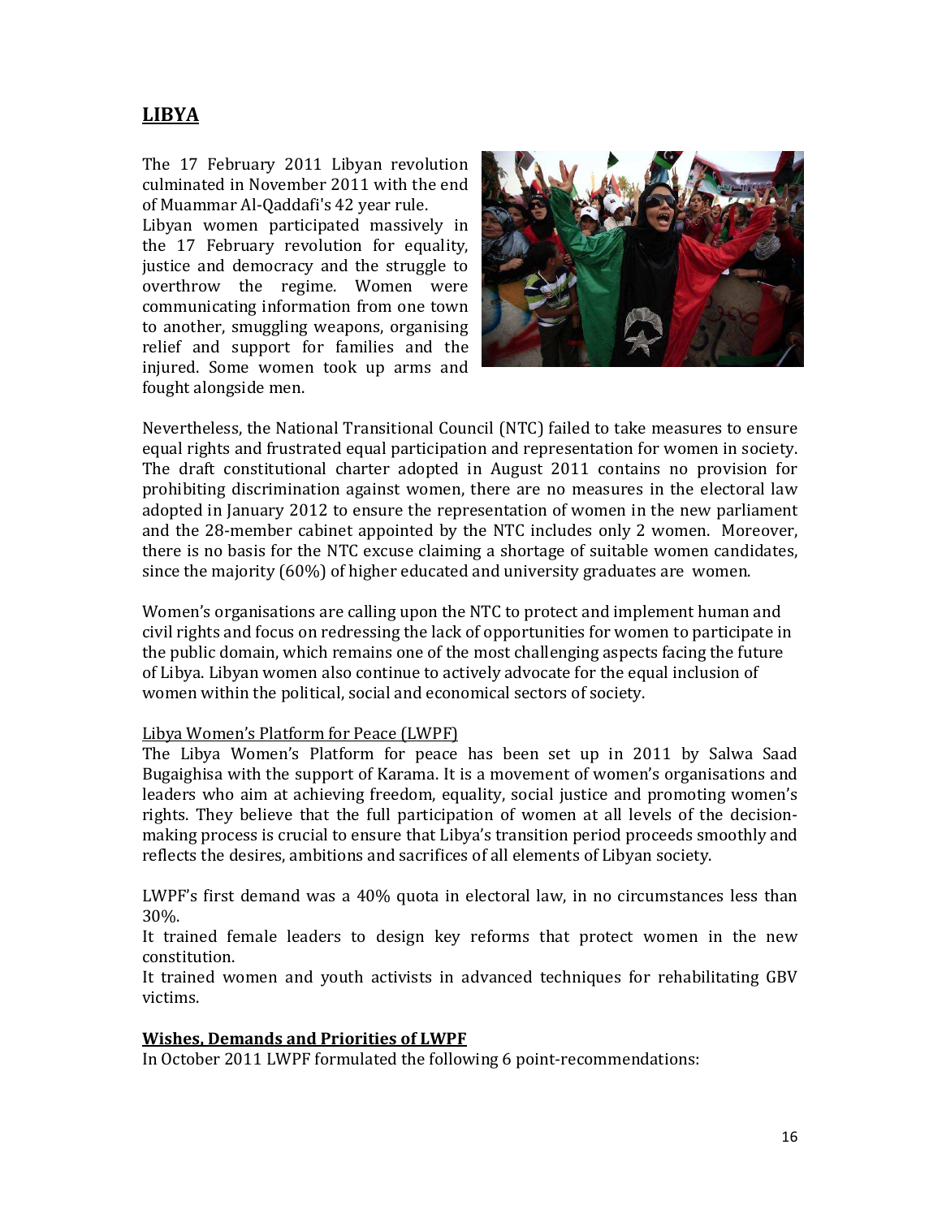## LIBYA

The 17 February 2011 Libyan revolution culminated in November 2011 with the end of Muammar Al-Qaddafi's 42 year rule.

Libyan women participated massively in the 17 February revolution for equality, justice and democracy and the struggle to overthrow the regime. Women were communicating information from one town to another, smuggling weapons, organising relief and support for families and the injured. Some women took up arms and fought alongside men.

Nevertheless, the National Transitional Council (NTC) failed to take measures to ensure equal rights and frustrated equal participation and representation for women in society. The draft constitutional charter adopted in August 2011 contains no provision for prohibiting discrimination against women, there are no measures in the electoral law adopted in January 2012 to ensure the representation of women in the new parliament and the 28-member cabinet appointed by the NTC includes only 2 women. Moreover, there is no basis for the NTC excuse claiming a shortage of suitable women candidates, since the majority (60%) of higher educated and university graduates are women.

Women's organisations are calling upon the NTC to protect and implement human and civil rights and focus on redressing the lack of opportunities for women to participate in the public domain, which remains one of the most challenging aspects facing the future of Libya. Libyan women also continue to actively advocate for the equal inclusion of women within the political, social and economical sectors of society.

Libya Women's Platform for Peace (LWPF)

The Libya Women's Platform for peace has been set up in 2011 by Salwa Saad Bugaighisa with the support of Karama. It is a movement of women's organisations and leaders who aim at achieving freedom, equality, social justice and promoting women's rights. They believe that the full participation of women at all levels of the decision-making process is crucial to ensure that Libya's transition period proceeds smoothly and reflects the desires, ambitions and sacrifices of all elements of Libyan society.

LWPF's first demand was a 40% quota in electoral law, in no circumstances less than 30%.

It trained female leaders to design key reforms that protect women in the new constitution.

It trained women and youth activists in advanced techniques for rehabilitating GBV victims.

**Wishes, Demands and Priorities of LWPF**

In October 2011 LWPF formulated the following 6 point-recommendations: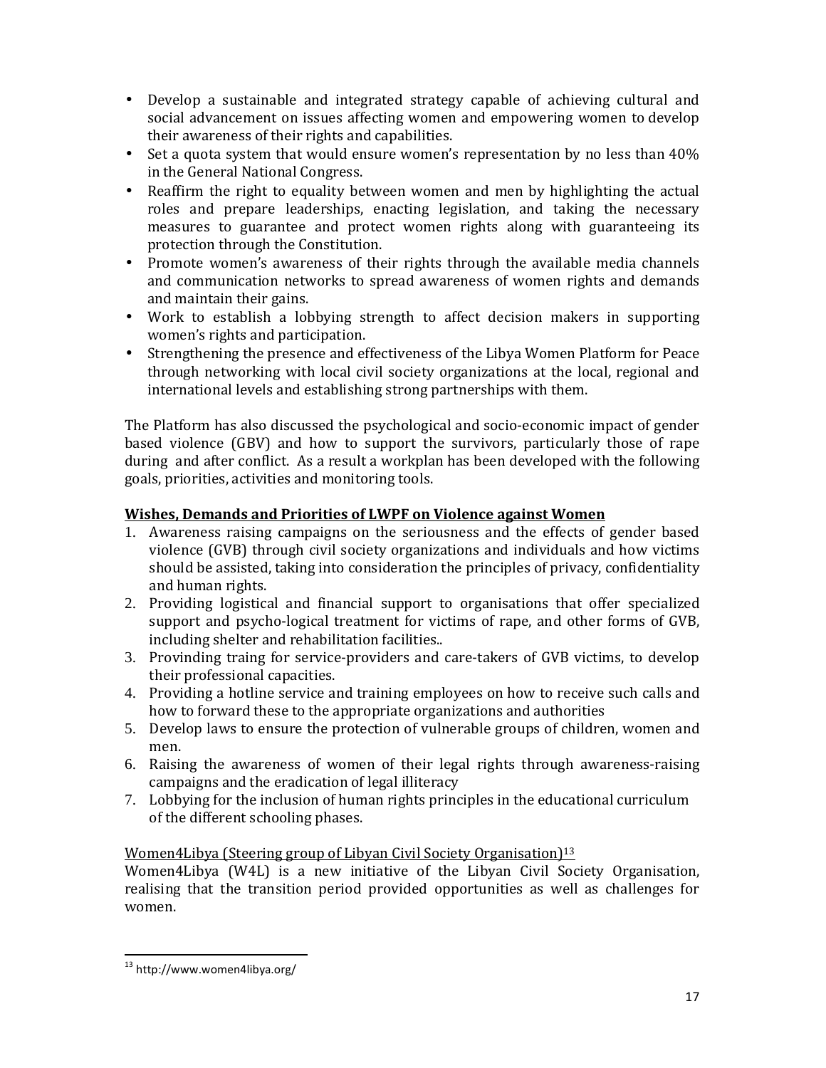- Develop a sustainable and integrated strategy capable of achieving cultural and social advancement on issues affecting women and empowering women to develop their awareness of their rights and capabilities.
- Set a quota system that would ensure women's representation by no less than 40% in the General National Congress.
- Reaffirm the right to equality between women and men by highlighting the actual roles and prepare leaderships, enacting legislation, and taking the necessary measures to guarantee and protect women rights along with guaranteeing its protection through the Constitution.
- Promote women's awareness of their rights through the available media channels and communication networks to spread awareness of women rights and demands and maintain their gains.
- Work to establish a lobbying strength to affect decision makers in supporting women's rights and participation.
- Strengthening the presence and effectiveness of the Libya Women Platform for Peace through networking with local civil society organizations at the local, regional and international levels and establishing strong partnerships with them.

The Platform has also discussed the psychological and socio-economic impact of gender based violence (GBV) and how to support the survivors, particularly those of rape during and after conflict. As a result a workplan has been developed with the following goals, priorities, activities and monitoring tools.

**Wishes, Demands and Priorities of LWPF on Violence against Women**

1. Awareness raising campaigns on the seriousness and the effects of gender based violence (GVB) through civil society organizations and individuals and how victims should be assisted, taking into consideration the principles of privacy, confidentiality and human rights.
2. Providing logistical and financial support to organisations that offer specialized support and psycho-logical treatment for victims of rape, and other forms of GVB, including shelter and rehabilitation facilities..
3. Provinding traing for service-providers and care-takers of GVB victims, to develop their professional capacities.
4. Providing a hotline service and training employees on how to receive such calls and how to forward these to the appropriate organizations and authorities
5. Develop laws to ensure the protection of vulnerable groups of children, women and men.
6. Raising the awareness of women of their legal rights through awareness-raising campaigns and the eradication of legal illiteracy
7. Lobbying for the inclusion of human rights principles in the educational curriculum of the different schooling phases.

Women4Libya (Steering group of Libyan Civil Society Organisation)[13]

Women4Libya (W4L) is a new initiative of the Libyan Civil Society Organisation, realising that the transition period provided opportunities as well as challenges for women.

[13] http://www.women4libya.org/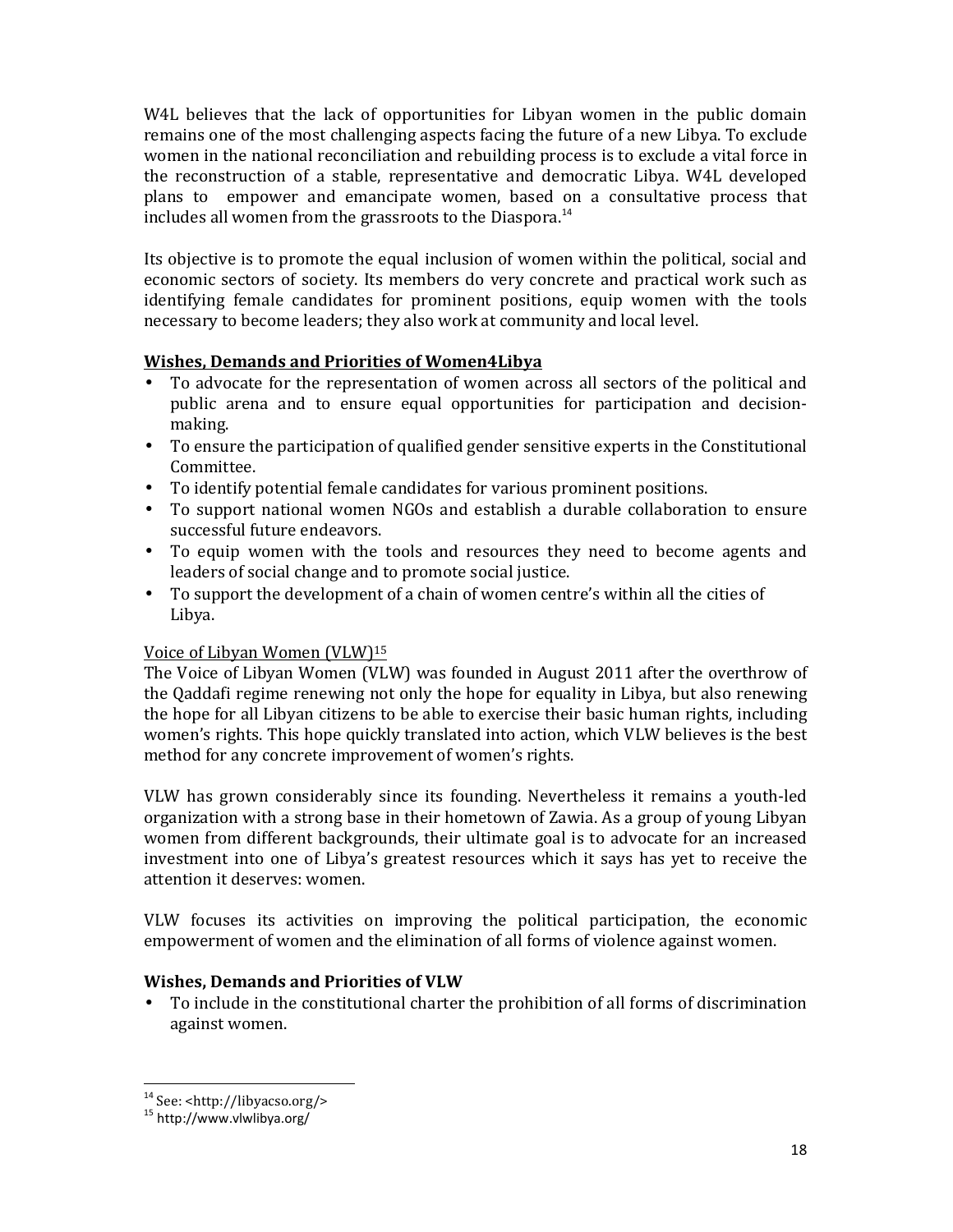W4L believes that the lack of opportunities for Libyan women in the public domain remains one of the most challenging aspects facing the future of a new Libya. To exclude women in the national reconciliation and rebuilding process is to exclude a vital force in the reconstruction of a stable, representative and democratic Libya. W4L developed plans to empower and emancipate women, based on a consultative process that includes all women from the grassroots to the Diaspora.[14]

Its objective is to promote the equal inclusion of women within the political, social and economic sectors of society. Its members do very concrete and practical work such as identifying female candidates for prominent positions, equip women with the tools necessary to become leaders; they also work at community and local level.

**Wishes, Demands and Priorities of Women4Libya**

- To advocate for the representation of women across all sectors of the political and public arena and to ensure equal opportunities for participation and decision-making.
- To ensure the participation of qualified gender sensitive experts in the Constitutional Committee.
- To identify potential female candidates for various prominent positions.
- To support national women NGOs and establish a durable collaboration to ensure successful future endeavors.
- To equip women with the tools and resources they need to become agents and leaders of social change and to promote social justice.
- To support the development of a chain of women centre's within all the cities of Libya.

Voice of Libyan Women (VLW)[15]

The Voice of Libyan Women (VLW) was founded in August 2011 after the overthrow of the Qaddafi regime renewing not only the hope for equality in Libya, but also renewing the hope for all Libyan citizens to be able to exercise their basic human rights, including women's rights. This hope quickly translated into action, which VLW believes is the best method for any concrete improvement of women's rights.

VLW has grown considerably since its founding. Nevertheless it remains a youth-led organization with a strong base in their hometown of Zawia. As a group of young Libyan women from different backgrounds, their ultimate goal is to advocate for an increased investment into one of Libya's greatest resources which it says has yet to receive the attention it deserves: women.

VLW focuses its activities on improving the political participation, the economic empowerment of women and the elimination of all forms of violence against women.

**Wishes, Demands and Priorities of VLW**

- To include in the constitutional charter the prohibition of all forms of discrimination against women.

---

[14] See: <http://libyacso.org/>

[15] http://www.vlwlibya.org/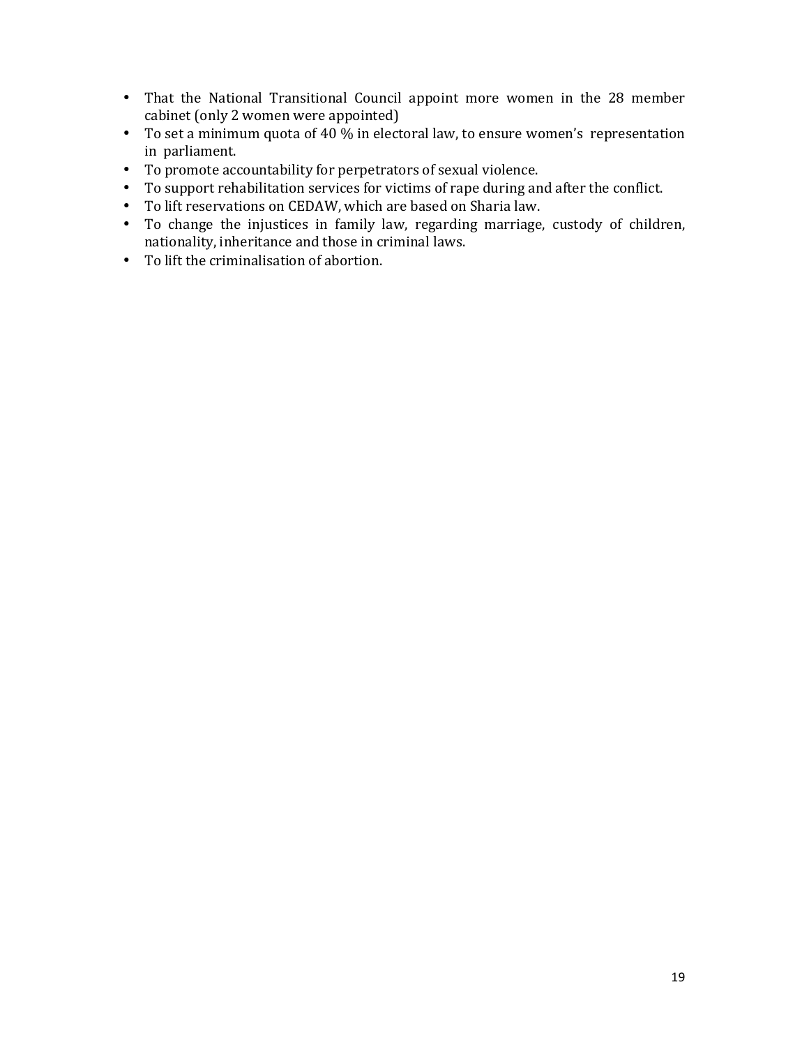- That the National Transitional Council appoint more women in the 28 member cabinet (only 2 women were appointed)
- To set a minimum quota of 40 % in electoral law, to ensure women's representation in parliament.
- To promote accountability for perpetrators of sexual violence.
- To support rehabilitation services for victims of rape during and after the conflict.
- To lift reservations on CEDAW, which are based on Sharia law.
- To change the injustices in family law, regarding marriage, custody of children, nationality, inheritance and those in criminal laws.
- To lift the criminalisation of abortion.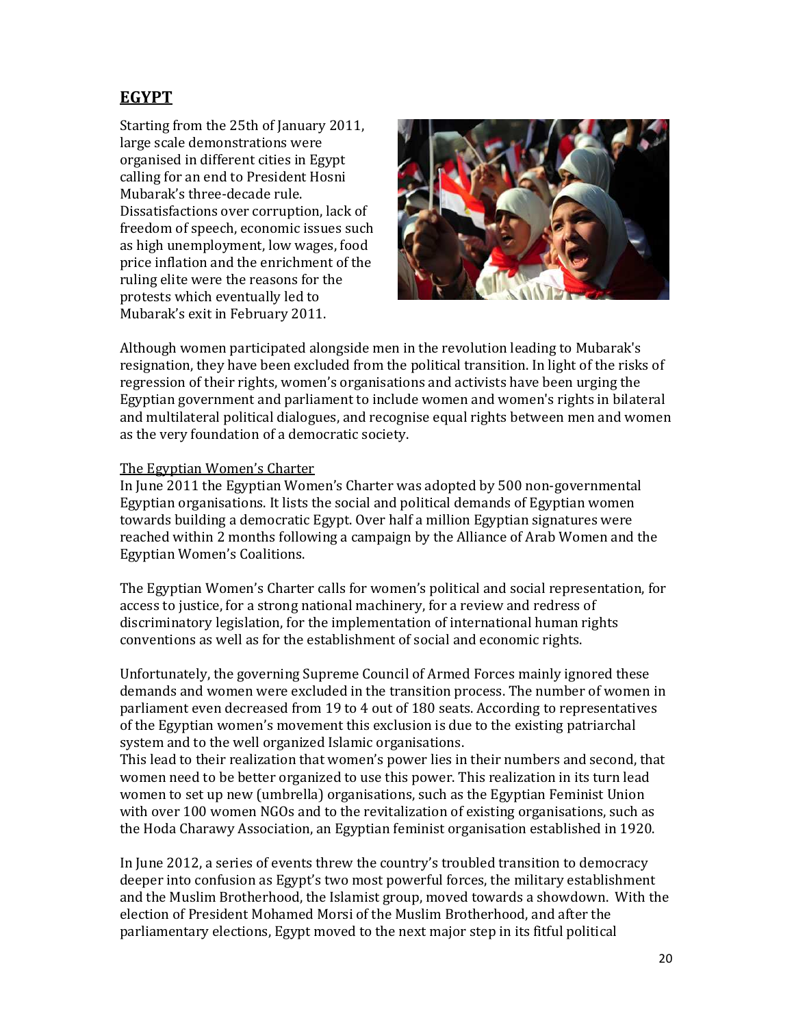## EGYPT

Starting from the 25th of January 2011, large scale demonstrations were organised in different cities in Egypt calling for an end to President Hosni Mubarak's three-decade rule. Dissatisfactions over corruption, lack of freedom of speech, economic issues such as high unemployment, low wages, food price inflation and the enrichment of the ruling elite were the reasons for the protests which eventually led to Mubarak's exit in February 2011.

Although women participated alongside men in the revolution leading to Mubarak's resignation, they have been excluded from the political transition. In light of the risks of regression of their rights, women's organisations and activists have been urging the Egyptian government and parliament to include women and women's rights in bilateral and multilateral political dialogues, and recognise equal rights between men and women as the very foundation of a democratic society.

The Egyptian Women's Charter

In June 2011 the Egyptian Women's Charter was adopted by 500 non-governmental Egyptian organisations. It lists the social and political demands of Egyptian women towards building a democratic Egypt. Over half a million Egyptian signatures were reached within 2 months following a campaign by the Alliance of Arab Women and the Egyptian Women's Coalitions.

The Egyptian Women's Charter calls for women's political and social representation, for access to justice, for a strong national machinery, for a review and redress of discriminatory legislation, for the implementation of international human rights conventions as well as for the establishment of social and economic rights.

Unfortunately, the governing Supreme Council of Armed Forces mainly ignored these demands and women were excluded in the transition process. The number of women in parliament even decreased from 19 to 4 out of 180 seats. According to representatives of the Egyptian women's movement this exclusion is due to the existing patriarchal system and to the well organized Islamic organisations.

This lead to their realization that women's power lies in their numbers and second, that women need to be better organized to use this power. This realization in its turn lead women to set up new (umbrella) organisations, such as the Egyptian Feminist Union with over 100 women NGOs and to the revitalization of existing organisations, such as the Hoda Charawy Association, an Egyptian feminist organisation established in 1920.

In June 2012, a series of events threw the country's troubled transition to democracy deeper into confusion as Egypt's two most powerful forces, the military establishment and the Muslim Brotherhood, the Islamist group, moved towards a showdown. With the election of President Mohamed Morsi of the Muslim Brotherhood, and after the parliamentary elections, Egypt moved to the next major step in its fitful political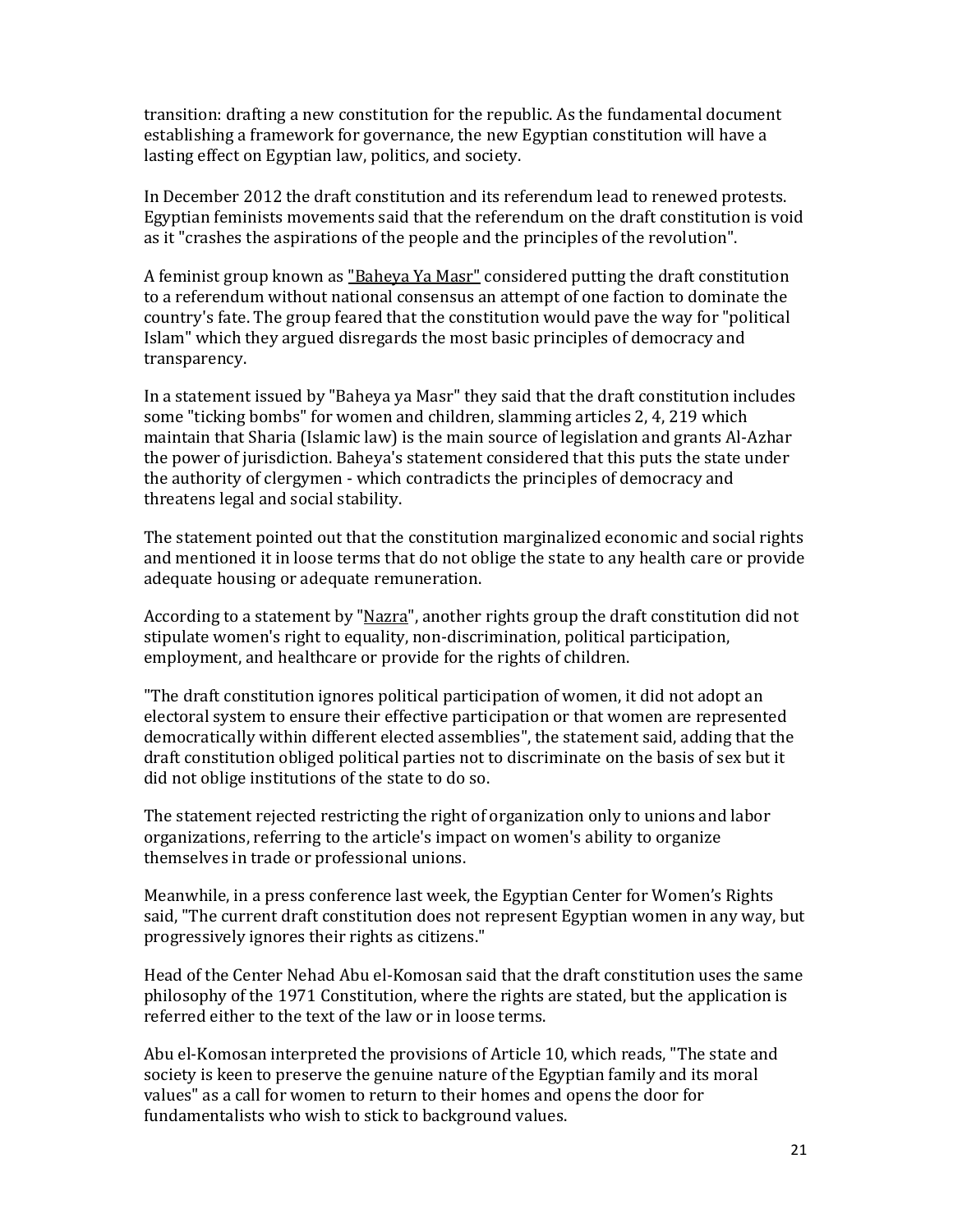transition: drafting a new constitution for the republic. As the fundamental document establishing a framework for governance, the new Egyptian constitution will have a lasting effect on Egyptian law, politics, and society.

In December 2012 the draft constitution and its referendum lead to renewed protests. Egyptian feminists movements said that the referendum on the draft constitution is void as it "crashes the aspirations of the people and the principles of the revolution".

A feminist group known as "Baheya Ya Masr" considered putting the draft constitution to a referendum without national consensus an attempt of one faction to dominate the country's fate. The group feared that the constitution would pave the way for "political Islam" which they argued disregards the most basic principles of democracy and transparency.

In a statement issued by "Baheya ya Masr" they said that the draft constitution includes some "ticking bombs" for women and children, slamming articles 2, 4, 219 which maintain that Sharia (Islamic law) is the main source of legislation and grants Al-Azhar the power of jurisdiction. Baheya's statement considered that this puts the state under the authority of clergymen - which contradicts the principles of democracy and threatens legal and social stability.

The statement pointed out that the constitution marginalized economic and social rights and mentioned it in loose terms that do not oblige the state to any health care or provide adequate housing or adequate remuneration.

According to a statement by "Nazra", another rights group the draft constitution did not stipulate women's right to equality, non-discrimination, political participation, employment, and healthcare or provide for the rights of children.

"The draft constitution ignores political participation of women, it did not adopt an electoral system to ensure their effective participation or that women are represented democratically within different elected assemblies", the statement said, adding that the draft constitution obliged political parties not to discriminate on the basis of sex but it did not oblige institutions of the state to do so.

The statement rejected restricting the right of organization only to unions and labor organizations, referring to the article's impact on women's ability to organize themselves in trade or professional unions.

Meanwhile, in a press conference last week, the Egyptian Center for Women's Rights said, "The current draft constitution does not represent Egyptian women in any way, but progressively ignores their rights as citizens."

Head of the Center Nehad Abu el-Komosan said that the draft constitution uses the same philosophy of the 1971 Constitution, where the rights are stated, but the application is referred either to the text of the law or in loose terms.

Abu el-Komosan interpreted the provisions of Article 10, which reads, "The state and society is keen to preserve the genuine nature of the Egyptian family and its moral values" as a call for women to return to their homes and opens the door for fundamentalists who wish to stick to background values.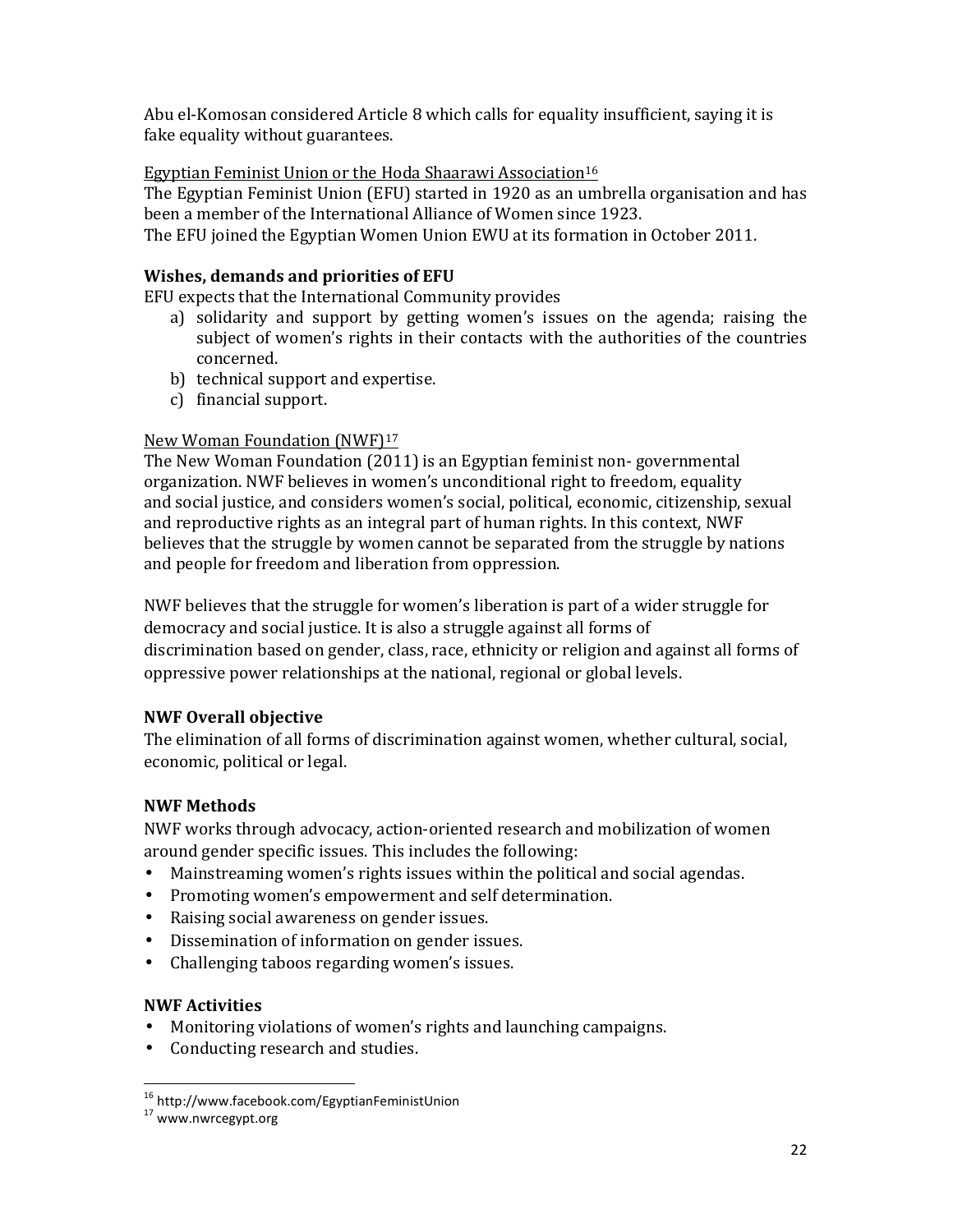Abu el-Komosan considered Article 8 which calls for equality insufficient, saying it is fake equality without guarantees.

Egyptian Feminist Union or the Hoda Shaarawi Association[16]

The Egyptian Feminist Union (EFU) started in 1920 as an umbrella organisation and has been a member of the International Alliance of Women since 1923.
The EFU joined the Egyptian Women Union EWU at its formation in October 2011.

**Wishes, demands and priorities of EFU**

EFU expects that the International Community provides

a) solidarity and support by getting women's issues on the agenda; raising the subject of women's rights in their contacts with the authorities of the countries concerned.
b) technical support and expertise.
c) financial support.

New Woman Foundation (NWF)[17]

The New Woman Foundation (2011) is an Egyptian feminist non- governmental organization. NWF believes in women's unconditional right to freedom, equality and social justice, and considers women's social, political, economic, citizenship, sexual and reproductive rights as an integral part of human rights. In this context, NWF believes that the struggle by women cannot be separated from the struggle by nations and people for freedom and liberation from oppression.

NWF believes that the struggle for women's liberation is part of a wider struggle for democracy and social justice. It is also a struggle against all forms of discrimination based on gender, class, race, ethnicity or religion and against all forms of oppressive power relationships at the national, regional or global levels.

**NWF Overall objective**

The elimination of all forms of discrimination against women, whether cultural, social, economic, political or legal.

**NWF Methods**

NWF works through advocacy, action-oriented research and mobilization of women around gender specific issues. This includes the following:

- Mainstreaming women's rights issues within the political and social agendas.
- Promoting women's empowerment and self determination.
- Raising social awareness on gender issues.
- Dissemination of information on gender issues.
- Challenging taboos regarding women's issues.

**NWF Activities**

- Monitoring violations of women's rights and launching campaigns.
- Conducting research and studies.

[16] http://www.facebook.com/EgyptianFeministUnion
[17] www.nwrcegypt.org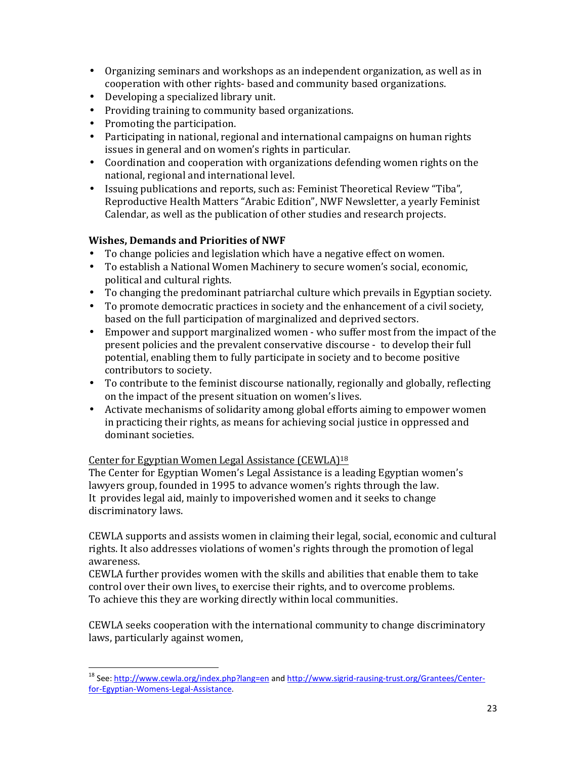- Organizing seminars and workshops as an independent organization, as well as in cooperation with other rights- based and community based organizations.
- Developing a specialized library unit.
- Providing training to community based organizations.
- Promoting the participation.
- Participating in national, regional and international campaigns on human rights issues in general and on women's rights in particular.
- Coordination and cooperation with organizations defending women rights on the national, regional and international level.
- Issuing publications and reports, such as: Feminist Theoretical Review "Tiba", Reproductive Health Matters "Arabic Edition", NWF Newsletter, a yearly Feminist Calendar, as well as the publication of other studies and research projects.

**Wishes, Demands and Priorities of NWF**

- To change policies and legislation which have a negative effect on women.
- To establish a National Women Machinery to secure women's social, economic, political and cultural rights.
- To changing the predominant patriarchal culture which prevails in Egyptian society.
- To promote democratic practices in society and the enhancement of a civil society, based on the full participation of marginalized and deprived sectors.
- Empower and support marginalized women - who suffer most from the impact of the present policies and the prevalent conservative discourse - to develop their full potential, enabling them to fully participate in society and to become positive contributors to society.
- To contribute to the feminist discourse nationally, regionally and globally, reflecting on the impact of the present situation on women's lives.
- Activate mechanisms of solidarity among global efforts aiming to empower women in practicing their rights, as means for achieving social justice in oppressed and dominant societies.

Center for Egyptian Women Legal Assistance (CEWLA)[18]

The Center for Egyptian Women's Legal Assistance is a leading Egyptian women's lawyers group, founded in 1995 to advance women's rights through the law. It provides legal aid, mainly to impoverished women and it seeks to change discriminatory laws.

CEWLA supports and assists women in claiming their legal, social, economic and cultural rights. It also addresses violations of women's rights through the promotion of legal awareness.

CEWLA further provides women with the skills and abilities that enable them to take control over their own lives, to exercise their rights, and to overcome problems. To achieve this they are working directly within local communities.

CEWLA seeks cooperation with the international community to change discriminatory laws, particularly against women,

---

[18] See: http://www.cewla.org/index.php?lang=en and http://www.sigrid-rausing-trust.org/Grantees/Center-for-Egyptian-Womens-Legal-Assistance.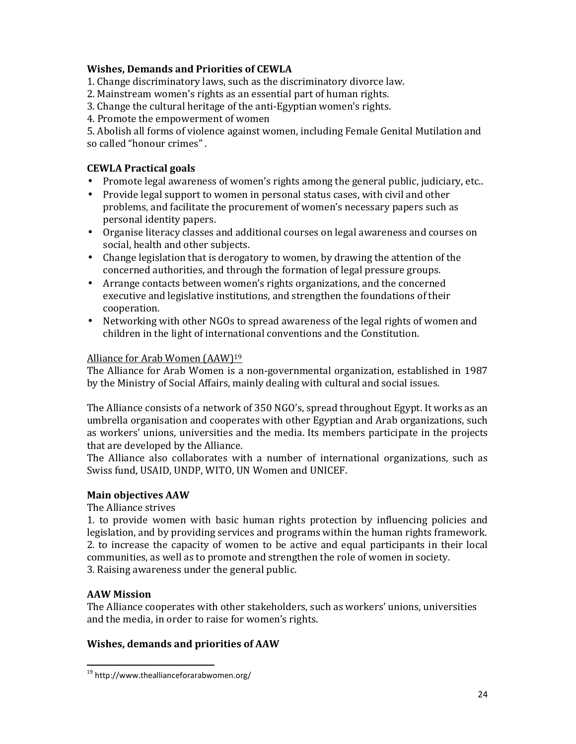**Wishes, Demands and Priorities of CEWLA**

1. Change discriminatory laws, such as the discriminatory divorce law.
2. Mainstream women's rights as an essential part of human rights.
3. Change the cultural heritage of the anti-Egyptian women's rights.
4. Promote the empowerment of women
5. Abolish all forms of violence against women, including Female Genital Mutilation and so called "honour crimes" .

**CEWLA Practical goals**

- Promote legal awareness of women's rights among the general public, judiciary, etc..
- Provide legal support to women in personal status cases, with civil and other problems, and facilitate the procurement of women's necessary papers such as personal identity papers.
- Organise literacy classes and additional courses on legal awareness and courses on social, health and other subjects.
- Change legislation that is derogatory to women, by drawing the attention of the concerned authorities, and through the formation of legal pressure groups.
- Arrange contacts between women's rights organizations, and the concerned executive and legislative institutions, and strengthen the foundations of their cooperation.
- Networking with other NGOs to spread awareness of the legal rights of women and children in the light of international conventions and the Constitution.

Alliance for Arab Women (AAW)[19]

The Alliance for Arab Women is a non-governmental organization, established in 1987 by the Ministry of Social Affairs, mainly dealing with cultural and social issues.

The Alliance consists of a network of 350 NGO's, spread throughout Egypt. It works as an umbrella organisation and cooperates with other Egyptian and Arab organizations, such as workers' unions, universities and the media. Its members participate in the projects that are developed by the Alliance.

The Alliance also collaborates with a number of international organizations, such as Swiss fund, USAID, UNDP, WITO, UN Women and UNICEF.

**Main objectives AAW**

The Alliance strives

1. to provide women with basic human rights protection by influencing policies and legislation, and by providing services and programs within the human rights framework.
2. to increase the capacity of women to be active and equal participants in their local communities, as well as to promote and strengthen the role of women in society.
3. Raising awareness under the general public.

**AAW Mission**

The Alliance cooperates with other stakeholders, such as workers' unions, universities and the media, in order to raise for women's rights.

**Wishes, demands and priorities of AAW**

[19] http://www.theallianceforarabwomen.org/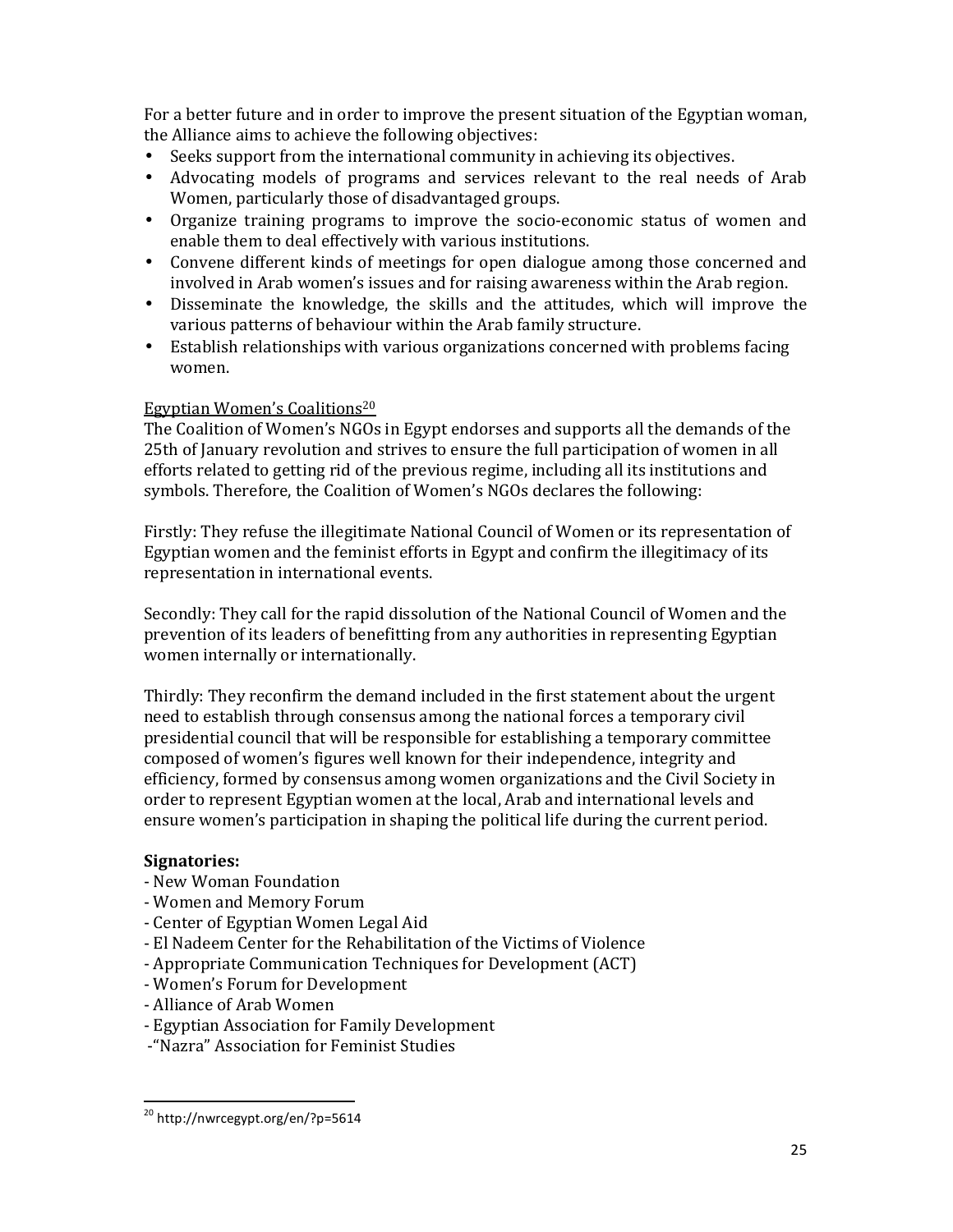For a better future and in order to improve the present situation of the Egyptian woman, the Alliance aims to achieve the following objectives:

- Seeks support from the international community in achieving its objectives.
- Advocating models of programs and services relevant to the real needs of Arab Women, particularly those of disadvantaged groups.
- Organize training programs to improve the socio-economic status of women and enable them to deal effectively with various institutions.
- Convene different kinds of meetings for open dialogue among those concerned and involved in Arab women's issues and for raising awareness within the Arab region.
- Disseminate the knowledge, the skills and the attitudes, which will improve the various patterns of behaviour within the Arab family structure.
- Establish relationships with various organizations concerned with problems facing women.

<u>Egyptian Women's Coalitions</u>[20]

The Coalition of Women's NGOs in Egypt endorses and supports all the demands of the 25th of January revolution and strives to ensure the full participation of women in all efforts related to getting rid of the previous regime, including all its institutions and symbols. Therefore, the Coalition of Women's NGOs declares the following:

Firstly: They refuse the illegitimate National Council of Women or its representation of Egyptian women and the feminist efforts in Egypt and confirm the illegitimacy of its representation in international events.

Secondly: They call for the rapid dissolution of the National Council of Women and the prevention of its leaders of benefitting from any authorities in representing Egyptian women internally or internationally.

Thirdly: They reconfirm the demand included in the first statement about the urgent need to establish through consensus among the national forces a temporary civil presidential council that will be responsible for establishing a temporary committee composed of women's figures well known for their independence, integrity and efficiency, formed by consensus among women organizations and the Civil Society in order to represent Egyptian women at the local, Arab and international levels and ensure women's participation in shaping the political life during the current period.

**Signatories:**

- New Woman Foundation
- Women and Memory Forum
- Center of Egyptian Women Legal Aid
- El Nadeem Center for the Rehabilitation of the Victims of Violence
- Appropriate Communication Techniques for Development (ACT)
- Women's Forum for Development
- Alliance of Arab Women
- Egyptian Association for Family Development
- "Nazra" Association for Feminist Studies

[20] http://nwrcegypt.org/en/?p=5614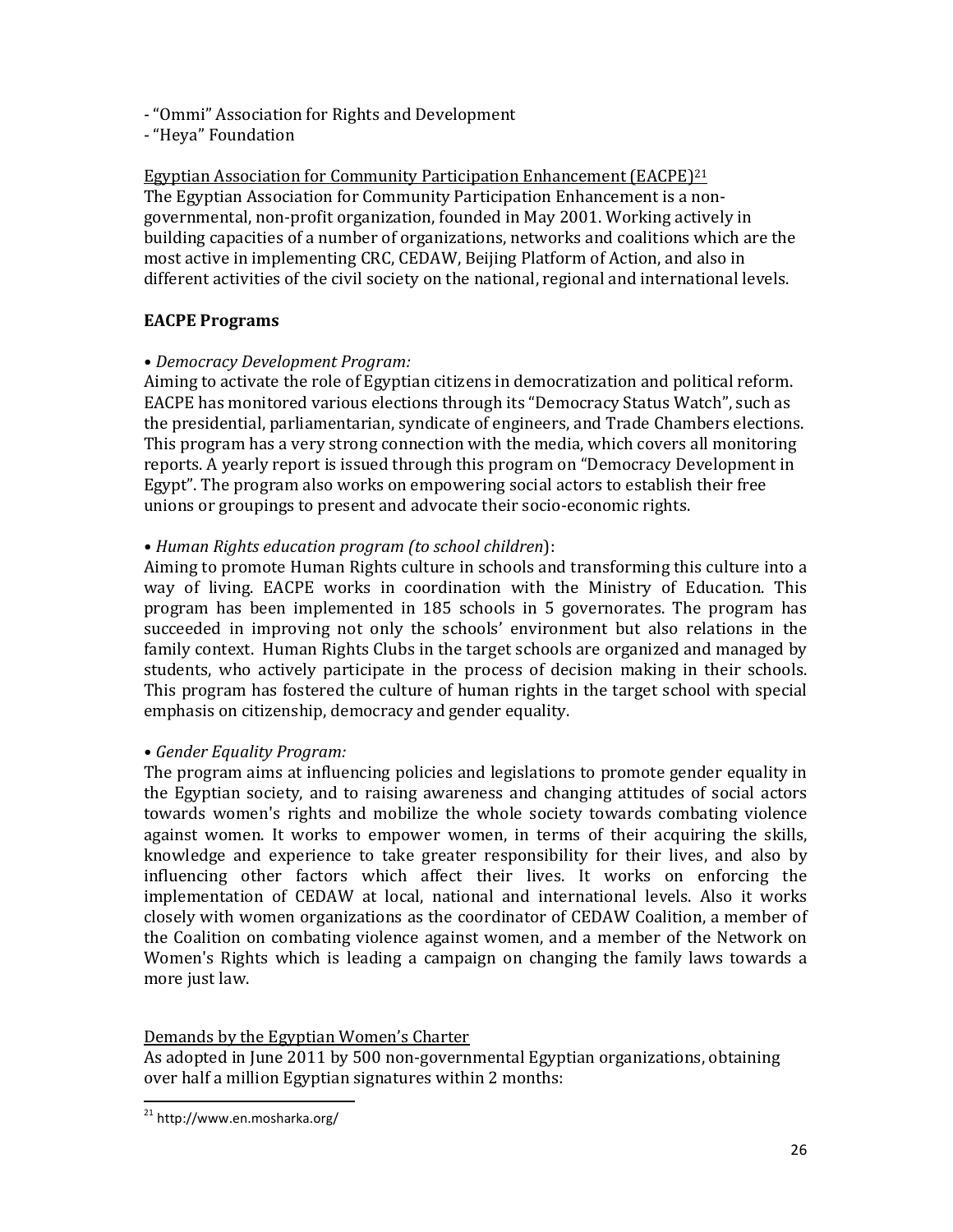- "Ommi" Association for Rights and Development
- "Heya" Foundation

Egyptian Association for Community Participation Enhancement (EACPE)[21]
The Egyptian Association for Community Participation Enhancement is a non-governmental, non-profit organization, founded in May 2001. Working actively in building capacities of a number of organizations, networks and coalitions which are the most active in implementing CRC, CEDAW, Beijing Platform of Action, and also in different activities of the civil society on the national, regional and international levels.

**EACPE Programs**

• *Democracy Development Program:*
Aiming to activate the role of Egyptian citizens in democratization and political reform. EACPE has monitored various elections through its "Democracy Status Watch", such as the presidential, parliamentarian, syndicate of engineers, and Trade Chambers elections. This program has a very strong connection with the media, which covers all monitoring reports. A yearly report is issued through this program on "Democracy Development in Egypt". The program also works on empowering social actors to establish their free unions or groupings to present and advocate their socio-economic rights.

• *Human Rights education program (to school children*):
Aiming to promote Human Rights culture in schools and transforming this culture into a way of living. EACPE works in coordination with the Ministry of Education. This program has been implemented in 185 schools in 5 governorates. The program has succeeded in improving not only the schools' environment but also relations in the family context. Human Rights Clubs in the target schools are organized and managed by students, who actively participate in the process of decision making in their schools. This program has fostered the culture of human rights in the target school with special emphasis on citizenship, democracy and gender equality.

• *Gender Equality Program:*
The program aims at influencing policies and legislations to promote gender equality in the Egyptian society, and to raising awareness and changing attitudes of social actors towards women's rights and mobilize the whole society towards combating violence against women. It works to empower women, in terms of their acquiring the skills, knowledge and experience to take greater responsibility for their lives, and also by influencing other factors which affect their lives. It works on enforcing the implementation of CEDAW at local, national and international levels. Also it works closely with women organizations as the coordinator of CEDAW Coalition, a member of the Coalition on combating violence against women, and a member of the Network on Women's Rights which is leading a campaign on changing the family laws towards a more just law.

Demands by the Egyptian Women's Charter
As adopted in June 2011 by 500 non-governmental Egyptian organizations, obtaining over half a million Egyptian signatures within 2 months:

[21] http://www.en.mosharka.org/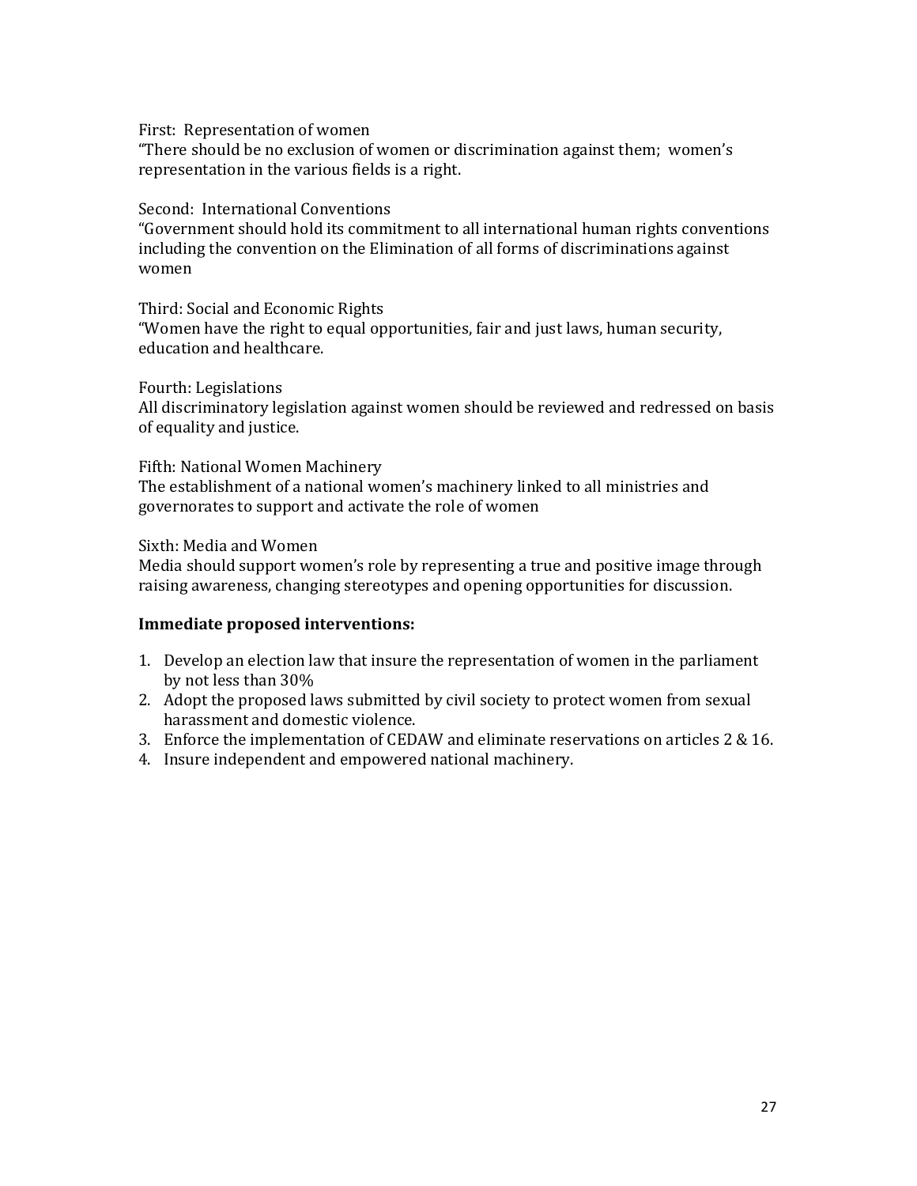First: Representation of women
“There should be no exclusion of women or discrimination against them; women’s representation in the various fields is a right.

Second: International Conventions
“Government should hold its commitment to all international human rights conventions including the convention on the Elimination of all forms of discriminations against women

Third: Social and Economic Rights
“Women have the right to equal opportunities, fair and just laws, human security, education and healthcare.

Fourth: Legislations
All discriminatory legislation against women should be reviewed and redressed on basis of equality and justice.

Fifth: National Women Machinery
The establishment of a national women’s machinery linked to all ministries and governorates to support and activate the role of women

Sixth: Media and Women
Media should support women’s role by representing a true and positive image through raising awareness, changing stereotypes and opening opportunities for discussion.

**Immediate proposed interventions:**

1. Develop an election law that insure the representation of women in the parliament by not less than 30%
2. Adopt the proposed laws submitted by civil society to protect women from sexual harassment and domestic violence.
3. Enforce the implementation of CEDAW and eliminate reservations on articles 2 & 16.
4. Insure independent and empowered national machinery.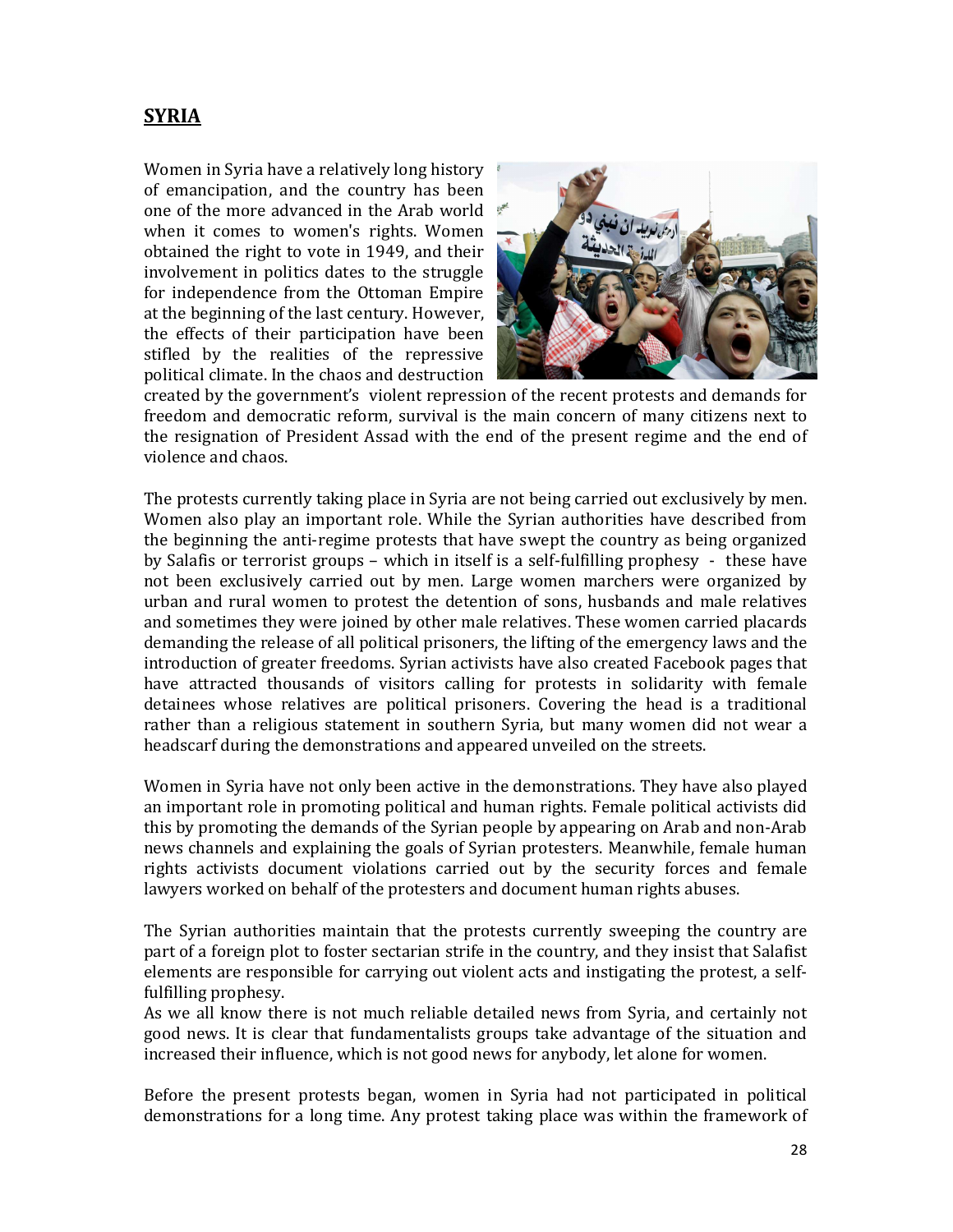## SYRIA

Women in Syria have a relatively long history of emancipation, and the country has been one of the more advanced in the Arab world when it comes to women's rights. Women obtained the right to vote in 1949, and their involvement in politics dates to the struggle for independence from the Ottoman Empire at the beginning of the last century. However, the effects of their participation have been stifled by the realities of the repressive political climate. In the chaos and destruction created by the government's violent repression of the recent protests and demands for freedom and democratic reform, survival is the main concern of many citizens next to the resignation of President Assad with the end of the present regime and the end of violence and chaos.

The protests currently taking place in Syria are not being carried out exclusively by men. Women also play an important role. While the Syrian authorities have described from the beginning the anti-regime protests that have swept the country as being organized by Salafis or terrorist groups – which in itself is a self-fulfilling prophesy - these have not been exclusively carried out by men. Large women marchers were organized by urban and rural women to protest the detention of sons, husbands and male relatives and sometimes they were joined by other male relatives. These women carried placards demanding the release of all political prisoners, the lifting of the emergency laws and the introduction of greater freedoms. Syrian activists have also created Facebook pages that have attracted thousands of visitors calling for protests in solidarity with female detainees whose relatives are political prisoners. Covering the head is a traditional rather than a religious statement in southern Syria, but many women did not wear a headscarf during the demonstrations and appeared unveiled on the streets.

Women in Syria have not only been active in the demonstrations. They have also played an important role in promoting political and human rights. Female political activists did this by promoting the demands of the Syrian people by appearing on Arab and non-Arab news channels and explaining the goals of Syrian protesters. Meanwhile, female human rights activists document violations carried out by the security forces and female lawyers worked on behalf of the protesters and document human rights abuses.

The Syrian authorities maintain that the protests currently sweeping the country are part of a foreign plot to foster sectarian strife in the country, and they insist that Salafist elements are responsible for carrying out violent acts and instigating the protest, a self-fulfilling prophesy.
As we all know there is not much reliable detailed news from Syria, and certainly not good news. It is clear that fundamentalists groups take advantage of the situation and increased their influence, which is not good news for anybody, let alone for women.

Before the present protests began, women in Syria had not participated in political demonstrations for a long time. Any protest taking place was within the framework of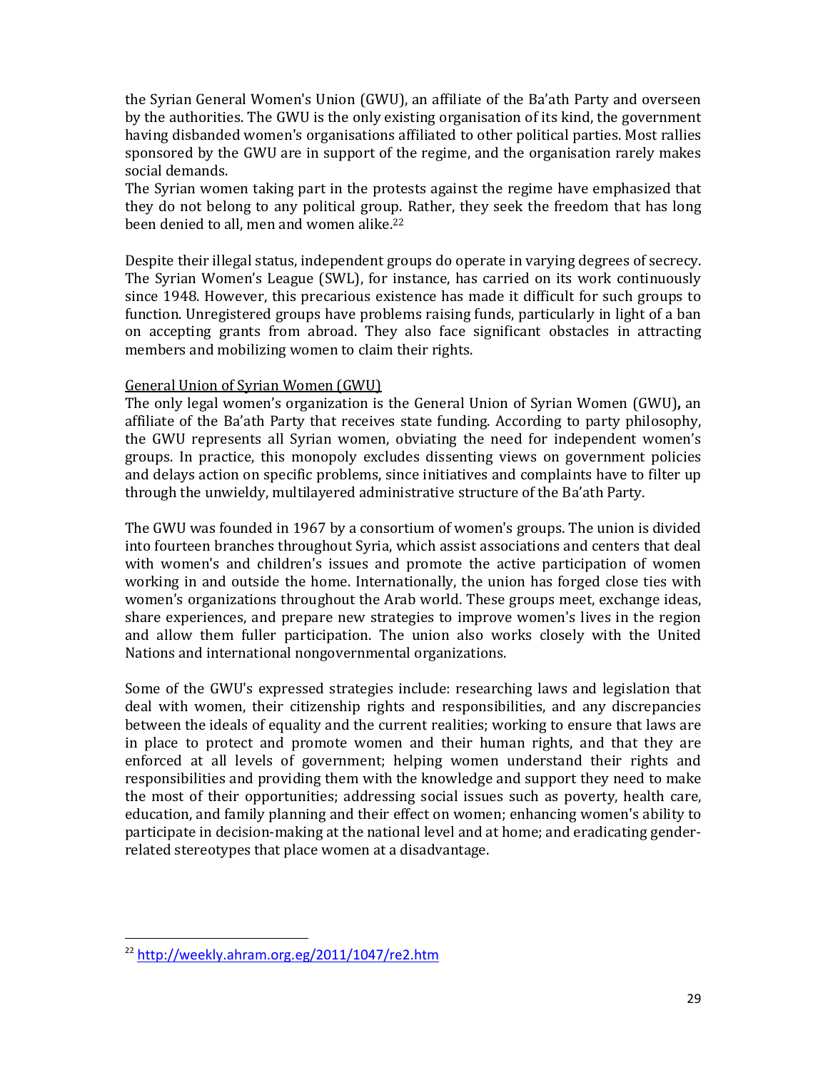the Syrian General Women's Union (GWU), an affiliate of the Ba'ath Party and overseen by the authorities. The GWU is the only existing organisation of its kind, the government having disbanded women's organisations affiliated to other political parties. Most rallies sponsored by the GWU are in support of the regime, and the organisation rarely makes social demands.

The Syrian women taking part in the protests against the regime have emphasized that they do not belong to any political group. Rather, they seek the freedom that has long been denied to all, men and women alike.[22]

Despite their illegal status, independent groups do operate in varying degrees of secrecy. The Syrian Women's League (SWL), for instance, has carried on its work continuously since 1948. However, this precarious existence has made it difficult for such groups to function. Unregistered groups have problems raising funds, particularly in light of a ban on accepting grants from abroad. They also face significant obstacles in attracting members and mobilizing women to claim their rights.

<u>General Union of Syrian Women (GWU)</u>

The only legal women's organization is the General Union of Syrian Women (GWU), an affiliate of the Ba'ath Party that receives state funding. According to party philosophy, the GWU represents all Syrian women, obviating the need for independent women's groups. In practice, this monopoly excludes dissenting views on government policies and delays action on specific problems, since initiatives and complaints have to filter up through the unwieldy, multilayered administrative structure of the Ba'ath Party.

The GWU was founded in 1967 by a consortium of women's groups. The union is divided into fourteen branches throughout Syria, which assist associations and centers that deal with women's and children's issues and promote the active participation of women working in and outside the home. Internationally, the union has forged close ties with women's organizations throughout the Arab world. These groups meet, exchange ideas, share experiences, and prepare new strategies to improve women's lives in the region and allow them fuller participation. The union also works closely with the United Nations and international nongovernmental organizations.

Some of the GWU's expressed strategies include: researching laws and legislation that deal with women, their citizenship rights and responsibilities, and any discrepancies between the ideals of equality and the current realities; working to ensure that laws are in place to protect and promote women and their human rights, and that they are enforced at all levels of government; helping women understand their rights and responsibilities and providing them with the knowledge and support they need to make the most of their opportunities; addressing social issues such as poverty, health care, education, and family planning and their effect on women; enhancing women's ability to participate in decision-making at the national level and at home; and eradicating gender-related stereotypes that place women at a disadvantage.

---

[22] http://weekly.ahram.org.eg/2011/1047/re2.htm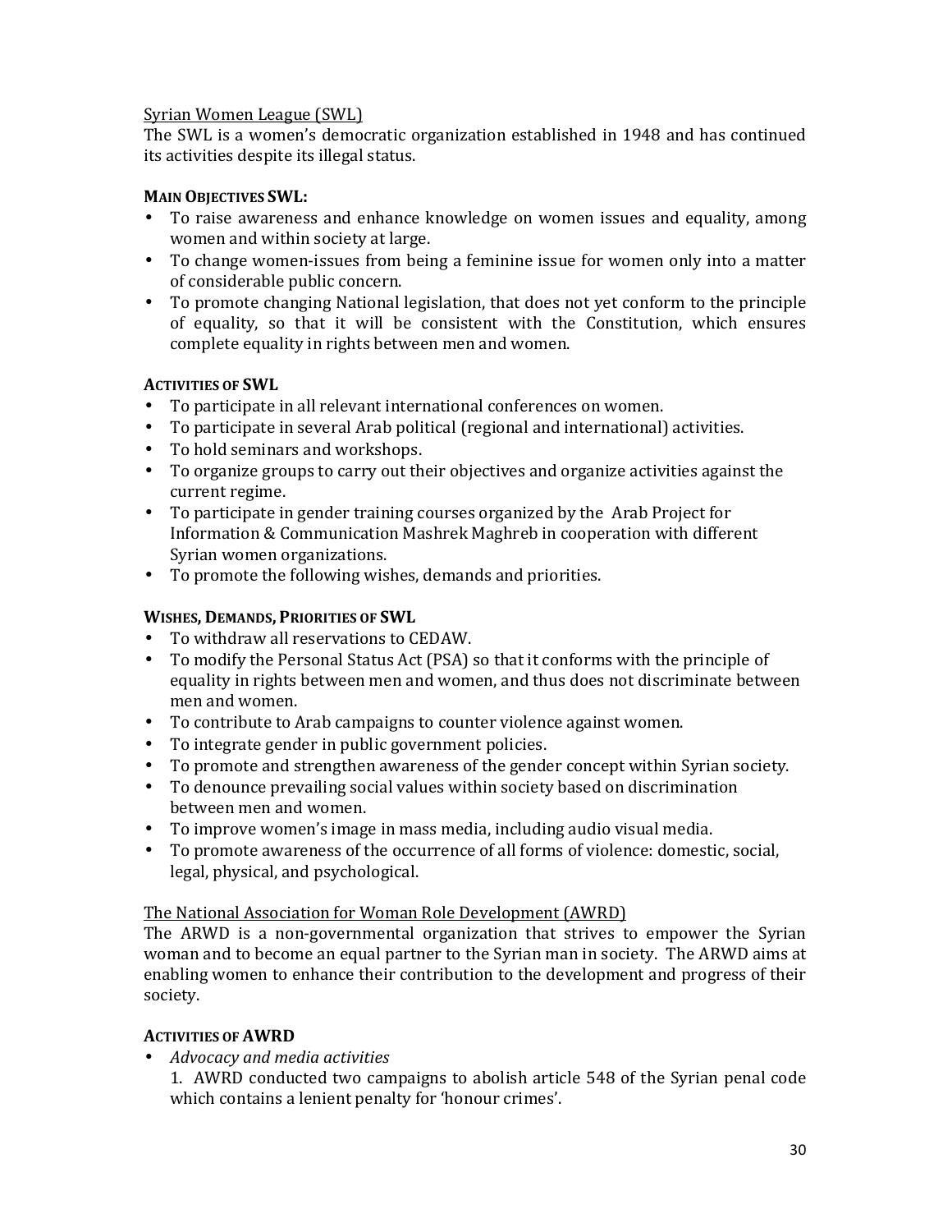Syrian Women League (SWL)

The SWL is a women's democratic organization established in 1948 and has continued its activities despite its illegal status.

**MAIN OBJECTIVES SWL:**

- To raise awareness and enhance knowledge on women issues and equality, among women and within society at large.
- To change women-issues from being a feminine issue for women only into a matter of considerable public concern.
- To promote changing National legislation, that does not yet conform to the principle of equality, so that it will be consistent with the Constitution, which ensures complete equality in rights between men and women.

**ACTIVITIES OF SWL**

- To participate in all relevant international conferences on women.
- To participate in several Arab political (regional and international) activities.
- To hold seminars and workshops.
- To organize groups to carry out their objectives and organize activities against the current regime.
- To participate in gender training courses organized by the Arab Project for Information & Communication Mashrek Maghreb in cooperation with different Syrian women organizations.
- To promote the following wishes, demands and priorities.

**WISHES, DEMANDS, PRIORITIES OF SWL**

- To withdraw all reservations to CEDAW.
- To modify the Personal Status Act (PSA) so that it conforms with the principle of equality in rights between men and women, and thus does not discriminate between men and women.
- To contribute to Arab campaigns to counter violence against women.
- To integrate gender in public government policies.
- To promote and strengthen awareness of the gender concept within Syrian society.
- To denounce prevailing social values within society based on discrimination between men and women.
- To improve women's image in mass media, including audio visual media.
- To promote awareness of the occurrence of all forms of violence: domestic, social, legal, physical, and psychological.

The National Association for Woman Role Development (AWRD)

The ARWD is a non-governmental organization that strives to empower the Syrian woman and to become an equal partner to the Syrian man in society. The ARWD aims at enabling women to enhance their contribution to the development and progress of their society.

**ACTIVITIES OF AWRD**

- *Advocacy and media activities*

  1. AWRD conducted two campaigns to abolish article 548 of the Syrian penal code which contains a lenient penalty for 'honour crimes'.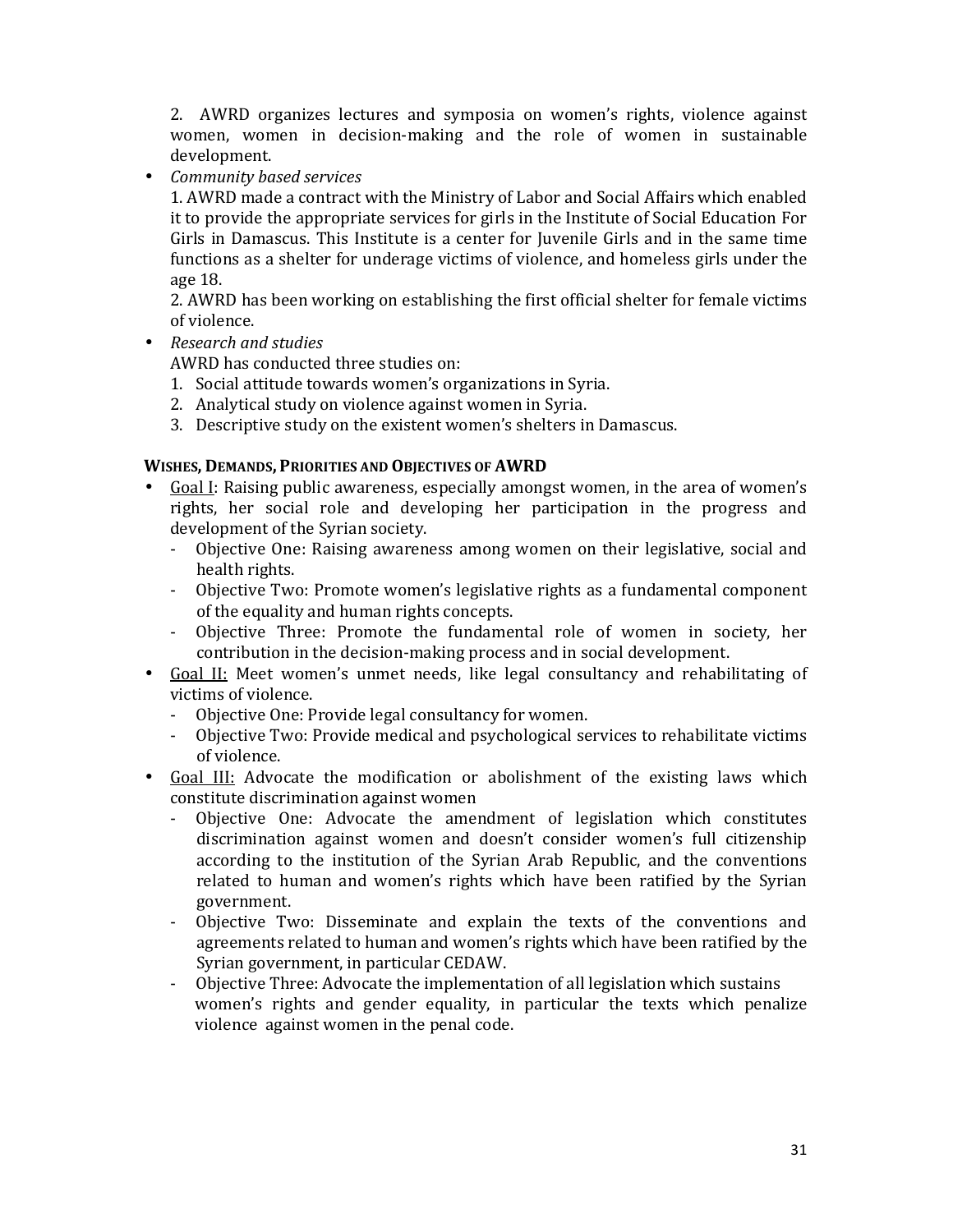2. AWRD organizes lectures and symposia on women's rights, violence against women, women in decision-making and the role of women in sustainable development.

- *Community based services*

  1. AWRD made a contract with the Ministry of Labor and Social Affairs which enabled it to provide the appropriate services for girls in the Institute of Social Education For Girls in Damascus. This Institute is a center for Juvenile Girls and in the same time functions as a shelter for underage victims of violence, and homeless girls under the age 18.
  2. AWRD has been working on establishing the first official shelter for female victims of violence.

- *Research and studies*

  AWRD has conducted three studies on:

  1. Social attitude towards women's organizations in Syria.
  2. Analytical study on violence against women in Syria.
  3. Descriptive study on the existent women's shelters in Damascus.

**WISHES, DEMANDS, PRIORITIES AND OBJECTIVES OF AWRD**

- <u>Goal I</u>: Raising public awareness, especially amongst women, in the area of women's rights, her social role and developing her participation in the progress and development of the Syrian society.
  - Objective One: Raising awareness among women on their legislative, social and health rights.
  - Objective Two: Promote women's legislative rights as a fundamental component of the equality and human rights concepts.
  - Objective Three: Promote the fundamental role of women in society, her contribution in the decision-making process and in social development.
- <u>Goal II:</u> Meet women's unmet needs, like legal consultancy and rehabilitating of victims of violence.
  - Objective One: Provide legal consultancy for women.
  - Objective Two: Provide medical and psychological services to rehabilitate victims of violence.
- <u>Goal III:</u> Advocate the modification or abolishment of the existing laws which constitute discrimination against women
  - Objective One: Advocate the amendment of legislation which constitutes discrimination against women and doesn't consider women's full citizenship according to the institution of the Syrian Arab Republic, and the conventions related to human and women's rights which have been ratified by the Syrian government.
  - Objective Two: Disseminate and explain the texts of the conventions and agreements related to human and women's rights which have been ratified by the Syrian government, in particular CEDAW.
  - Objective Three: Advocate the implementation of all legislation which sustains women's rights and gender equality, in particular the texts which penalize violence against women in the penal code.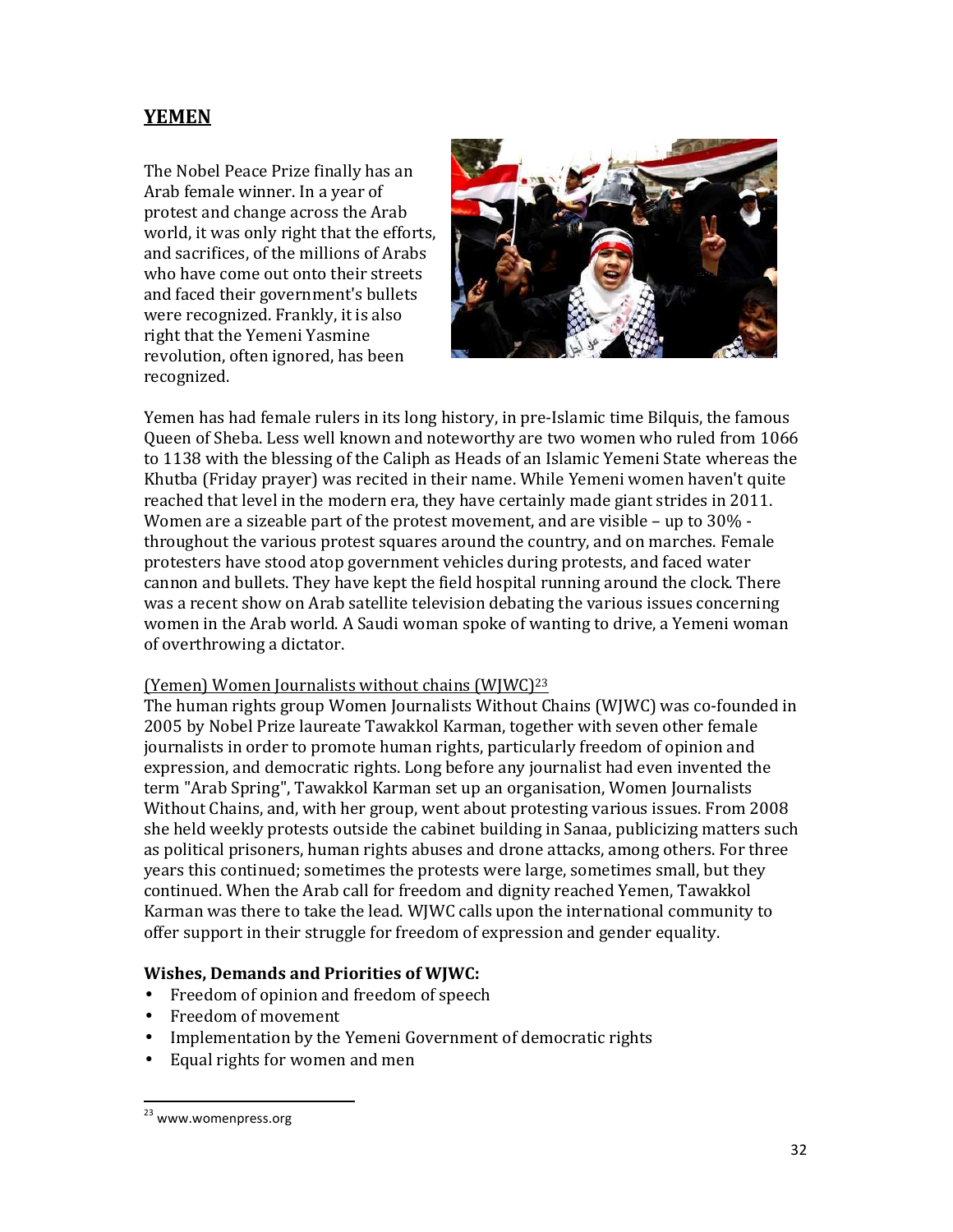## YEMEN

The Nobel Peace Prize finally has an Arab female winner. In a year of protest and change across the Arab world, it was only right that the efforts, and sacrifices, of the millions of Arabs who have come out onto their streets and faced their government's bullets were recognized. Frankly, it is also right that the Yemeni Yasmine revolution, often ignored, has been recognized.

Yemen has had female rulers in its long history, in pre-Islamic time Bilquis, the famous Queen of Sheba. Less well known and noteworthy are two women who ruled from 1066 to 1138 with the blessing of the Caliph as Heads of an Islamic Yemeni State whereas the Khutba (Friday prayer) was recited in their name. While Yemeni women haven't quite reached that level in the modern era, they have certainly made giant strides in 2011. Women are a sizeable part of the protest movement, and are visible – up to 30% - throughout the various protest squares around the country, and on marches. Female protesters have stood atop government vehicles during protests, and faced water cannon and bullets. They have kept the field hospital running around the clock. There was a recent show on Arab satellite television debating the various issues concerning women in the Arab world. A Saudi woman spoke of wanting to drive, a Yemeni woman of overthrowing a dictator.

(Yemen) Women Journalists without chains (WJWC)[23]

The human rights group Women Journalists Without Chains (WJWC) was co-founded in 2005 by Nobel Prize laureate Tawakkol Karman, together with seven other female journalists in order to promote human rights, particularly freedom of opinion and expression, and democratic rights. Long before any journalist had even invented the term "Arab Spring", Tawakkol Karman set up an organisation, Women Journalists Without Chains, and, with her group, went about protesting various issues. From 2008 she held weekly protests outside the cabinet building in Sanaa, publicizing matters such as political prisoners, human rights abuses and drone attacks, among others. For three years this continued; sometimes the protests were large, sometimes small, but they continued. When the Arab call for freedom and dignity reached Yemen, Tawakkol Karman was there to take the lead. WJWC calls upon the international community to offer support in their struggle for freedom of expression and gender equality.

**Wishes, Demands and Priorities of WJWC:**

- Freedom of opinion and freedom of speech
- Freedom of movement
- Implementation by the Yemeni Government of democratic rights
- Equal rights for women and men

[23] www.womenpress.org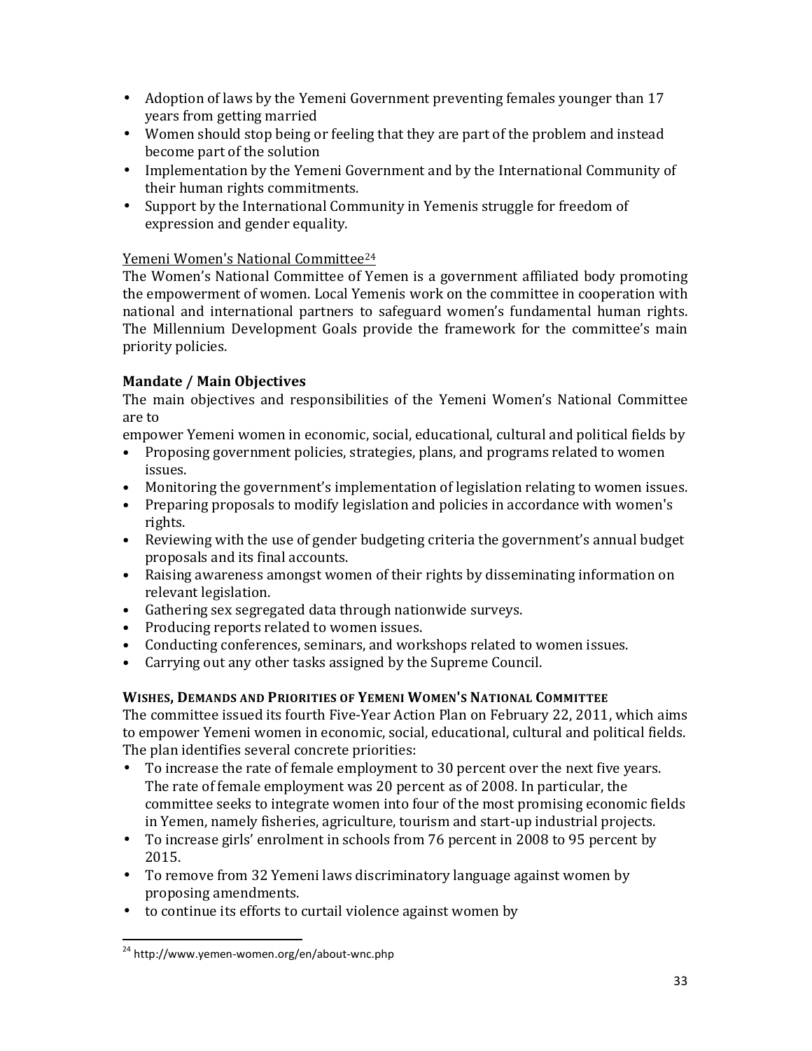- Adoption of laws by the Yemeni Government preventing females younger than 17 years from getting married
- Women should stop being or feeling that they are part of the problem and instead become part of the solution
- Implementation by the Yemeni Government and by the International Community of their human rights commitments.
- Support by the International Community in Yemenis struggle for freedom of expression and gender equality.

Yemeni Women's National Committee[24]

The Women's National Committee of Yemen is a government affiliated body promoting the empowerment of women. Local Yemenis work on the committee in cooperation with national and international partners to safeguard women's fundamental human rights. The Millennium Development Goals provide the framework for the committee's main priority policies.

### Mandate / Main Objectives

The main objectives and responsibilities of the Yemeni Women's National Committee are to

empower Yemeni women in economic, social, educational, cultural and political fields by

- Proposing government policies, strategies, plans, and programs related to women issues.
- Monitoring the government's implementation of legislation relating to women issues.
- Preparing proposals to modify legislation and policies in accordance with women's rights.
- Reviewing with the use of gender budgeting criteria the government's annual budget proposals and its final accounts.
- Raising awareness amongst women of their rights by disseminating information on relevant legislation.
- Gathering sex segregated data through nationwide surveys.
- Producing reports related to women issues.
- Conducting conferences, seminars, and workshops related to women issues.
- Carrying out any other tasks assigned by the Supreme Council.

#### WISHES, DEMANDS AND PRIORITIES OF YEMENI WOMEN'S NATIONAL COMMITTEE

The committee issued its fourth Five-Year Action Plan on February 22, 2011, which aims to empower Yemeni women in economic, social, educational, cultural and political fields. The plan identifies several concrete priorities:

- To increase the rate of female employment to 30 percent over the next five years. The rate of female employment was 20 percent as of 2008. In particular, the committee seeks to integrate women into four of the most promising economic fields in Yemen, namely fisheries, agriculture, tourism and start-up industrial projects.
- To increase girls' enrolment in schools from 76 percent in 2008 to 95 percent by 2015.
- To remove from 32 Yemeni laws discriminatory language against women by proposing amendments.
- to continue its efforts to curtail violence against women by

[24] http://www.yemen-women.org/en/about-wnc.php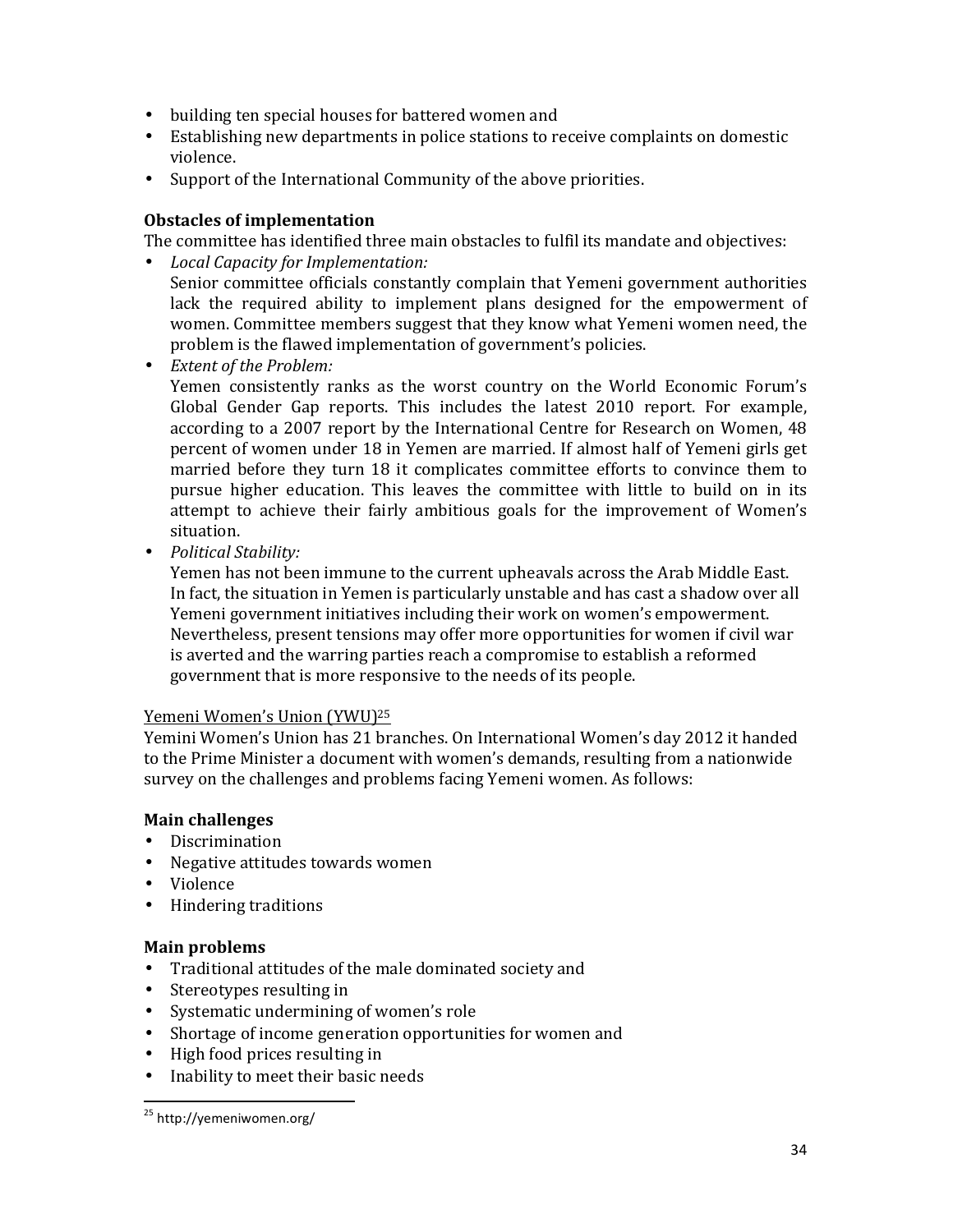- building ten special houses for battered women and
- Establishing new departments in police stations to receive complaints on domestic violence.
- Support of the International Community of the above priorities.

**Obstacles of implementation**

The committee has identified three main obstacles to fulfil its mandate and objectives:

- *Local Capacity for Implementation:*
  Senior committee officials constantly complain that Yemeni government authorities lack the required ability to implement plans designed for the empowerment of women. Committee members suggest that they know what Yemeni women need, the problem is the flawed implementation of government's policies.
- *Extent of the Problem:*
  Yemen consistently ranks as the worst country on the World Economic Forum's Global Gender Gap reports. This includes the latest 2010 report. For example, according to a 2007 report by the International Centre for Research on Women, 48 percent of women under 18 in Yemen are married. If almost half of Yemeni girls get married before they turn 18 it complicates committee efforts to convince them to pursue higher education. This leaves the committee with little to build on in its attempt to achieve their fairly ambitious goals for the improvement of Women's situation.
- *Political Stability:*
  Yemen has not been immune to the current upheavals across the Arab Middle East. In fact, the situation in Yemen is particularly unstable and has cast a shadow over all Yemeni government initiatives including their work on women's empowerment. Nevertheless, present tensions may offer more opportunities for women if civil war is averted and the warring parties reach a compromise to establish a reformed government that is more responsive to the needs of its people.

Yemeni Women's Union (YWU)[25]

Yemini Women's Union has 21 branches. On International Women's day 2012 it handed to the Prime Minister a document with women's demands, resulting from a nationwide survey on the challenges and problems facing Yemeni women. As follows:

**Main challenges**

- Discrimination
- Negative attitudes towards women
- Violence
- Hindering traditions

**Main problems**

- Traditional attitudes of the male dominated society and
- Stereotypes resulting in
- Systematic undermining of women's role
- Shortage of income generation opportunities for women and
- High food prices resulting in
- Inability to meet their basic needs

[25] http://yemeniwomen.org/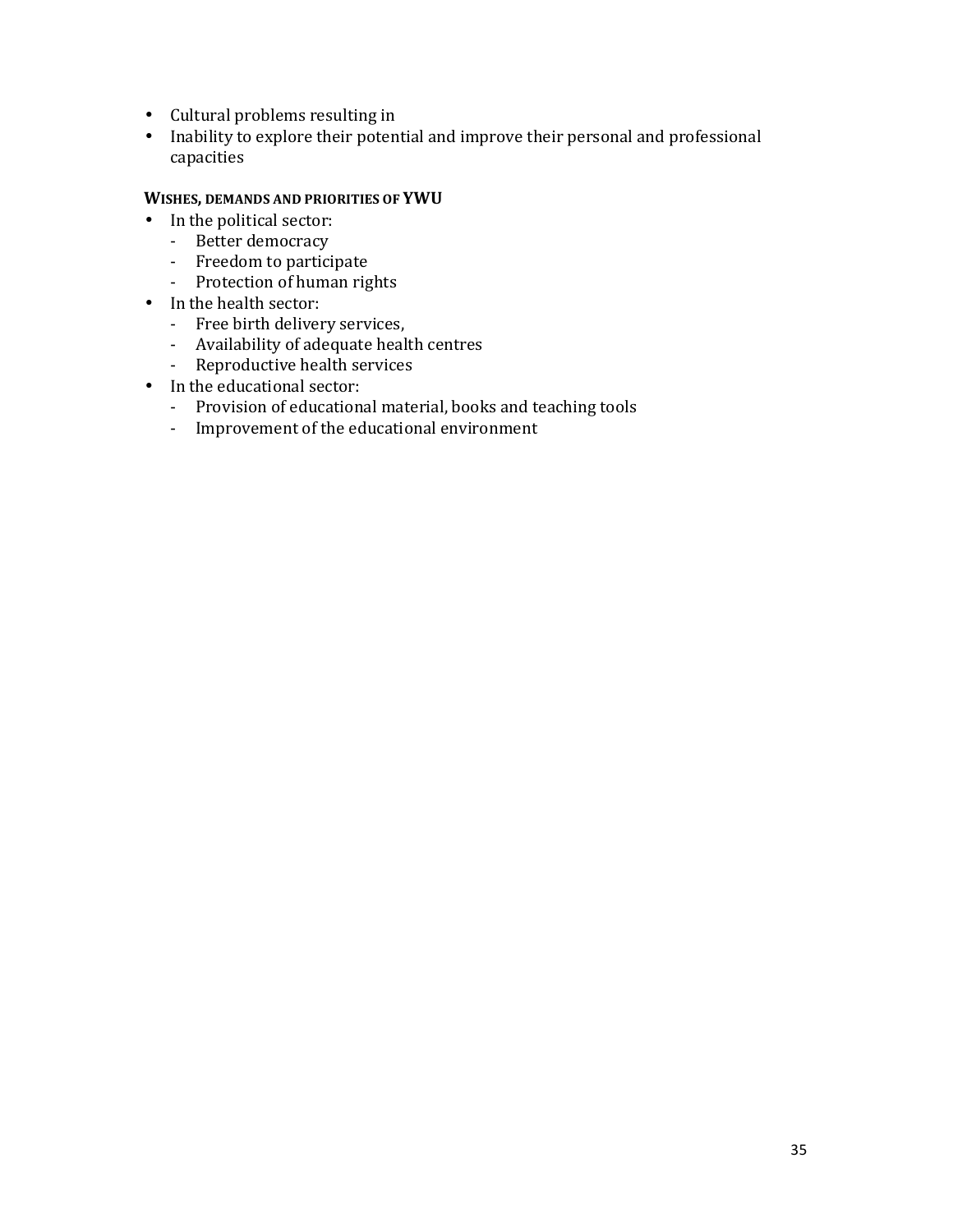- Cultural problems resulting in
- Inability to explore their potential and improve their personal and professional capacities

**WISHES, DEMANDS AND PRIORITIES OF YWU**

- In the political sector:
  - Better democracy
  - Freedom to participate
  - Protection of human rights
- In the health sector:
  - Free birth delivery services,
  - Availability of adequate health centres
  - Reproductive health services
- In the educational sector:
  - Provision of educational material, books and teaching tools
  - Improvement of the educational environment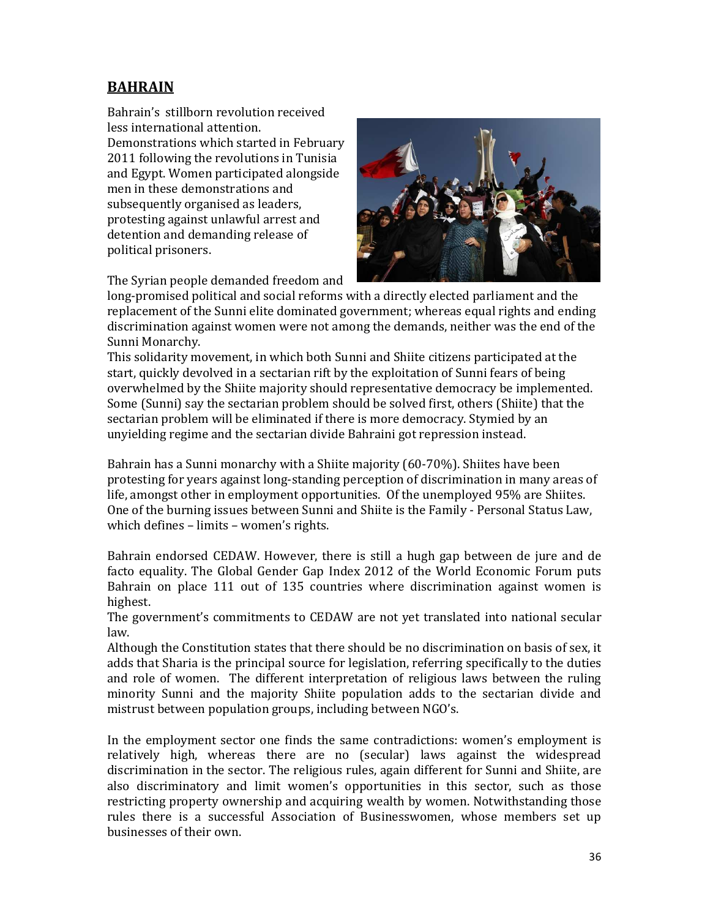## BAHRAIN

Bahrain's stillborn revolution received less international attention. Demonstrations which started in February 2011 following the revolutions in Tunisia and Egypt. Women participated alongside men in these demonstrations and subsequently organised as leaders, protesting against unlawful arrest and detention and demanding release of political prisoners.

The Syrian people demanded freedom and long-promised political and social reforms with a directly elected parliament and the replacement of the Sunni elite dominated government; whereas equal rights and ending discrimination against women were not among the demands, neither was the end of the Sunni Monarchy.

This solidarity movement, in which both Sunni and Shiite citizens participated at the start, quickly devolved in a sectarian rift by the exploitation of Sunni fears of being overwhelmed by the Shiite majority should representative democracy be implemented. Some (Sunni) say the sectarian problem should be solved first, others (Shiite) that the sectarian problem will be eliminated if there is more democracy. Stymied by an unyielding regime and the sectarian divide Bahraini got repression instead.

Bahrain has a Sunni monarchy with a Shiite majority (60-70%). Shiites have been protesting for years against long-standing perception of discrimination in many areas of life, amongst other in employment opportunities. Of the unemployed 95% are Shiites. One of the burning issues between Sunni and Shiite is the Family - Personal Status Law, which defines – limits – women's rights.

Bahrain endorsed CEDAW. However, there is still a hugh gap between de jure and de facto equality. The Global Gender Gap Index 2012 of the World Economic Forum puts Bahrain on place 111 out of 135 countries where discrimination against women is highest.

The government's commitments to CEDAW are not yet translated into national secular law.

Although the Constitution states that there should be no discrimination on basis of sex, it adds that Sharia is the principal source for legislation, referring specifically to the duties and role of women. The different interpretation of religious laws between the ruling minority Sunni and the majority Shiite population adds to the sectarian divide and mistrust between population groups, including between NGO's.

In the employment sector one finds the same contradictions: women's employment is relatively high, whereas there are no (secular) laws against the widespread discrimination in the sector. The religious rules, again different for Sunni and Shiite, are also discriminatory and limit women's opportunities in this sector, such as those restricting property ownership and acquiring wealth by women. Notwithstanding those rules there is a successful Association of Businesswomen, whose members set up businesses of their own.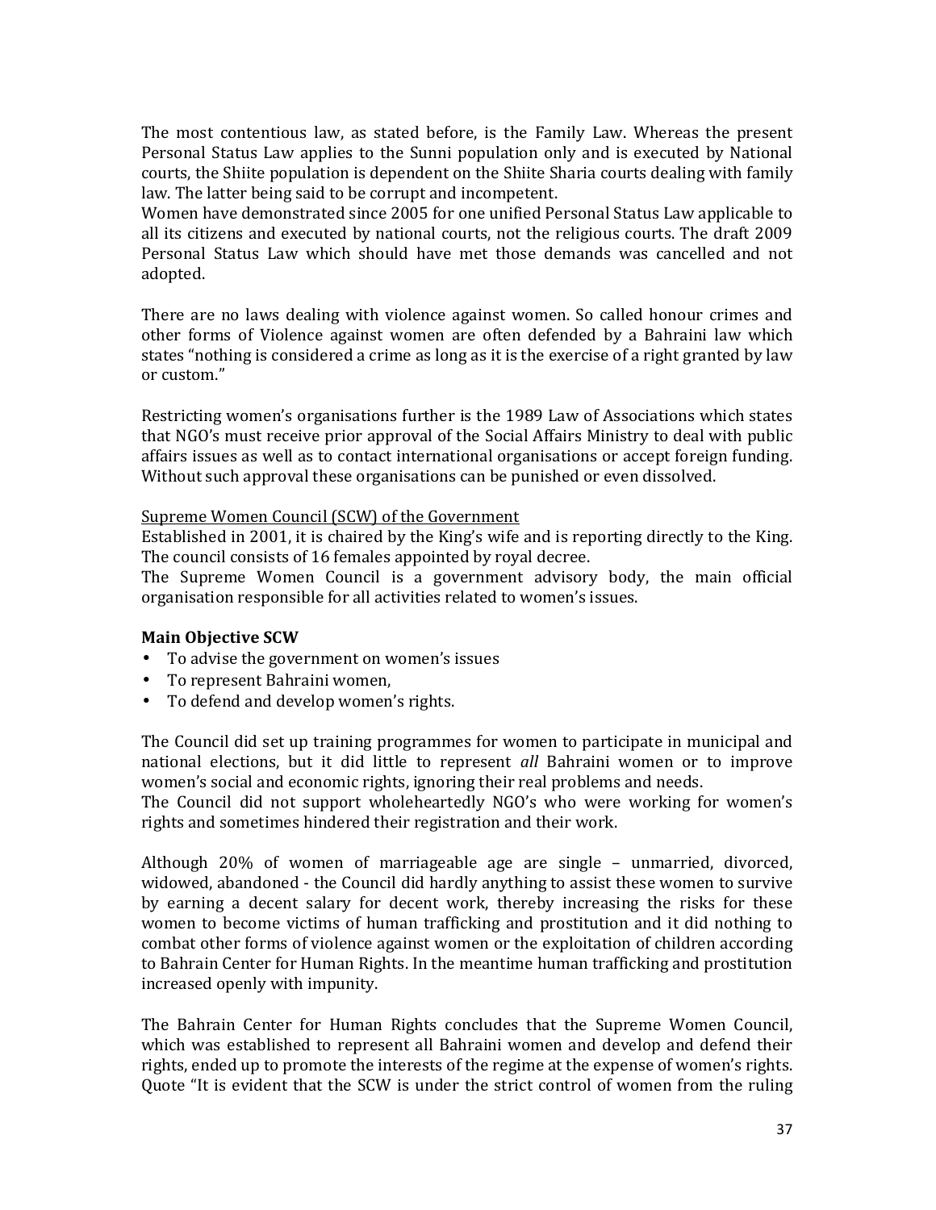The most contentious law, as stated before, is the Family Law. Whereas the present Personal Status Law applies to the Sunni population only and is executed by National courts, the Shiite population is dependent on the Shiite Sharia courts dealing with family law. The latter being said to be corrupt and incompetent.
Women have demonstrated since 2005 for one unified Personal Status Law applicable to all its citizens and executed by national courts, not the religious courts. The draft 2009 Personal Status Law which should have met those demands was cancelled and not adopted.

There are no laws dealing with violence against women. So called honour crimes and other forms of Violence against women are often defended by a Bahraini law which states "nothing is considered a crime as long as it is the exercise of a right granted by law or custom."

Restricting women's organisations further is the 1989 Law of Associations which states that NGO's must receive prior approval of the Social Affairs Ministry to deal with public affairs issues as well as to contact international organisations or accept foreign funding. Without such approval these organisations can be punished or even dissolved.

Supreme Women Council (SCW) of the Government
Established in 2001, it is chaired by the King's wife and is reporting directly to the King. The council consists of 16 females appointed by royal decree.
The Supreme Women Council is a government advisory body, the main official organisation responsible for all activities related to women's issues.

**Main Objective SCW**

- To advise the government on women's issues
- To represent Bahraini women,
- To defend and develop women's rights.

The Council did set up training programmes for women to participate in municipal and national elections, but it did little to represent *all* Bahraini women or to improve women's social and economic rights, ignoring their real problems and needs.
The Council did not support wholeheartedly NGO's who were working for women's rights and sometimes hindered their registration and their work.

Although 20% of women of marriageable age are single – unmarried, divorced, widowed, abandoned - the Council did hardly anything to assist these women to survive by earning a decent salary for decent work, thereby increasing the risks for these women to become victims of human trafficking and prostitution and it did nothing to combat other forms of violence against women or the exploitation of children according to Bahrain Center for Human Rights. In the meantime human trafficking and prostitution increased openly with impunity.

The Bahrain Center for Human Rights concludes that the Supreme Women Council, which was established to represent all Bahraini women and develop and defend their rights, ended up to promote the interests of the regime at the expense of women's rights. Quote "It is evident that the SCW is under the strict control of women from the ruling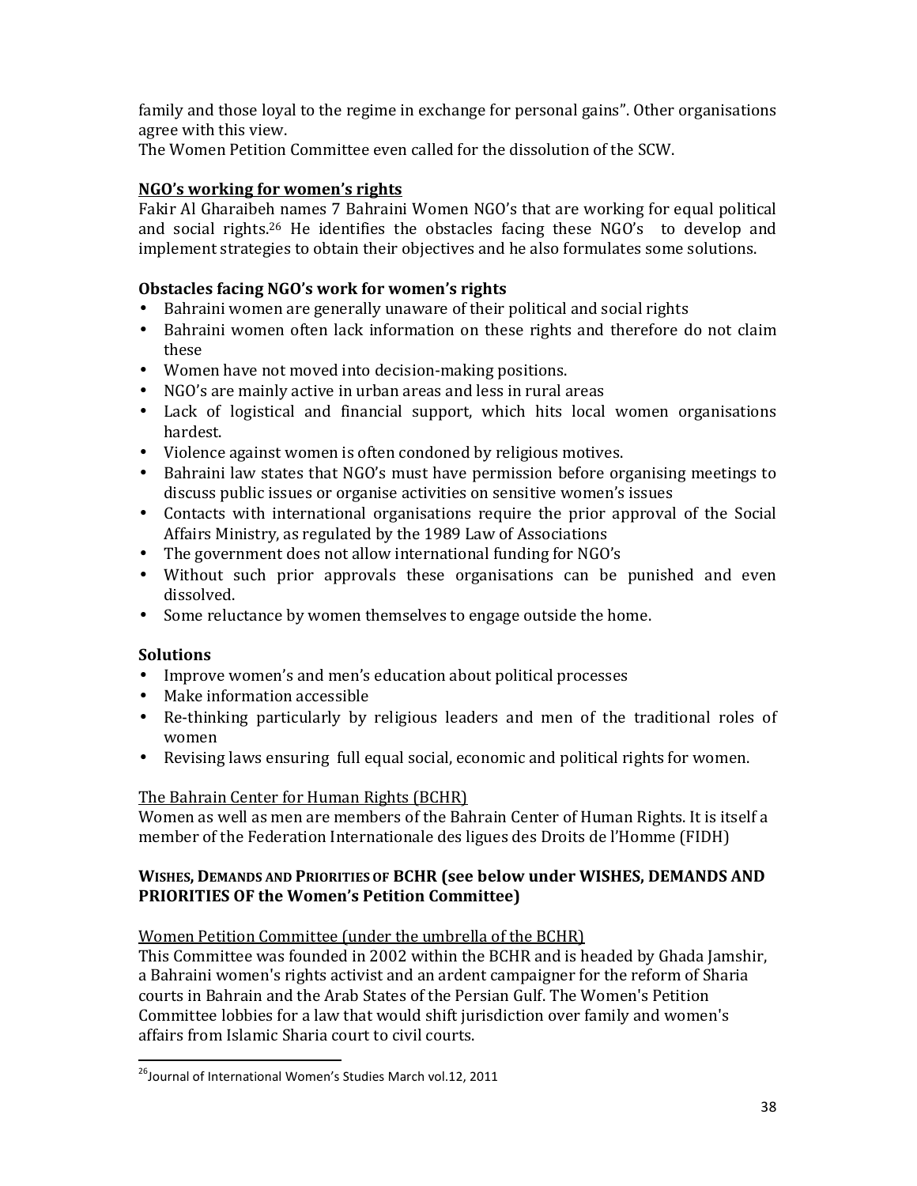family and those loyal to the regime in exchange for personal gains". Other organisations agree with this view.

The Women Petition Committee even called for the dissolution of the SCW.

**<u>NGO's working for women's rights</u>**

Fakir Al Gharaibeh names 7 Bahraini Women NGO's that are working for equal political and social rights.[26] He identifies the obstacles facing these NGO's to develop and implement strategies to obtain their objectives and he also formulates some solutions.

**Obstacles facing NGO's work for women's rights**

- Bahraini women are generally unaware of their political and social rights
- Bahraini women often lack information on these rights and therefore do not claim these
- Women have not moved into decision-making positions.
- NGO's are mainly active in urban areas and less in rural areas
- Lack of logistical and financial support, which hits local women organisations hardest.
- Violence against women is often condoned by religious motives.
- Bahraini law states that NGO's must have permission before organising meetings to discuss public issues or organise activities on sensitive women's issues
- Contacts with international organisations require the prior approval of the Social Affairs Ministry, as regulated by the 1989 Law of Associations
- The government does not allow international funding for NGO's
- Without such prior approvals these organisations can be punished and even dissolved.
- Some reluctance by women themselves to engage outside the home.

**Solutions**

- Improve women's and men's education about political processes
- Make information accessible
- Re-thinking particularly by religious leaders and men of the traditional roles of women
- Revising laws ensuring full equal social, economic and political rights for women.

<u>The Bahrain Center for Human Rights (BCHR)</u>

Women as well as men are members of the Bahrain Center of Human Rights. It is itself a member of the Federation Internationale des ligues des Droits de l'Homme (FIDH)

**WISHES, DEMANDS AND PRIORITIES OF BCHR (see below under WISHES, DEMANDS AND PRIORITIES OF the Women's Petition Committee)**

<u>Women Petition Committee (under the umbrella of the BCHR)</u>

This Committee was founded in 2002 within the BCHR and is headed by Ghada Jamshir, a Bahraini women's rights activist and an ardent campaigner for the reform of Sharia courts in Bahrain and the Arab States of the Persian Gulf. The Women's Petition Committee lobbies for a law that would shift jurisdiction over family and women's affairs from Islamic Sharia court to civil courts.

---

[26] Journal of International Women's Studies March vol.12, 2011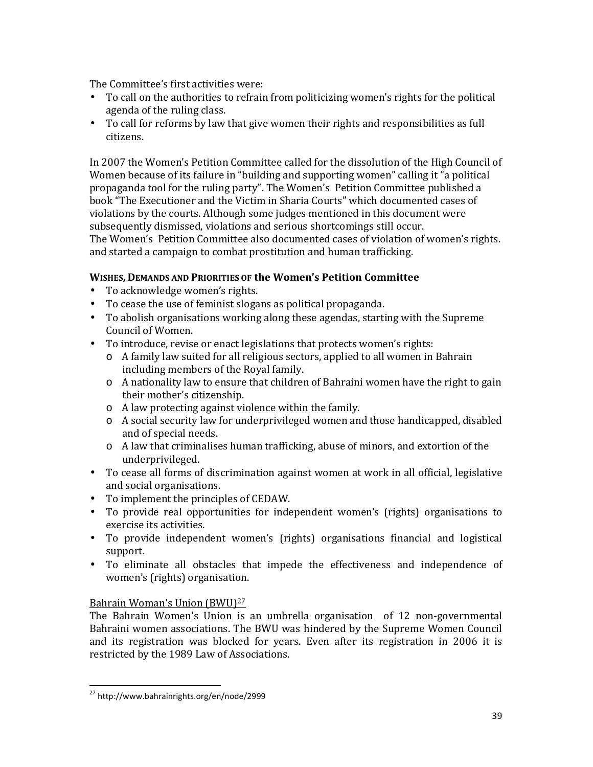The Committee's first activities were:

- To call on the authorities to refrain from politicizing women's rights for the political agenda of the ruling class.
- To call for reforms by law that give women their rights and responsibilities as full citizens.

In 2007 the Women's Petition Committee called for the dissolution of the High Council of Women because of its failure in "building and supporting women" calling it "a political propaganda tool for the ruling party". The Women's Petition Committee published a book "The Executioner and the Victim in Sharia Courts" which documented cases of violations by the courts. Although some judges mentioned in this document were subsequently dismissed, violations and serious shortcomings still occur.
The Women's Petition Committee also documented cases of violation of women's rights. and started a campaign to combat prostitution and human trafficking.

**WISHES, DEMANDS AND PRIORITIES OF the Women's Petition Committee**

- To acknowledge women's rights.
- To cease the use of feminist slogans as political propaganda.
- To abolish organisations working along these agendas, starting with the Supreme Council of Women.
- To introduce, revise or enact legislations that protects women's rights:
  - A family law suited for all religious sectors, applied to all women in Bahrain including members of the Royal family.
  - A nationality law to ensure that children of Bahraini women have the right to gain their mother's citizenship.
  - A law protecting against violence within the family.
  - A social security law for underprivileged women and those handicapped, disabled and of special needs.
  - A law that criminalises human trafficking, abuse of minors, and extortion of the underprivileged.
- To cease all forms of discrimination against women at work in all official, legislative and social organisations.
- To implement the principles of CEDAW.
- To provide real opportunities for independent women's (rights) organisations to exercise its activities.
- To provide independent women's (rights) organisations financial and logistical support.
- To eliminate all obstacles that impede the effectiveness and independence of women's (rights) organisation.

Bahrain Woman's Union (BWU)[27]

The Bahrain Women's Union is an umbrella organisation of 12 non-governmental Bahraini women associations. The BWU was hindered by the Supreme Women Council and its registration was blocked for years. Even after its registration in 2006 it is restricted by the 1989 Law of Associations.

[27] http://www.bahrainrights.org/en/node/2999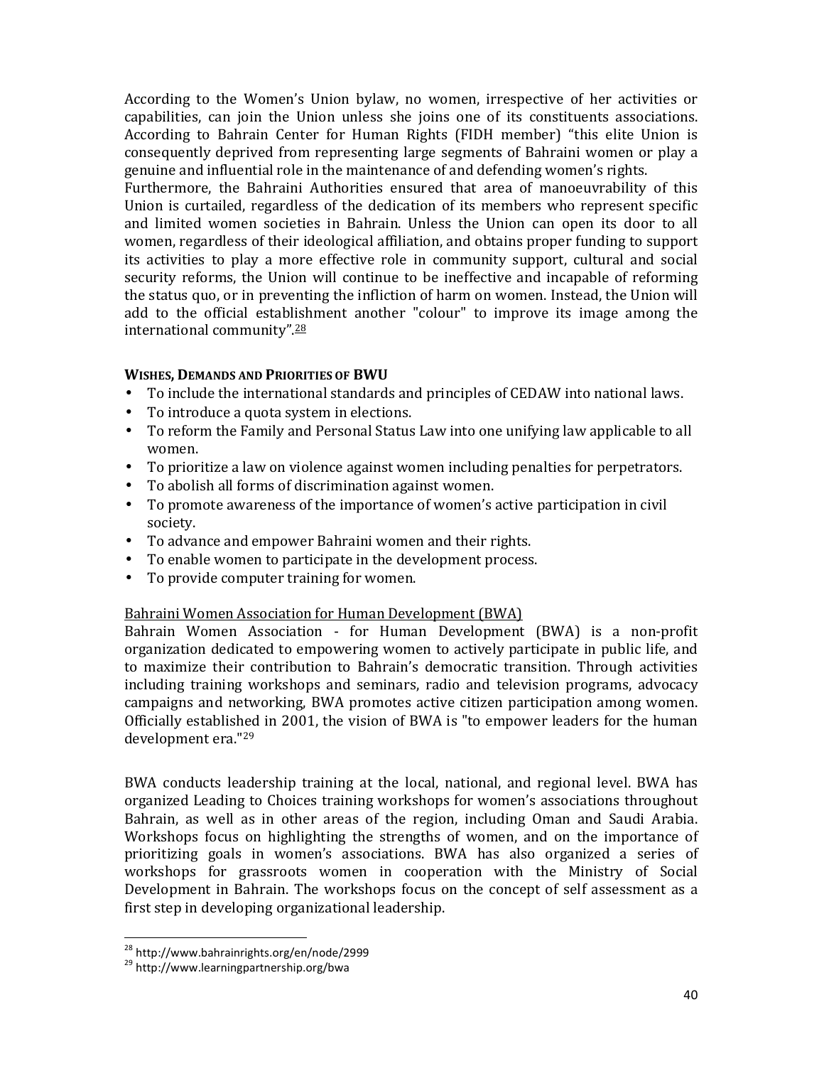According to the Women's Union bylaw, no women, irrespective of her activities or capabilities, can join the Union unless she joins one of its constituents associations. According to Bahrain Center for Human Rights (FIDH member) "this elite Union is consequently deprived from representing large segments of Bahraini women or play a genuine and influential role in the maintenance of and defending women's rights.
Furthermore, the Bahraini Authorities ensured that area of manoeuvrability of this Union is curtailed, regardless of the dedication of its members who represent specific and limited women societies in Bahrain. Unless the Union can open its door to all women, regardless of their ideological affiliation, and obtains proper funding to support its activities to play a more effective role in community support, cultural and social security reforms, the Union will continue to be ineffective and incapable of reforming the status quo, or in preventing the infliction of harm on women. Instead, the Union will add to the official establishment another "colour" to improve its image among the international community".[28]

**WISHES, DEMANDS AND PRIORITIES OF BWU**

- To include the international standards and principles of CEDAW into national laws.
- To introduce a quota system in elections.
- To reform the Family and Personal Status Law into one unifying law applicable to all women.
- To prioritize a law on violence against women including penalties for perpetrators.
- To abolish all forms of discrimination against women.
- To promote awareness of the importance of women's active participation in civil society.
- To advance and empower Bahraini women and their rights.
- To enable women to participate in the development process.
- To provide computer training for women.

Bahraini Women Association for Human Development (BWA)

Bahrain Women Association - for Human Development (BWA) is a non-profit organization dedicated to empowering women to actively participate in public life, and to maximize their contribution to Bahrain's democratic transition. Through activities including training workshops and seminars, radio and television programs, advocacy campaigns and networking, BWA promotes active citizen participation among women. Officially established in 2001, the vision of BWA is "to empower leaders for the human development era."[29]

BWA conducts leadership training at the local, national, and regional level. BWA has organized Leading to Choices training workshops for women's associations throughout Bahrain, as well as in other areas of the region, including Oman and Saudi Arabia. Workshops focus on highlighting the strengths of women, and on the importance of prioritizing goals in women's associations. BWA has also organized a series of workshops for grassroots women in cooperation with the Ministry of Social Development in Bahrain. The workshops focus on the concept of self assessment as a first step in developing organizational leadership.

---

[28] http://www.bahrainrights.org/en/node/2999

[29] http://www.learningpartnership.org/bwa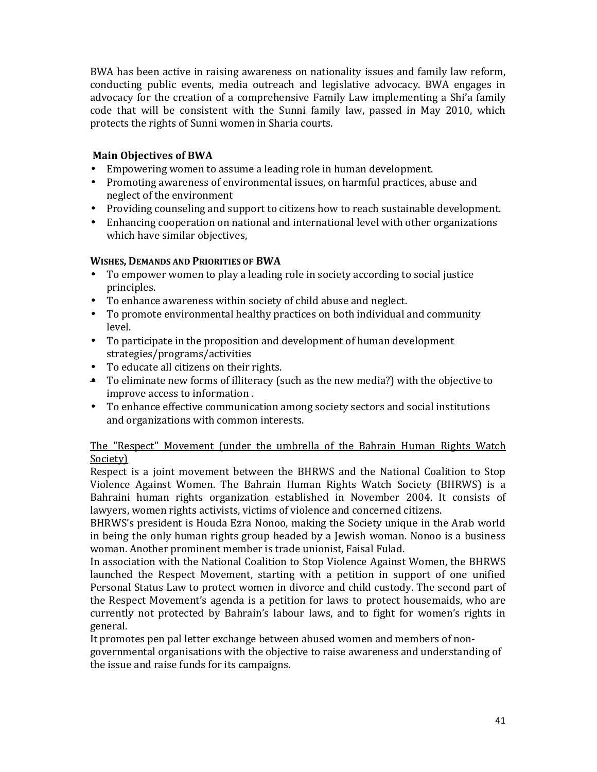BWA has been active in raising awareness on nationality issues and family law reform, conducting public events, media outreach and legislative advocacy. BWA engages in advocacy for the creation of a comprehensive Family Law implementing a Shi'a family code that will be consistent with the Sunni family law, passed in May 2010, which protects the rights of Sunni women in Sharia courts.

**Main Objectives of BWA**

- Empowering women to assume a leading role in human development.
- Promoting awareness of environmental issues, on harmful practices, abuse and neglect of the environment
- Providing counseling and support to citizens how to reach sustainable development.
- Enhancing cooperation on national and international level with other organizations which have similar objectives,

**WISHES, DEMANDS AND PRIORITIES OF BWA**

- To empower women to play a leading role in society according to social justice principles.
- To enhance awareness within society of child abuse and neglect.
- To promote environmental healthy practices on both individual and community level.
- To participate in the proposition and development of human development strategies/programs/activities
- To educate all citizens on their rights.
- To eliminate new forms of illiteracy (such as the new media?) with the objective to improve access to information .
- To enhance effective communication among society sectors and social institutions and organizations with common interests.

<u>The "Respect" Movement (under the umbrella of the Bahrain Human Rights Watch Society)</u>

Respect is a joint movement between the BHRWS and the National Coalition to Stop Violence Against Women. The Bahrain Human Rights Watch Society (BHRWS) is a Bahraini human rights organization established in November 2004. It consists of lawyers, women rights activists, victims of violence and concerned citizens.

BHRWS's president is Houda Ezra Nonoo, making the Society unique in the Arab world in being the only human rights group headed by a Jewish woman. Nonoo is a business woman. Another prominent member is trade unionist, Faisal Fulad.

In association with the National Coalition to Stop Violence Against Women, the BHRWS launched the Respect Movement, starting with a petition in support of one unified Personal Status Law to protect women in divorce and child custody. The second part of the Respect Movement's agenda is a petition for laws to protect housemaids, who are currently not protected by Bahrain's labour laws, and to fight for women's rights in general.

It promotes pen pal letter exchange between abused women and members of non-governmental organisations with the objective to raise awareness and understanding of the issue and raise funds for its campaigns.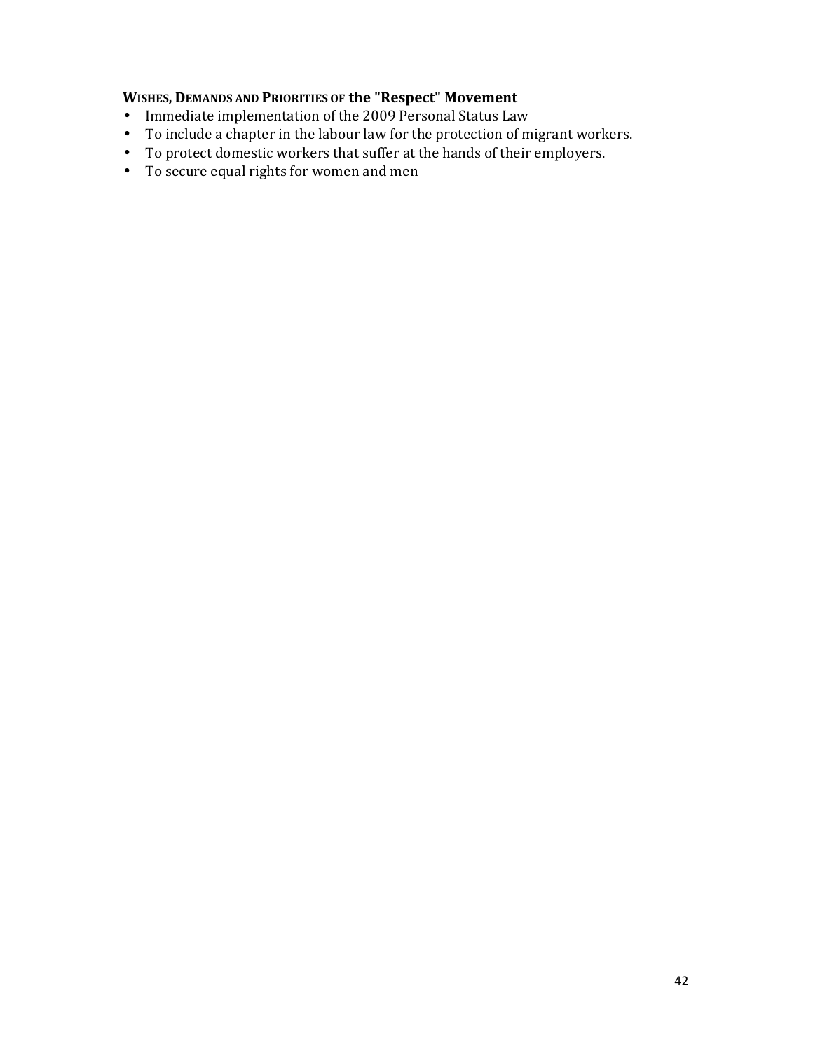**Wishes, Demands and Priorities of the "Respect" Movement**

- Immediate implementation of the 2009 Personal Status Law
- To include a chapter in the labour law for the protection of migrant workers.
- To protect domestic workers that suffer at the hands of their employers.
- To secure equal rights for women and men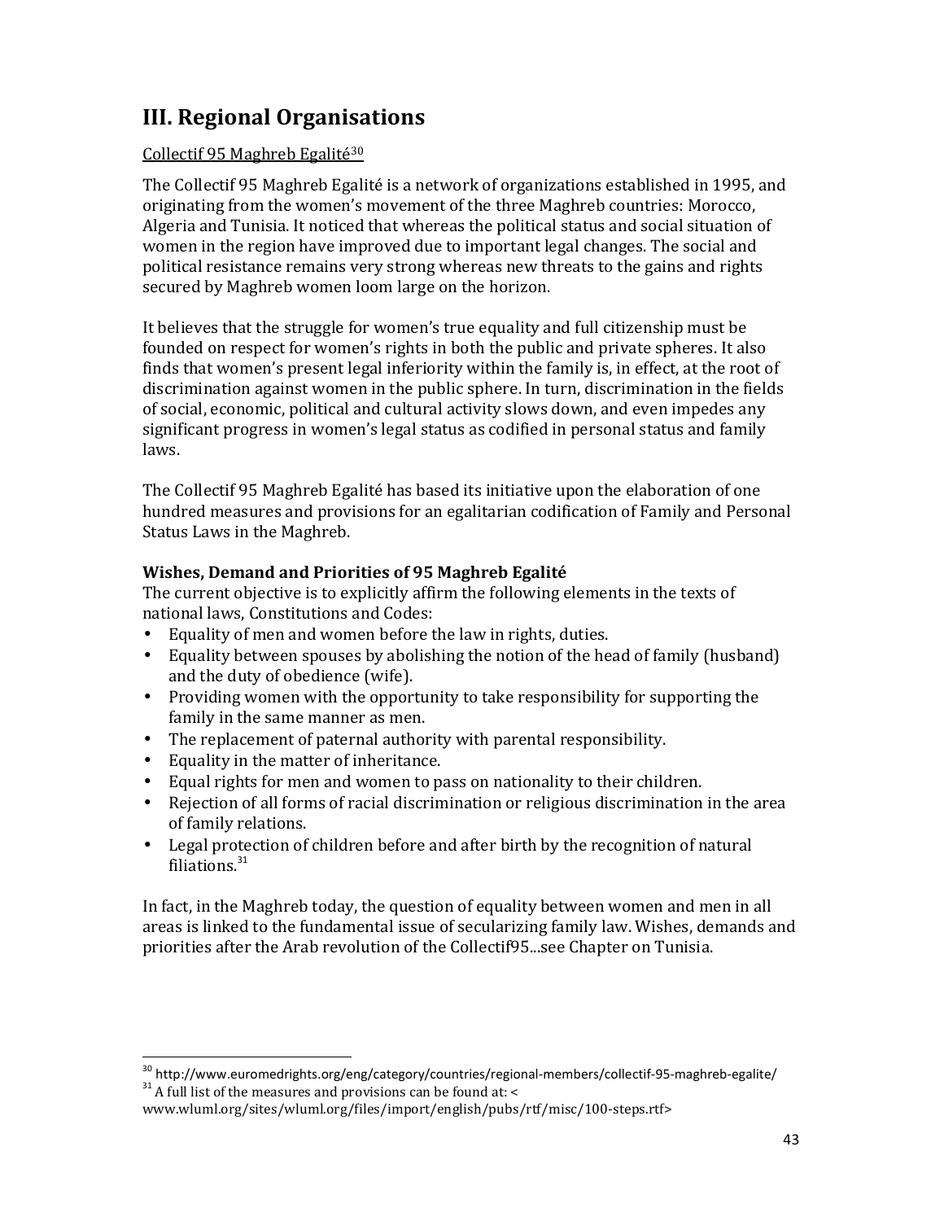## III. Regional Organisations

Collectif 95 Maghreb Egalité[30]

The Collectif 95 Maghreb Egalité is a network of organizations established in 1995, and originating from the women's movement of the three Maghreb countries: Morocco, Algeria and Tunisia. It noticed that whereas the political status and social situation of women in the region have improved due to important legal changes. The social and political resistance remains very strong whereas new threats to the gains and rights secured by Maghreb women loom large on the horizon.

It believes that the struggle for women's true equality and full citizenship must be founded on respect for women's rights in both the public and private spheres. It also finds that women's present legal inferiority within the family is, in effect, at the root of discrimination against women in the public sphere. In turn, discrimination in the fields of social, economic, political and cultural activity slows down, and even impedes any significant progress in women's legal status as codified in personal status and family laws.

The Collectif 95 Maghreb Egalité has based its initiative upon the elaboration of one hundred measures and provisions for an egalitarian codification of Family and Personal Status Laws in the Maghreb.

**Wishes, Demand and Priorities of 95 Maghreb Egalité**

The current objective is to explicitly affirm the following elements in the texts of national laws, Constitutions and Codes:

- Equality of men and women before the law in rights, duties.
- Equality between spouses by abolishing the notion of the head of family (husband) and the duty of obedience (wife).
- Providing women with the opportunity to take responsibility for supporting the family in the same manner as men.
- The replacement of paternal authority with parental responsibility.
- Equality in the matter of inheritance.
- Equal rights for men and women to pass on nationality to their children.
- Rejection of all forms of racial discrimination or religious discrimination in the area of family relations.
- Legal protection of children before and after birth by the recognition of natural filiations.[31]

In fact, in the Maghreb today, the question of equality between women and men in all areas is linked to the fundamental issue of secularizing family law. Wishes, demands and priorities after the Arab revolution of the Collectif95...see Chapter on Tunisia.

---

[30] http://www.euromedrights.org/eng/category/countries/regional-members/collectif-95-maghreb-egalite/

[31] A full list of the measures and provisions can be found at: < www.wluml.org/sites/wluml.org/files/import/english/pubs/rtf/misc/100-steps.rtf>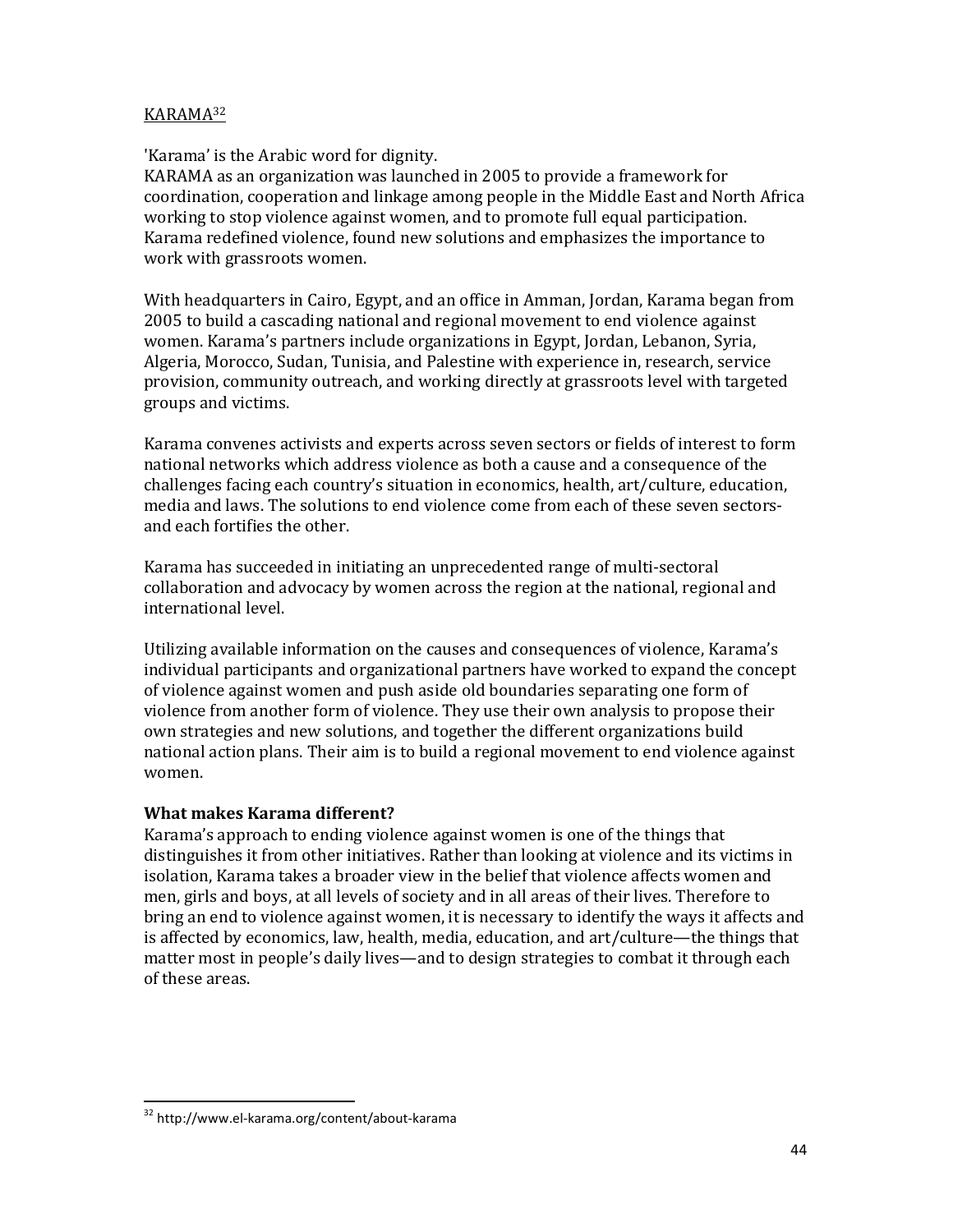KARAMA[32]

'Karama' is the Arabic word for dignity.
KARAMA as an organization was launched in 2005 to provide a framework for coordination, cooperation and linkage among people in the Middle East and North Africa working to stop violence against women, and to promote full equal participation. Karama redefined violence, found new solutions and emphasizes the importance to work with grassroots women.

With headquarters in Cairo, Egypt, and an office in Amman, Jordan, Karama began from 2005 to build a cascading national and regional movement to end violence against women. Karama's partners include organizations in Egypt, Jordan, Lebanon, Syria, Algeria, Morocco, Sudan, Tunisia, and Palestine with experience in, research, service provision, community outreach, and working directly at grassroots level with targeted groups and victims.

Karama convenes activists and experts across seven sectors or fields of interest to form national networks which address violence as both a cause and a consequence of the challenges facing each country's situation in economics, health, art/culture, education, media and laws. The solutions to end violence come from each of these seven sectors- and each fortifies the other.

Karama has succeeded in initiating an unprecedented range of multi-sectoral collaboration and advocacy by women across the region at the national, regional and international level.

Utilizing available information on the causes and consequences of violence, Karama's individual participants and organizational partners have worked to expand the concept of violence against women and push aside old boundaries separating one form of violence from another form of violence. They use their own analysis to propose their own strategies and new solutions, and together the different organizations build national action plans. Their aim is to build a regional movement to end violence against women.

**What makes Karama different?**

Karama's approach to ending violence against women is one of the things that distinguishes it from other initiatives. Rather than looking at violence and its victims in isolation, Karama takes a broader view in the belief that violence affects women and men, girls and boys, at all levels of society and in all areas of their lives. Therefore to bring an end to violence against women, it is necessary to identify the ways it affects and is affected by economics, law, health, media, education, and art/culture—the things that matter most in people's daily lives—and to design strategies to combat it through each of these areas.

---

[32] http://www.el-karama.org/content/about-karama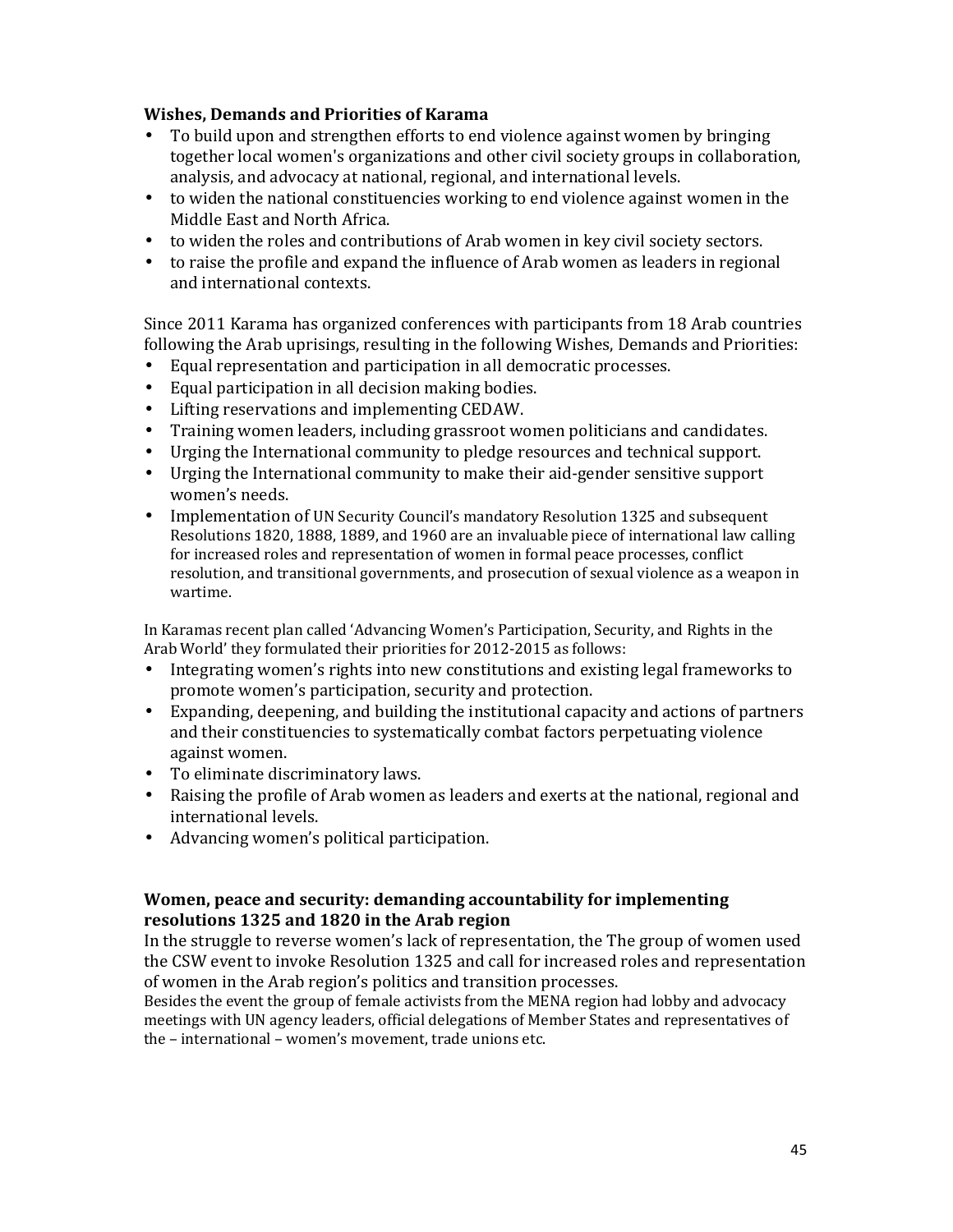**Wishes, Demands and Priorities of Karama**

- To build upon and strengthen efforts to end violence against women by bringing together local women's organizations and other civil society groups in collaboration, analysis, and advocacy at national, regional, and international levels.
- to widen the national constituencies working to end violence against women in the Middle East and North Africa.
- to widen the roles and contributions of Arab women in key civil society sectors.
- to raise the profile and expand the influence of Arab women as leaders in regional and international contexts.

Since 2011 Karama has organized conferences with participants from 18 Arab countries following the Arab uprisings, resulting in the following Wishes, Demands and Priorities:

- Equal representation and participation in all democratic processes.
- Equal participation in all decision making bodies.
- Lifting reservations and implementing CEDAW.
- Training women leaders, including grassroot women politicians and candidates.
- Urging the International community to pledge resources and technical support.
- Urging the International community to make their aid-gender sensitive support women's needs.
- Implementation of UN Security Council's mandatory Resolution 1325 and subsequent Resolutions 1820, 1888, 1889, and 1960 are an invaluable piece of international law calling for increased roles and representation of women in formal peace processes, conflict resolution, and transitional governments, and prosecution of sexual violence as a weapon in wartime.

In Karamas recent plan called 'Advancing Women's Participation, Security, and Rights in the Arab World' they formulated their priorities for 2012-2015 as follows:

- Integrating women's rights into new constitutions and existing legal frameworks to promote women's participation, security and protection.
- Expanding, deepening, and building the institutional capacity and actions of partners and their constituencies to systematically combat factors perpetuating violence against women.
- To eliminate discriminatory laws.
- Raising the profile of Arab women as leaders and exerts at the national, regional and international levels.
- Advancing women's political participation.

**Women, peace and security: demanding accountability for implementing resolutions 1325 and 1820 in the Arab region**

In the struggle to reverse women's lack of representation, the The group of women used the CSW event to invoke Resolution 1325 and call for increased roles and representation of women in the Arab region's politics and transition processes.

Besides the event the group of female activists from the MENA region had lobby and advocacy meetings with UN agency leaders, official delegations of Member States and representatives of the – international – women's movement, trade unions etc.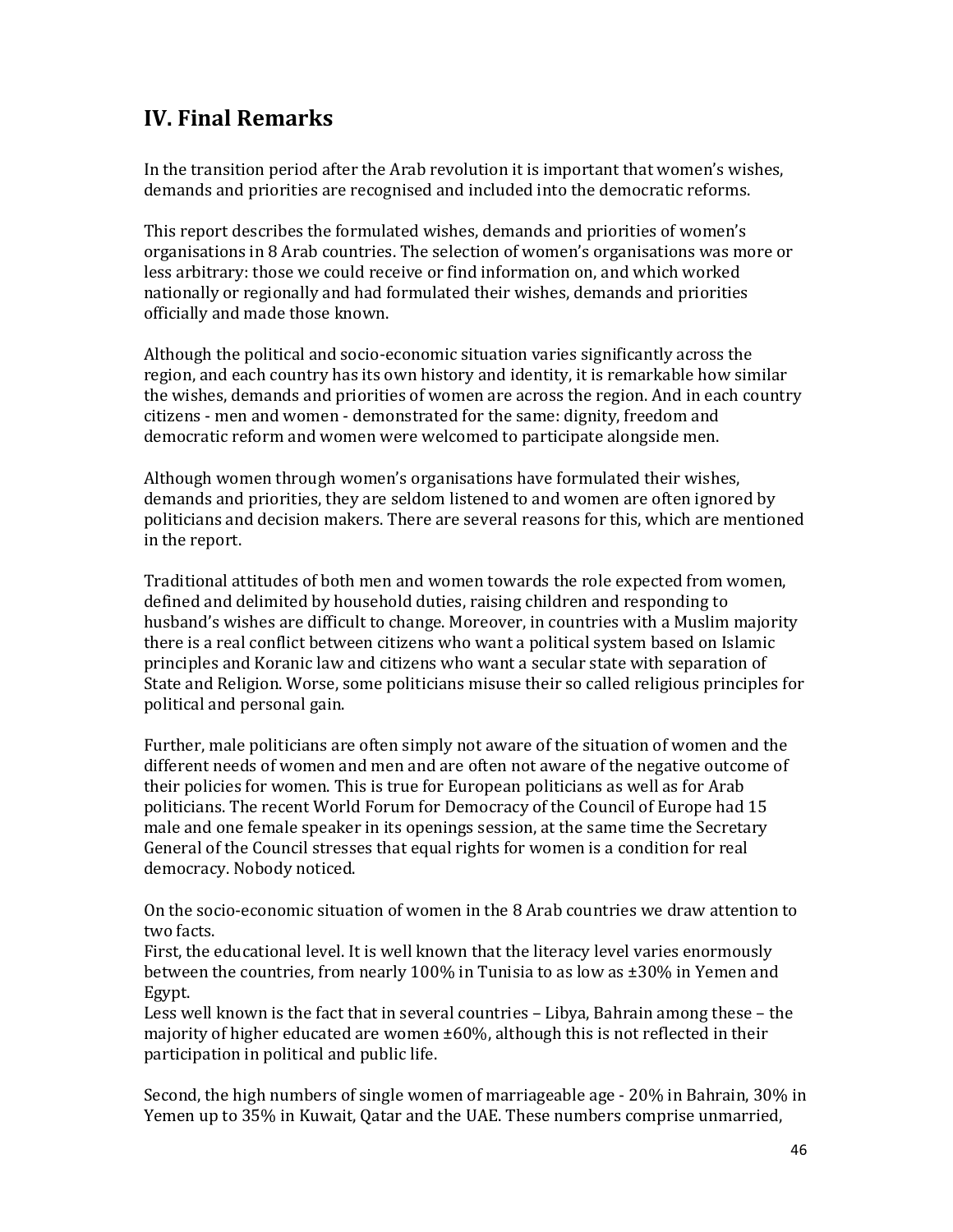## IV. Final Remarks

In the transition period after the Arab revolution it is important that women's wishes, demands and priorities are recognised and included into the democratic reforms.

This report describes the formulated wishes, demands and priorities of women's organisations in 8 Arab countries. The selection of women's organisations was more or less arbitrary: those we could receive or find information on, and which worked nationally or regionally and had formulated their wishes, demands and priorities officially and made those known.

Although the political and socio-economic situation varies significantly across the region, and each country has its own history and identity, it is remarkable how similar the wishes, demands and priorities of women are across the region. And in each country citizens - men and women - demonstrated for the same: dignity, freedom and democratic reform and women were welcomed to participate alongside men.

Although women through women's organisations have formulated their wishes, demands and priorities, they are seldom listened to and women are often ignored by politicians and decision makers. There are several reasons for this, which are mentioned in the report.

Traditional attitudes of both men and women towards the role expected from women, defined and delimited by household duties, raising children and responding to husband's wishes are difficult to change. Moreover, in countries with a Muslim majority there is a real conflict between citizens who want a political system based on Islamic principles and Koranic law and citizens who want a secular state with separation of State and Religion. Worse, some politicians misuse their so called religious principles for political and personal gain.

Further, male politicians are often simply not aware of the situation of women and the different needs of women and men and are often not aware of the negative outcome of their policies for women. This is true for European politicians as well as for Arab politicians. The recent World Forum for Democracy of the Council of Europe had 15 male and one female speaker in its openings session, at the same time the Secretary General of the Council stresses that equal rights for women is a condition for real democracy. Nobody noticed.

On the socio-economic situation of women in the 8 Arab countries we draw attention to two facts.
First, the educational level. It is well known that the literacy level varies enormously between the countries, from nearly 100% in Tunisia to as low as ±30% in Yemen and Egypt.
Less well known is the fact that in several countries – Libya, Bahrain among these – the majority of higher educated are women ±60%, although this is not reflected in their participation in political and public life.

Second, the high numbers of single women of marriageable age - 20% in Bahrain, 30% in Yemen up to 35% in Kuwait, Qatar and the UAE. These numbers comprise unmarried,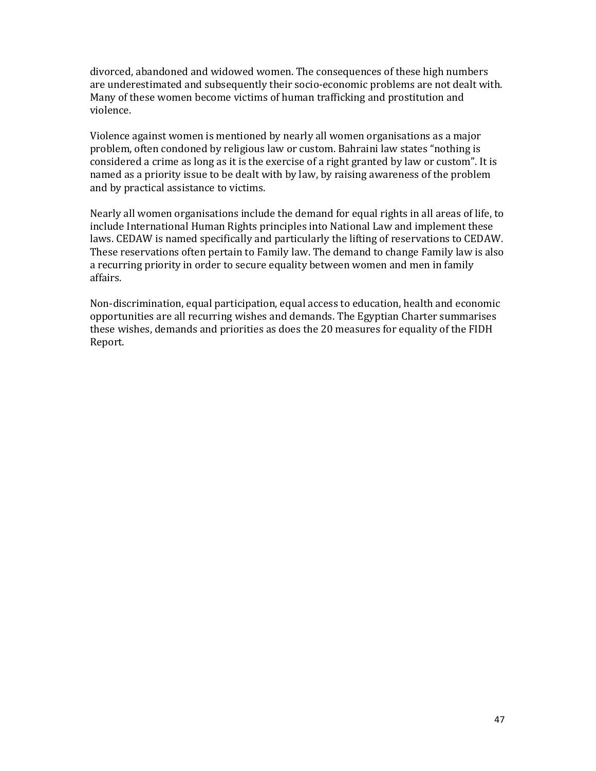divorced, abandoned and widowed women. The consequences of these high numbers are underestimated and subsequently their socio-economic problems are not dealt with. Many of these women become victims of human trafficking and prostitution and violence.

Violence against women is mentioned by nearly all women organisations as a major problem, often condoned by religious law or custom. Bahraini law states "nothing is considered a crime as long as it is the exercise of a right granted by law or custom". It is named as a priority issue to be dealt with by law, by raising awareness of the problem and by practical assistance to victims.

Nearly all women organisations include the demand for equal rights in all areas of life, to include International Human Rights principles into National Law and implement these laws. CEDAW is named specifically and particularly the lifting of reservations to CEDAW. These reservations often pertain to Family law. The demand to change Family law is also a recurring priority in order to secure equality between women and men in family affairs.

Non-discrimination, equal participation, equal access to education, health and economic opportunities are all recurring wishes and demands. The Egyptian Charter summarises these wishes, demands and priorities as does the 20 measures for equality of the FIDH Report.